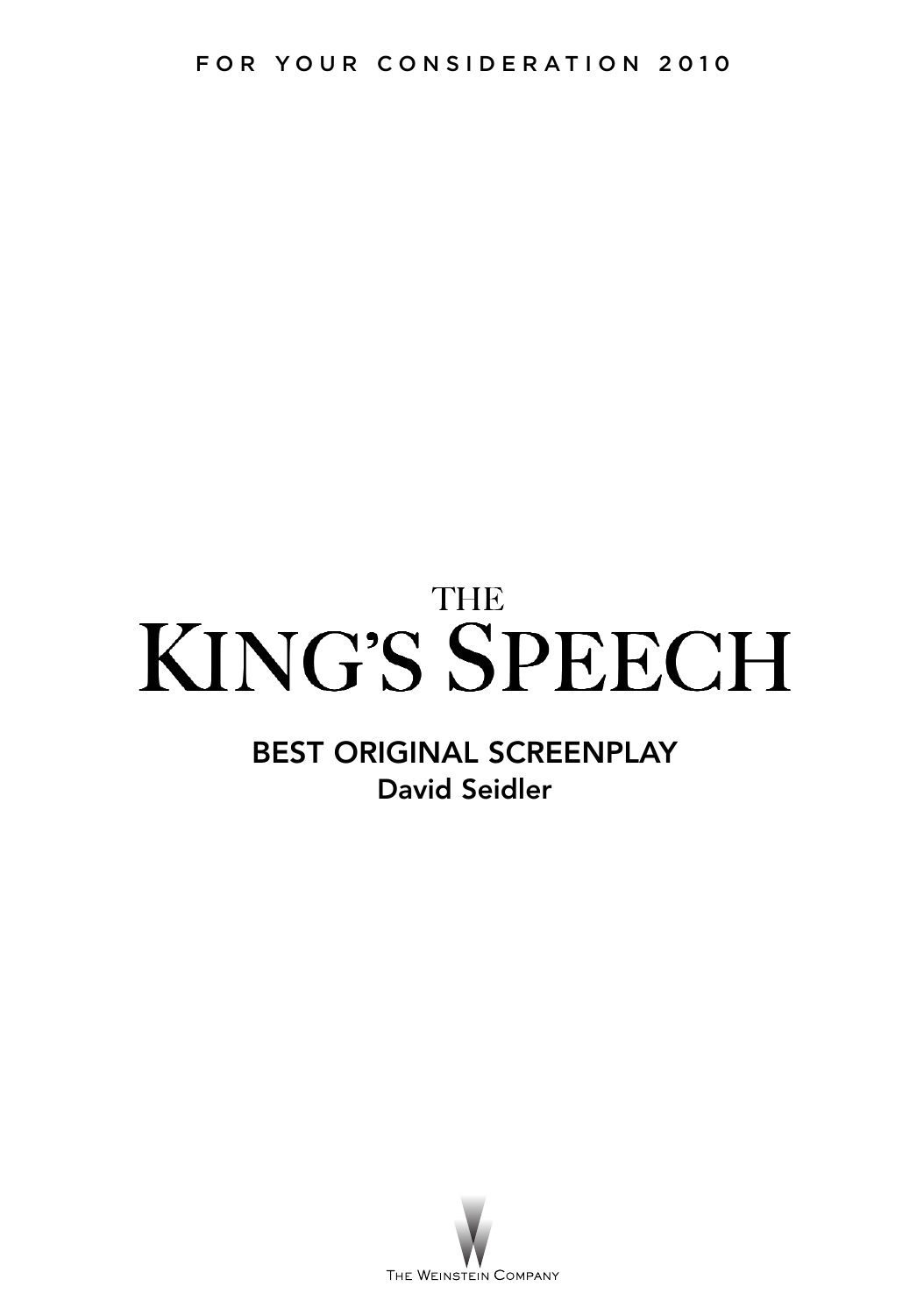FOR YOUR CONSIDERATION 2010

# THE KING'S SPEECH

## BEST ORIGINAL SCREENPLAY

**David Seidler**

The Weinstein Company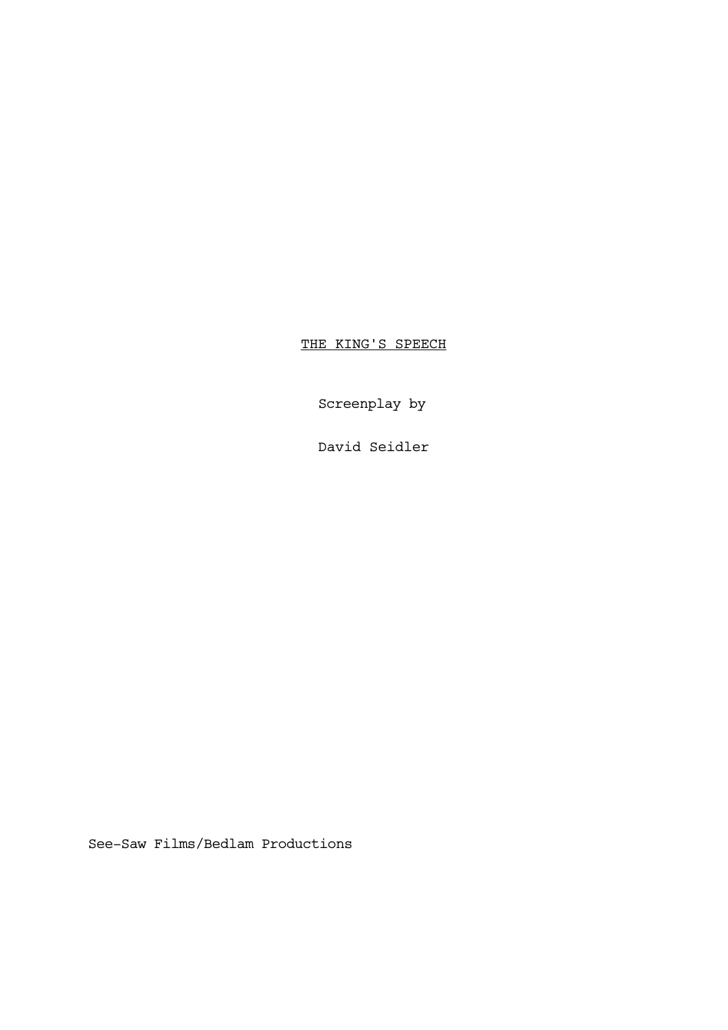<u>THE KING'S SPEECH</u>

Screenplay by

David Seidler

See-Saw Films/Bedlam Productions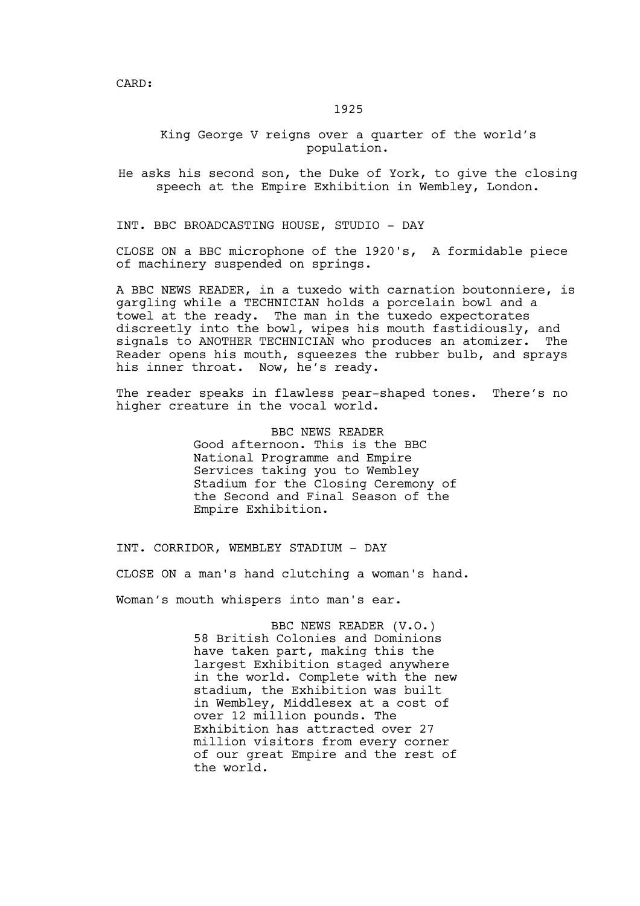CARD:

1925

King George V reigns over a quarter of the world's population.

He asks his second son, the Duke of York, to give the closing speech at the Empire Exhibition in Wembley, London.

INT. BBC BROADCASTING HOUSE, STUDIO - DAY

CLOSE ON a BBC microphone of the 1920's, A formidable piece of machinery suspended on springs.

A BBC NEWS READER, in a tuxedo with carnation boutonniere, is gargling while a TECHNICIAN holds a porcelain bowl and a towel at the ready. The man in the tuxedo expectorates discreetly into the bowl, wipes his mouth fastidiously, and signals to ANOTHER TECHNICIAN who produces an atomizer. The Reader opens his mouth, squeezes the rubber bulb, and sprays his inner throat. Now, he's ready.

The reader speaks in flawless pear-shaped tones. There's no higher creature in the vocal world.

BBC NEWS READER

Good afternoon. This is the BBC National Programme and Empire Services taking you to Wembley Stadium for the Closing Ceremony of the Second and Final Season of the Empire Exhibition.

INT. CORRIDOR, WEMBLEY STADIUM - DAY

CLOSE ON a man's hand clutching a woman's hand.

Woman's mouth whispers into man's ear.

BBC NEWS READER (V.O.)

58 British Colonies and Dominions have taken part, making this the largest Exhibition staged anywhere in the world. Complete with the new stadium, the Exhibition was built in Wembley, Middlesex at a cost of over 12 million pounds. The Exhibition has attracted over 27 million visitors from every corner of our great Empire and the rest of the world.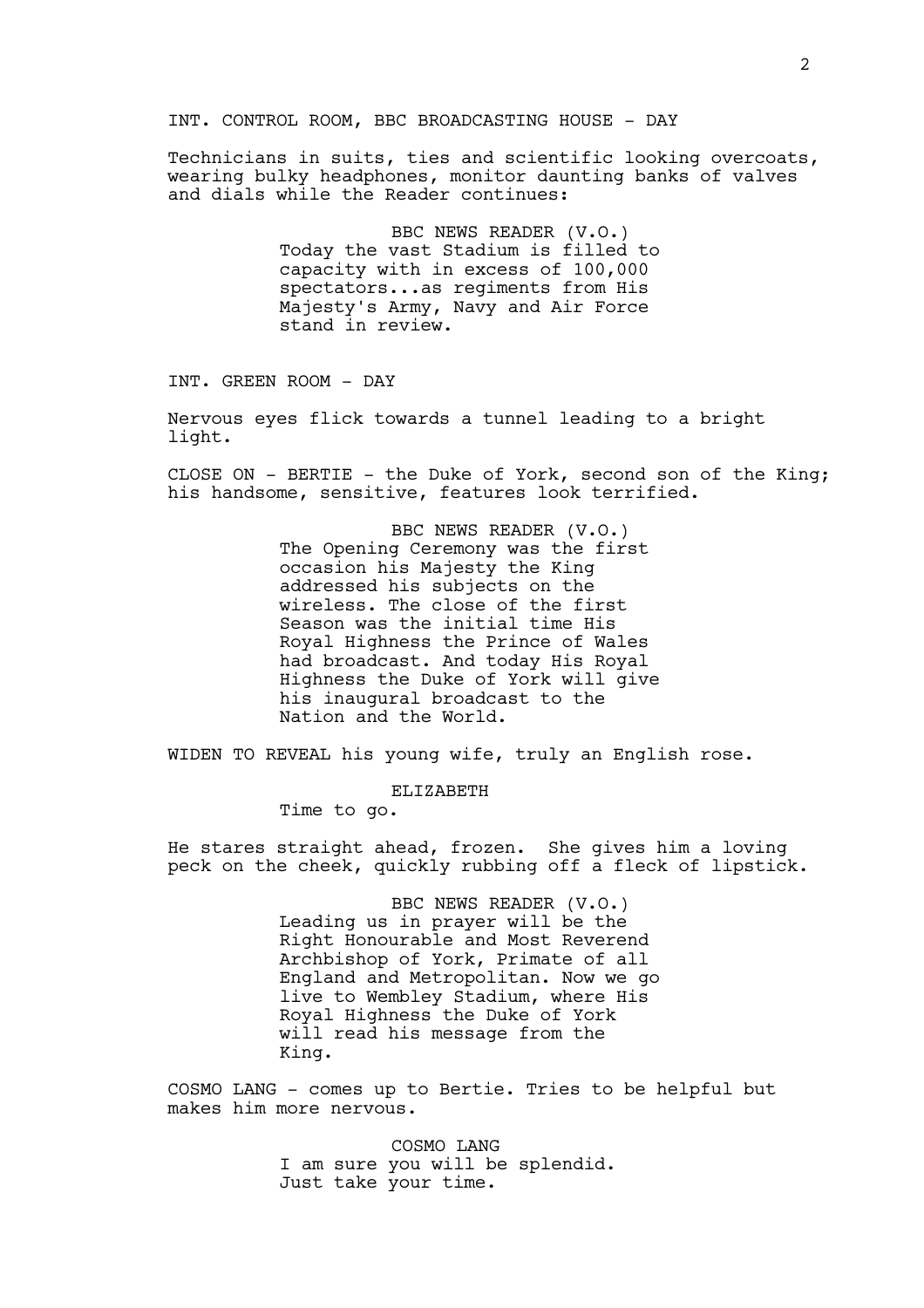INT. CONTROL ROOM, BBC BROADCASTING HOUSE - DAY

Technicians in suits, ties and scientific looking overcoats, wearing bulky headphones, monitor daunting banks of valves and dials while the Reader continues:

BBC NEWS READER (V.O.)
Today the vast Stadium is filled to capacity with in excess of 100,000 spectators...as regiments from His Majesty's Army, Navy and Air Force stand in review.

INT. GREEN ROOM - DAY

Nervous eyes flick towards a tunnel leading to a bright light.

CLOSE ON - BERTIE - the Duke of York, second son of the King; his handsome, sensitive, features look terrified.

BBC NEWS READER (V.O.)
The Opening Ceremony was the first occasion his Majesty the King addressed his subjects on the wireless. The close of the first Season was the initial time His Royal Highness the Prince of Wales had broadcast. And today His Royal Highness the Duke of York will give his inaugural broadcast to the Nation and the World.

WIDEN TO REVEAL his young wife, truly an English rose.

ELIZABETH
Time to go.

He stares straight ahead, frozen. She gives him a loving peck on the cheek, quickly rubbing off a fleck of lipstick.

BBC NEWS READER (V.O.)
Leading us in prayer will be the Right Honourable and Most Reverend Archbishop of York, Primate of all England and Metropolitan. Now we go live to Wembley Stadium, where His Royal Highness the Duke of York will read his message from the King.

COSMO LANG - comes up to Bertie. Tries to be helpful but makes him more nervous.

COSMO LANG
I am sure you will be splendid. Just take your time.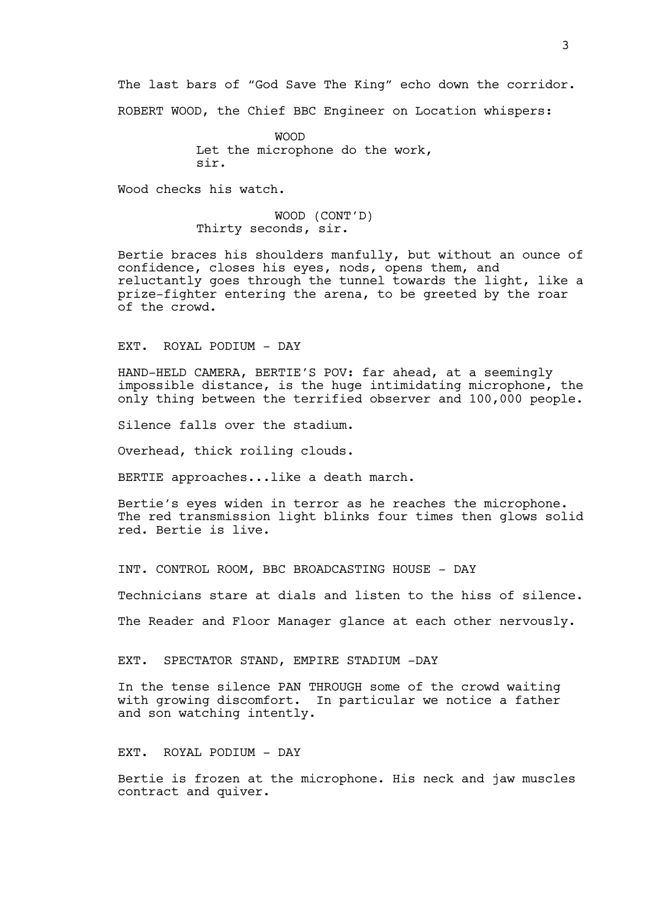The last bars of "God Save The King" echo down the corridor.

ROBERT WOOD, the Chief BBC Engineer on Location whispers:

WOOD
Let the microphone do the work,
sir.

Wood checks his watch.

WOOD (CONT'D)
Thirty seconds, sir.

Bertie braces his shoulders manfully, but without an ounce of confidence, closes his eyes, nods, opens them, and reluctantly goes through the tunnel towards the light, like a prize-fighter entering the arena, to be greeted by the roar of the crowd.

EXT. ROYAL PODIUM - DAY

HAND-HELD CAMERA, BERTIE'S POV: far ahead, at a seemingly impossible distance, is the huge intimidating microphone, the only thing between the terrified observer and 100,000 people.

Silence falls over the stadium.

Overhead, thick roiling clouds.

BERTIE approaches...like a death march.

Bertie's eyes widen in terror as he reaches the microphone. The red transmission light blinks four times then glows solid red. Bertie is live.

INT. CONTROL ROOM, BBC BROADCASTING HOUSE - DAY

Technicians stare at dials and listen to the hiss of silence.

The Reader and Floor Manager glance at each other nervously.

EXT. SPECTATOR STAND, EMPIRE STADIUM -DAY

In the tense silence PAN THROUGH some of the crowd waiting with growing discomfort. In particular we notice a father and son watching intently.

EXT. ROYAL PODIUM - DAY

Bertie is frozen at the microphone. His neck and jaw muscles contract and quiver.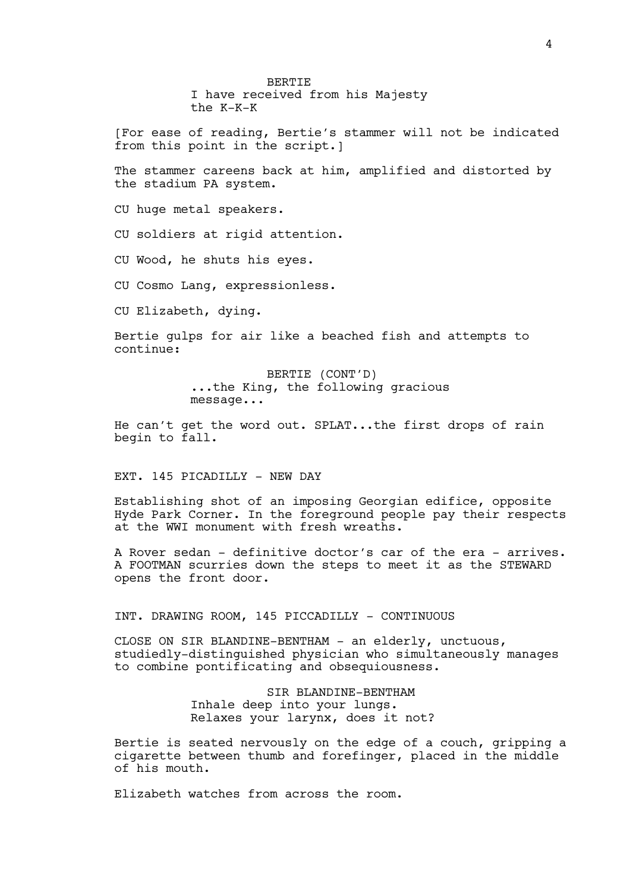BERTIE
I have received from his Majesty
the K-K-K

[For ease of reading, Bertie's stammer will not be indicated from this point in the script.]

The stammer careens back at him, amplified and distorted by the stadium PA system.

CU huge metal speakers.

CU soldiers at rigid attention.

CU Wood, he shuts his eyes.

CU Cosmo Lang, expressionless.

CU Elizabeth, dying.

Bertie gulps for air like a beached fish and attempts to continue:

BERTIE (CONT'D)
...the King, the following gracious
message...

He can't get the word out. SPLAT...the first drops of rain begin to fall.

EXT. 145 PICADILLY - NEW DAY

Establishing shot of an imposing Georgian edifice, opposite Hyde Park Corner. In the foreground people pay their respects at the WWI monument with fresh wreaths.

A Rover sedan - definitive doctor's car of the era - arrives. A FOOTMAN scurries down the steps to meet it as the STEWARD opens the front door.

INT. DRAWING ROOM, 145 PICCADILLY - CONTINUOUS

CLOSE ON SIR BLANDINE-BENTHAM - an elderly, unctuous, studiedly-distinguished physician who simultaneously manages to combine pontificating and obsequiousness.

SIR BLANDINE-BENTHAM
Inhale deep into your lungs.
Relaxes your larynx, does it not?

Bertie is seated nervously on the edge of a couch, gripping a cigarette between thumb and forefinger, placed in the middle of his mouth.

Elizabeth watches from across the room.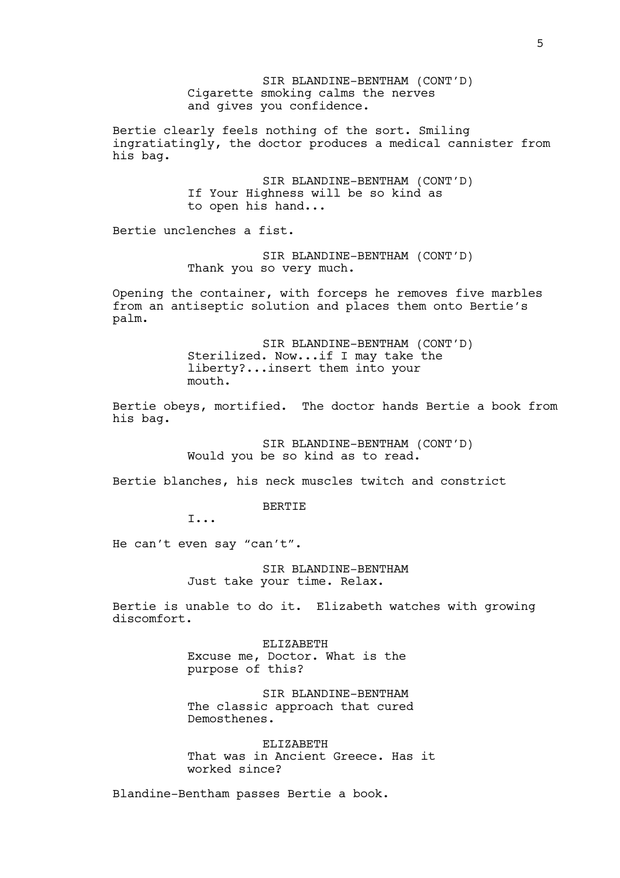SIR BLANDINE-BENTHAM (CONT'D)
Cigarette smoking calms the nerves and gives you confidence.

Bertie clearly feels nothing of the sort. Smiling ingratiatingly, the doctor produces a medical cannister from his bag.

SIR BLANDINE-BENTHAM (CONT'D)
If Your Highness will be so kind as to open his hand...

Bertie unclenches a fist.

SIR BLANDINE-BENTHAM (CONT'D)
Thank you so very much.

Opening the container, with forceps he removes five marbles from an antiseptic solution and places them onto Bertie's palm.

SIR BLANDINE-BENTHAM (CONT'D)
Sterilized. Now...if I may take the liberty?...insert them into your mouth.

Bertie obeys, mortified. The doctor hands Bertie a book from his bag.

SIR BLANDINE-BENTHAM (CONT'D)
Would you be so kind as to read.

Bertie blanches, his neck muscles twitch and constrict

BERTIE
I...

He can't even say "can't".

SIR BLANDINE-BENTHAM
Just take your time. Relax.

Bertie is unable to do it. Elizabeth watches with growing discomfort.

ELIZABETH
Excuse me, Doctor. What is the purpose of this?

SIR BLANDINE-BENTHAM
The classic approach that cured Demosthenes.

ELIZABETH
That was in Ancient Greece. Has it worked since?

Blandine-Bentham passes Bertie a book.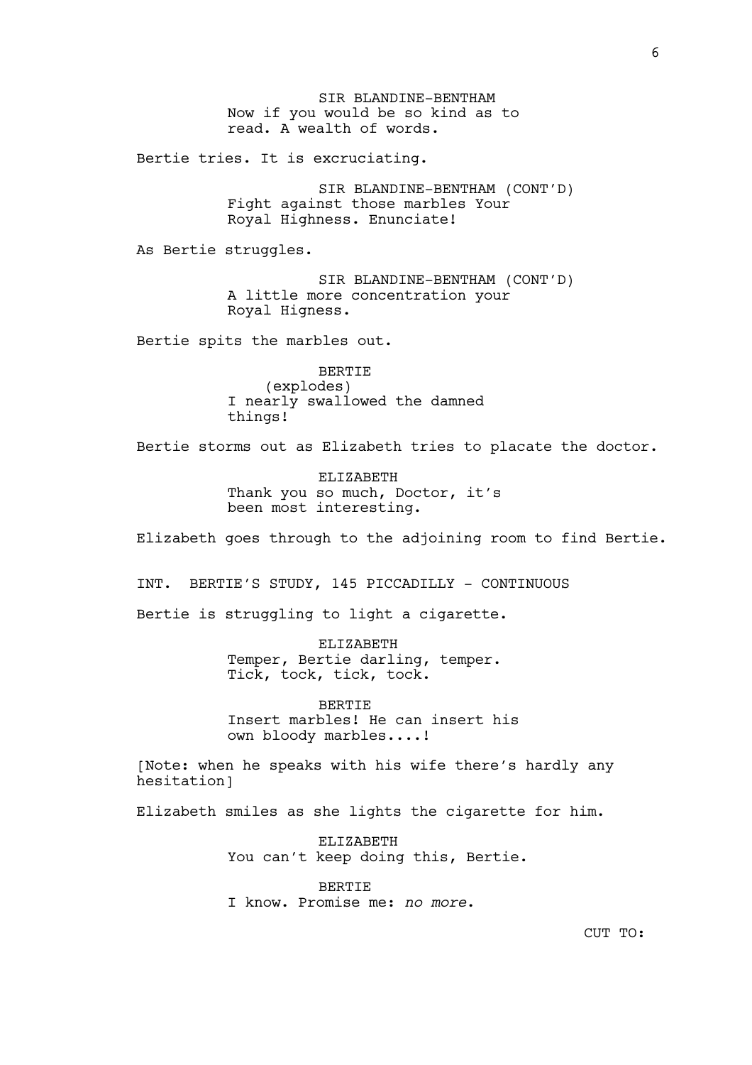SIR BLANDINE-BENTHAM
Now if you would be so kind as to read. A wealth of words.

Bertie tries. It is excruciating.

SIR BLANDINE-BENTHAM (CONT'D)
Fight against those marbles Your Royal Highness. Enunciate!

As Bertie struggles.

SIR BLANDINE-BENTHAM (CONT'D)
A little more concentration your Royal Higness.

Bertie spits the marbles out.

BERTIE
(explodes)
I nearly swallowed the damned things!

Bertie storms out as Elizabeth tries to placate the doctor.

ELIZABETH
Thank you so much, Doctor, it's been most interesting.

Elizabeth goes through to the adjoining room to find Bertie.

INT. BERTIE'S STUDY, 145 PICCADILLY - CONTINUOUS

Bertie is struggling to light a cigarette.

ELIZABETH
Temper, Bertie darling, temper. Tick, tock, tick, tock.

BERTIE
Insert marbles! He can insert his own bloody marbles....!

[Note: when he speaks with his wife there's hardly any hesitation]

Elizabeth smiles as she lights the cigarette for him.

ELIZABETH
You can't keep doing this, Bertie.

BERTIE
I know. Promise me: *no more*.

CUT TO: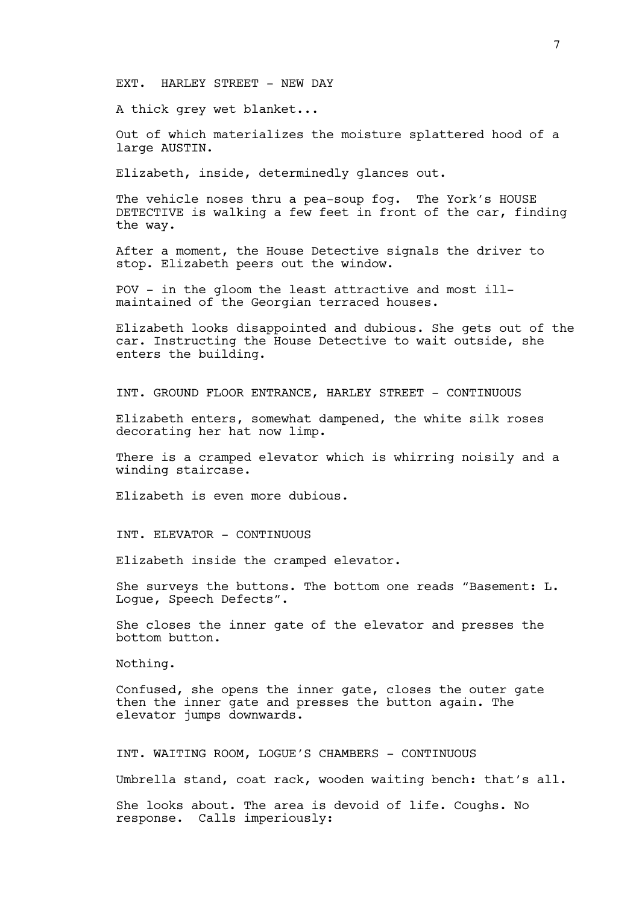EXT. HARLEY STREET - NEW DAY

A thick grey wet blanket...

Out of which materializes the moisture splattered hood of a large AUSTIN.

Elizabeth, inside, determinedly glances out.

The vehicle noses thru a pea-soup fog. The York's HOUSE DETECTIVE is walking a few feet in front of the car, finding the way.

After a moment, the House Detective signals the driver to stop. Elizabeth peers out the window.

POV - in the gloom the least attractive and most ill-maintained of the Georgian terraced houses.

Elizabeth looks disappointed and dubious. She gets out of the car. Instructing the House Detective to wait outside, she enters the building.

INT. GROUND FLOOR ENTRANCE, HARLEY STREET - CONTINUOUS

Elizabeth enters, somewhat dampened, the white silk roses decorating her hat now limp.

There is a cramped elevator which is whirring noisily and a winding staircase.

Elizabeth is even more dubious.

INT. ELEVATOR - CONTINUOUS

Elizabeth inside the cramped elevator.

She surveys the buttons. The bottom one reads "Basement: L. Logue, Speech Defects".

She closes the inner gate of the elevator and presses the bottom button.

Nothing.

Confused, she opens the inner gate, closes the outer gate then the inner gate and presses the button again. The elevator jumps downwards.

INT. WAITING ROOM, LOGUE'S CHAMBERS - CONTINUOUS

Umbrella stand, coat rack, wooden waiting bench: that's all.

She looks about. The area is devoid of life. Coughs. No response. Calls imperiously: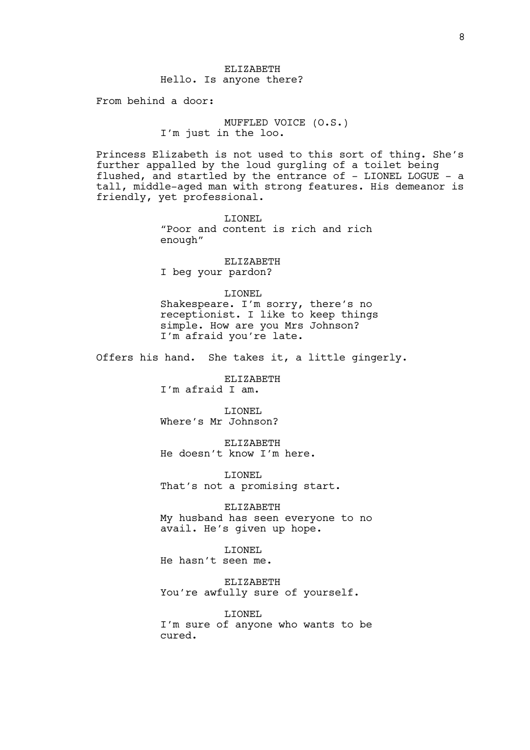ELIZABETH
Hello. Is anyone there?

From behind a door:

MUFFLED VOICE (O.S.)
I'm just in the loo.

Princess Elizabeth is not used to this sort of thing. She's further appalled by the loud gurgling of a toilet being flushed, and startled by the entrance of - LIONEL LOGUE - a tall, middle-aged man with strong features. His demeanor is friendly, yet professional.

LIONEL
"Poor and content is rich and rich enough"

ELIZABETH
I beg your pardon?

LIONEL
Shakespeare. I'm sorry, there's no receptionist. I like to keep things simple. How are you Mrs Johnson? I'm afraid you're late.

Offers his hand. She takes it, a little gingerly.

ELIZABETH
I'm afraid I am.

LIONEL
Where's Mr Johnson?

ELIZABETH
He doesn't know I'm here.

LIONEL
That's not a promising start.

ELIZABETH
My husband has seen everyone to no avail. He's given up hope.

LIONEL
He hasn't seen me.

ELIZABETH
You're awfully sure of yourself.

LIONEL
I'm sure of anyone who wants to be cured.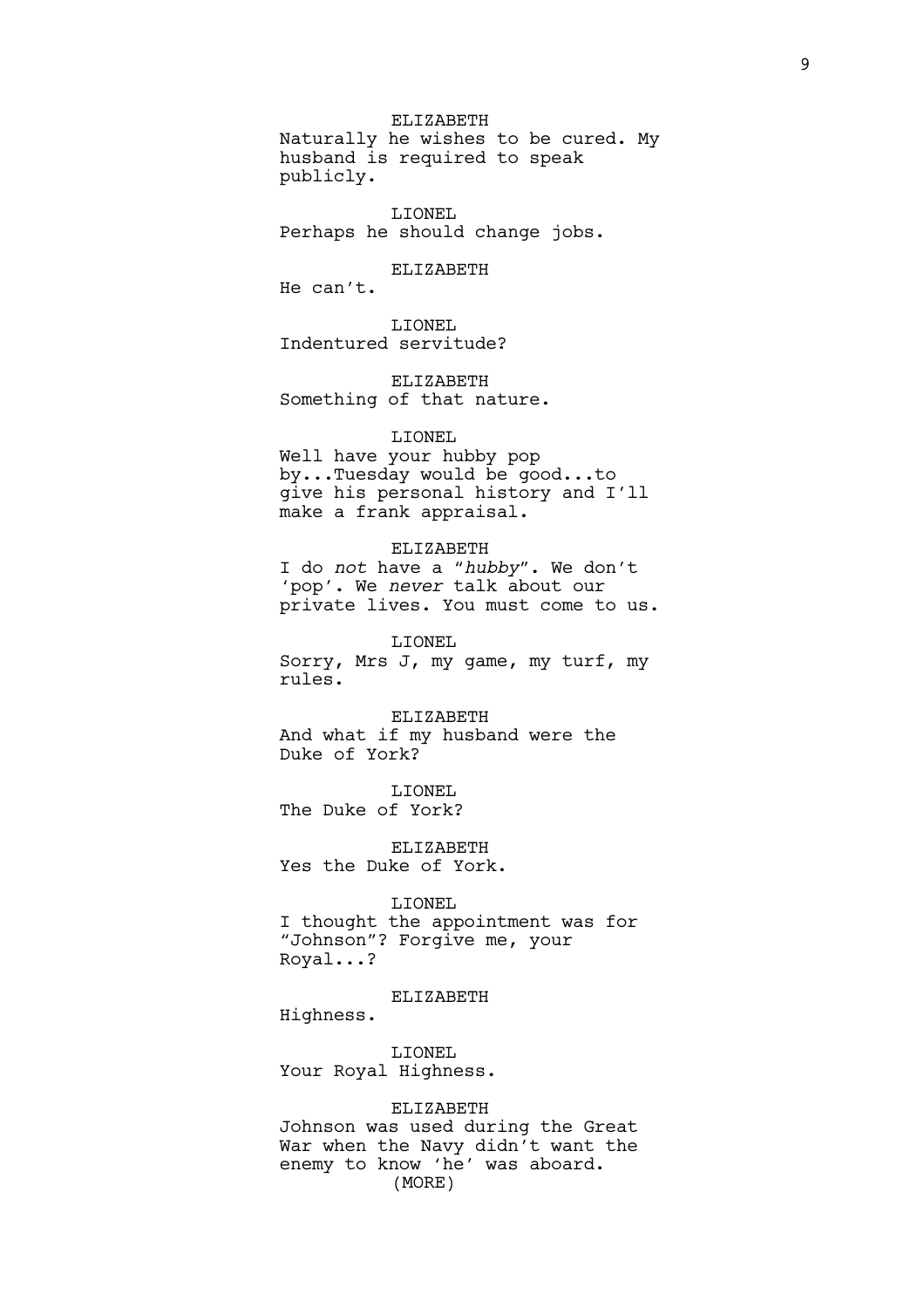ELIZABETH
Naturally he wishes to be cured. My husband is required to speak publicly.

LIONEL
Perhaps he should change jobs.

ELIZABETH
He can't.

LIONEL
Indentured servitude?

ELIZABETH
Something of that nature.

LIONEL
Well have your hubby pop by...Tuesday would be good...to give his personal history and I'll make a frank appraisal.

ELIZABETH
I do *not* have a "*hubby*". We don't 'pop'. We *never* talk about our private lives. You must come to us.

LIONEL
Sorry, Mrs J, my game, my turf, my rules.

ELIZABETH
And what if my husband were the Duke of York?

LIONEL
The Duke of York?

ELIZABETH
Yes the Duke of York.

LIONEL
I thought the appointment was for "Johnson"? Forgive me, your Royal...?

ELIZABETH
Highness.

LIONEL
Your Royal Highness.

ELIZABETH
Johnson was used during the Great War when the Navy didn't want the enemy to know 'he' was aboard.
(MORE)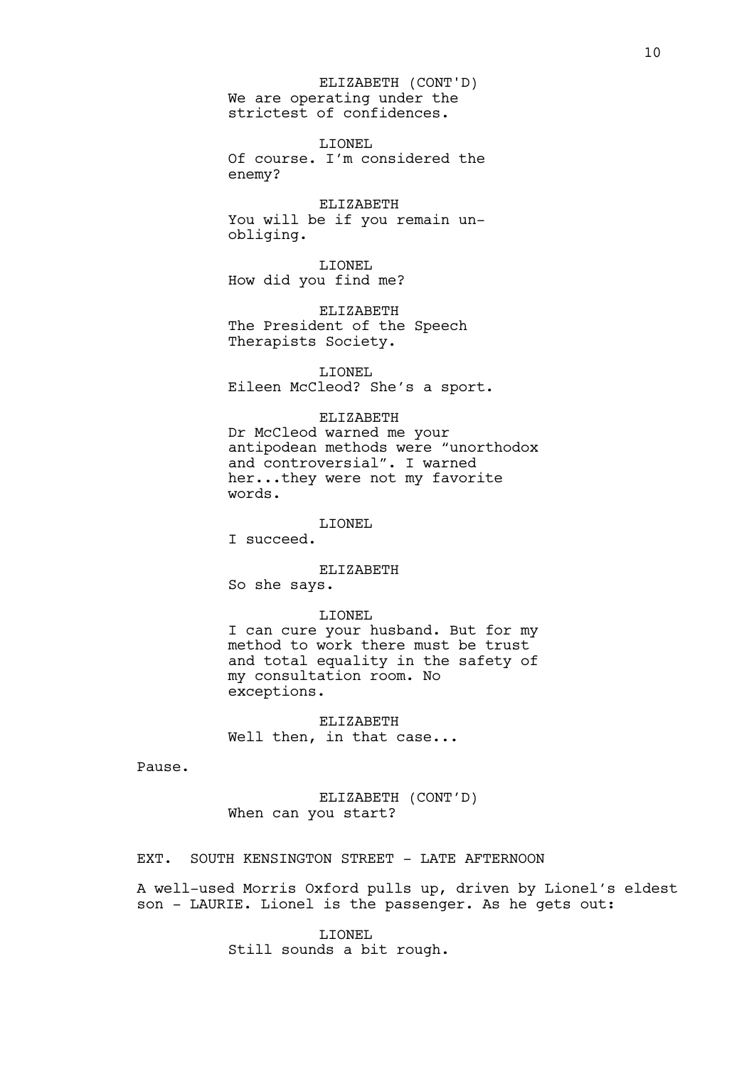ELIZABETH (CONT'D)
We are operating under the strictest of confidences.

LIONEL
Of course. I'm considered the enemy?

ELIZABETH
You will be if you remain un-obliging.

LIONEL
How did you find me?

ELIZABETH
The President of the Speech Therapists Society.

LIONEL
Eileen McCleod? She's a sport.

ELIZABETH
Dr McCleod warned me your antipodean methods were "unorthodox and controversial". I warned her...they were not my favorite words.

LIONEL
I succeed.

ELIZABETH
So she says.

LIONEL
I can cure your husband. But for my method to work there must be trust and total equality in the safety of my consultation room. No exceptions.

ELIZABETH
Well then, in that case...

Pause.

ELIZABETH (CONT'D)
When can you start?

EXT. SOUTH KENSINGTON STREET - LATE AFTERNOON

A well-used Morris Oxford pulls up, driven by Lionel's eldest son - LAURIE. Lionel is the passenger. As he gets out:

LIONEL
Still sounds a bit rough.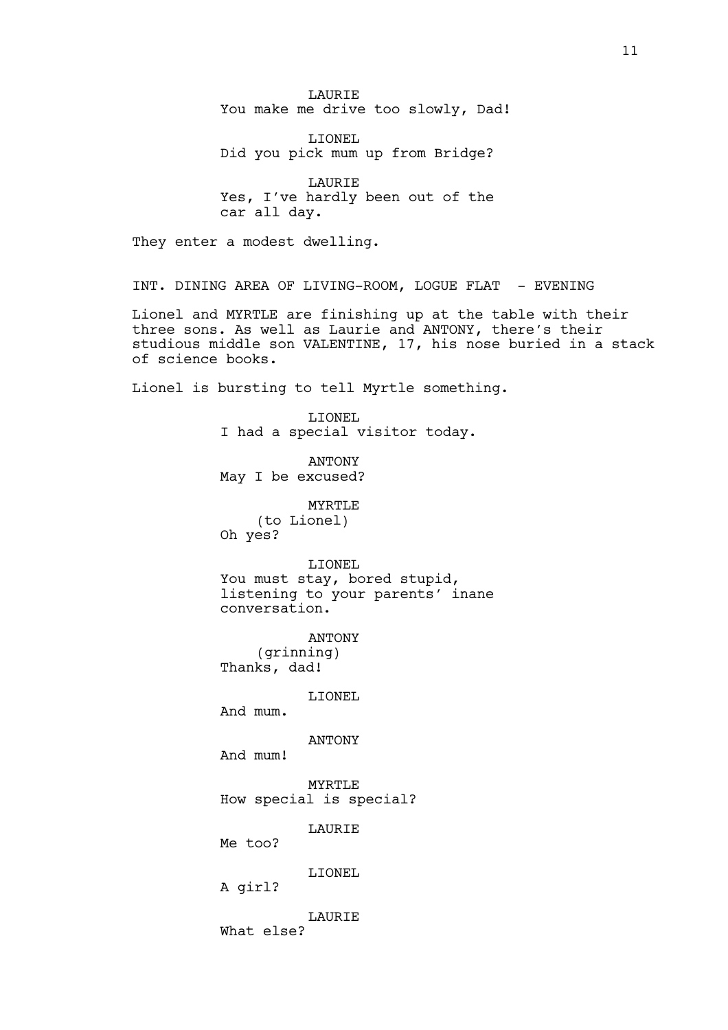LAURIE
You make me drive too slowly, Dad!

LIONEL
Did you pick mum up from Bridge?

LAURIE
Yes, I've hardly been out of the car all day.

They enter a modest dwelling.

INT. DINING AREA OF LIVING-ROOM, LOGUE FLAT - EVENING

Lionel and MYRTLE are finishing up at the table with their three sons. As well as Laurie and ANTONY, there's their studious middle son VALENTINE, 17, his nose buried in a stack of science books.

Lionel is bursting to tell Myrtle something.

LIONEL
I had a special visitor today.

ANTONY
May I be excused?

MYRTLE
(to Lionel)
Oh yes?

LIONEL
You must stay, bored stupid, listening to your parents' inane conversation.

ANTONY
(grinning)
Thanks, dad!

LIONEL
And mum.

ANTONY
And mum!

MYRTLE
How special is special?

LAURIE
Me too?

LIONEL
A girl?

LAURIE
What else?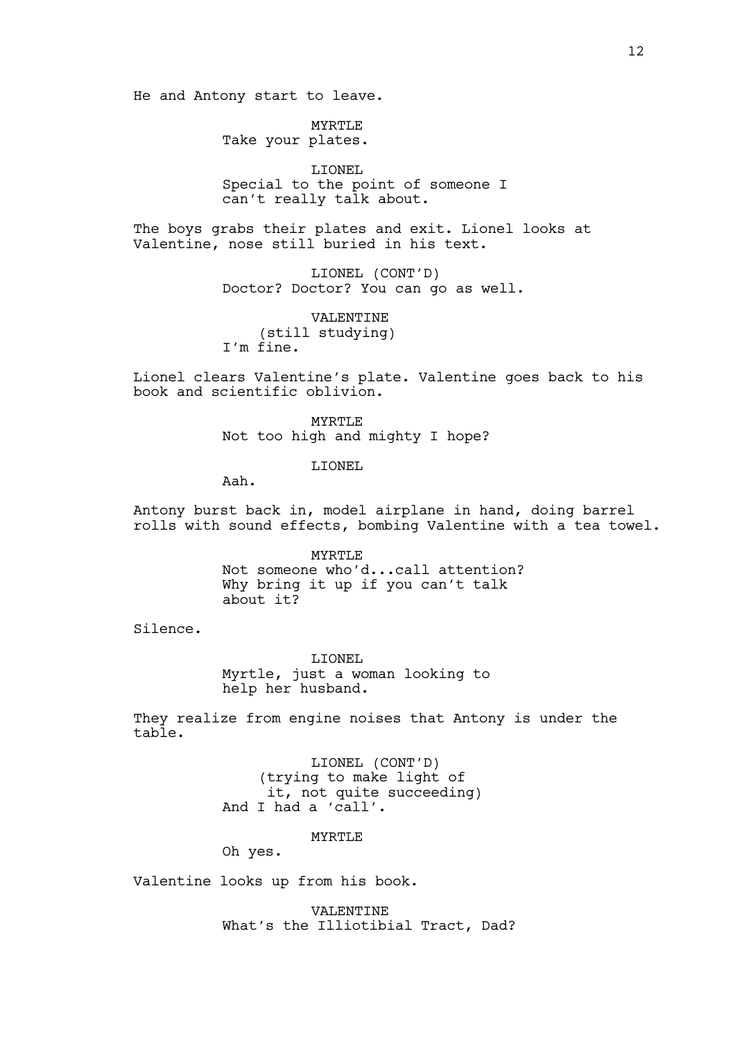He and Antony start to leave.

MYRTLE
Take your plates.

LIONEL
Special to the point of someone I can't really talk about.

The boys grabs their plates and exit. Lionel looks at Valentine, nose still buried in his text.

LIONEL (CONT'D)
Doctor? Doctor? You can go as well.

VALENTINE
(still studying)
I'm fine.

Lionel clears Valentine's plate. Valentine goes back to his book and scientific oblivion.

MYRTLE
Not too high and mighty I hope?

LIONEL
Aah.

Antony burst back in, model airplane in hand, doing barrel rolls with sound effects, bombing Valentine with a tea towel.

MYRTLE
Not someone who'd...call attention? Why bring it up if you can't talk about it?

Silence.

LIONEL
Myrtle, just a woman looking to help her husband.

They realize from engine noises that Antony is under the table.

LIONEL (CONT'D)
(trying to make light of it, not quite succeeding)
And I had a 'call'.

MYRTLE
Oh yes.

Valentine looks up from his book.

VALENTINE
What's the Illiotibial Tract, Dad?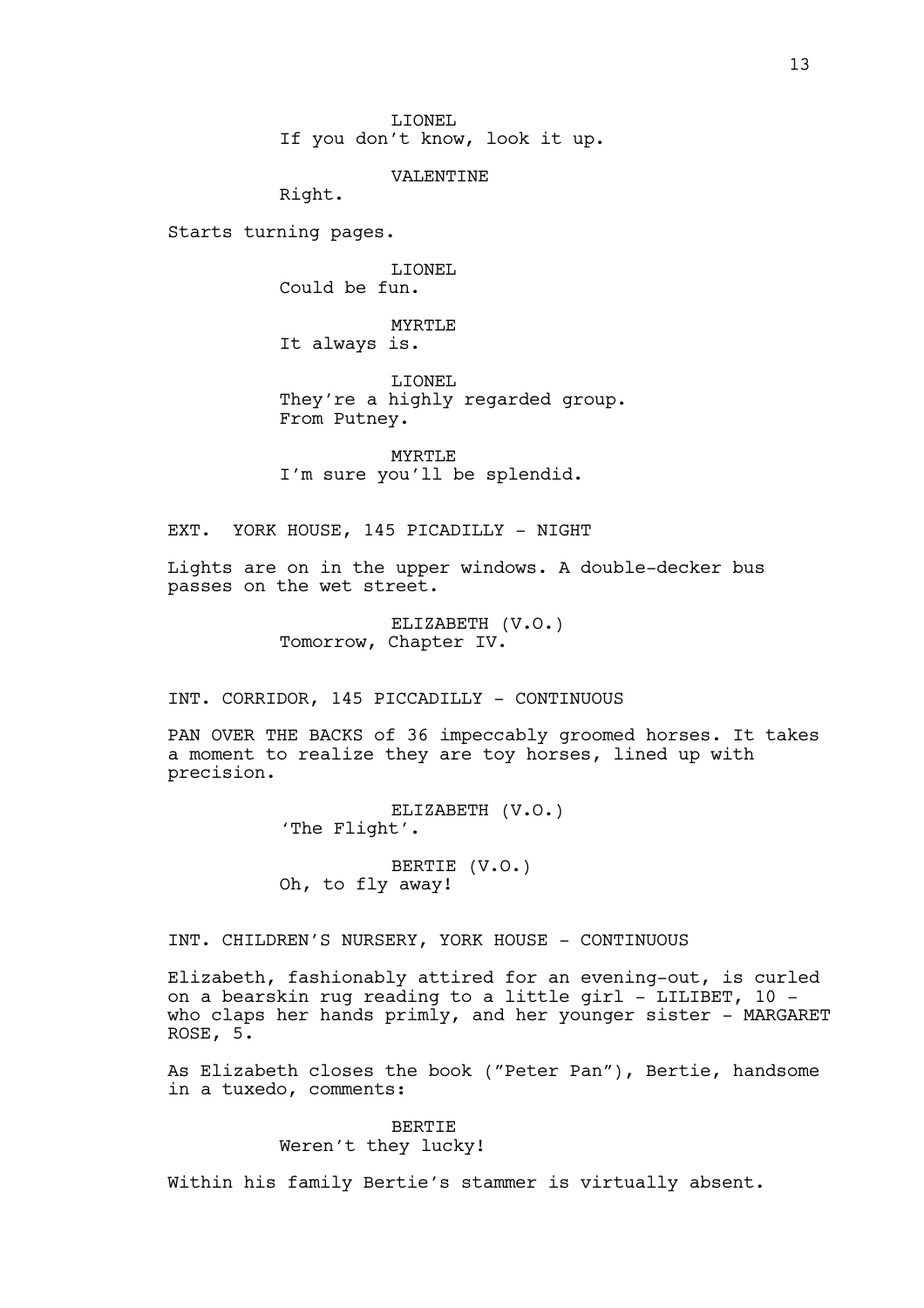LIONEL
If you don't know, look it up.

VALENTINE
Right.

Starts turning pages.

LIONEL
Could be fun.

MYRTLE
It always is.

LIONEL
They're a highly regarded group.
From Putney.

MYRTLE
I'm sure you'll be splendid.

EXT. YORK HOUSE, 145 PICADILLY - NIGHT

Lights are on in the upper windows. A double-decker bus passes on the wet street.

ELIZABETH (V.O.)
Tomorrow, Chapter IV.

INT. CORRIDOR, 145 PICCADILLY - CONTINUOUS

PAN OVER THE BACKS of 36 impeccably groomed horses. It takes a moment to realize they are toy horses, lined up with precision.

ELIZABETH (V.O.)
'The Flight'.

BERTIE (V.O.)
Oh, to fly away!

INT. CHILDREN'S NURSERY, YORK HOUSE - CONTINUOUS

Elizabeth, fashionably attired for an evening-out, is curled on a bearskin rug reading to a little girl - LILIBET, 10 - who claps her hands primly, and her younger sister - MARGARET ROSE, 5.

As Elizabeth closes the book ("Peter Pan"), Bertie, handsome in a tuxedo, comments:

BERTIE
Weren't they lucky!

Within his family Bertie's stammer is virtually absent.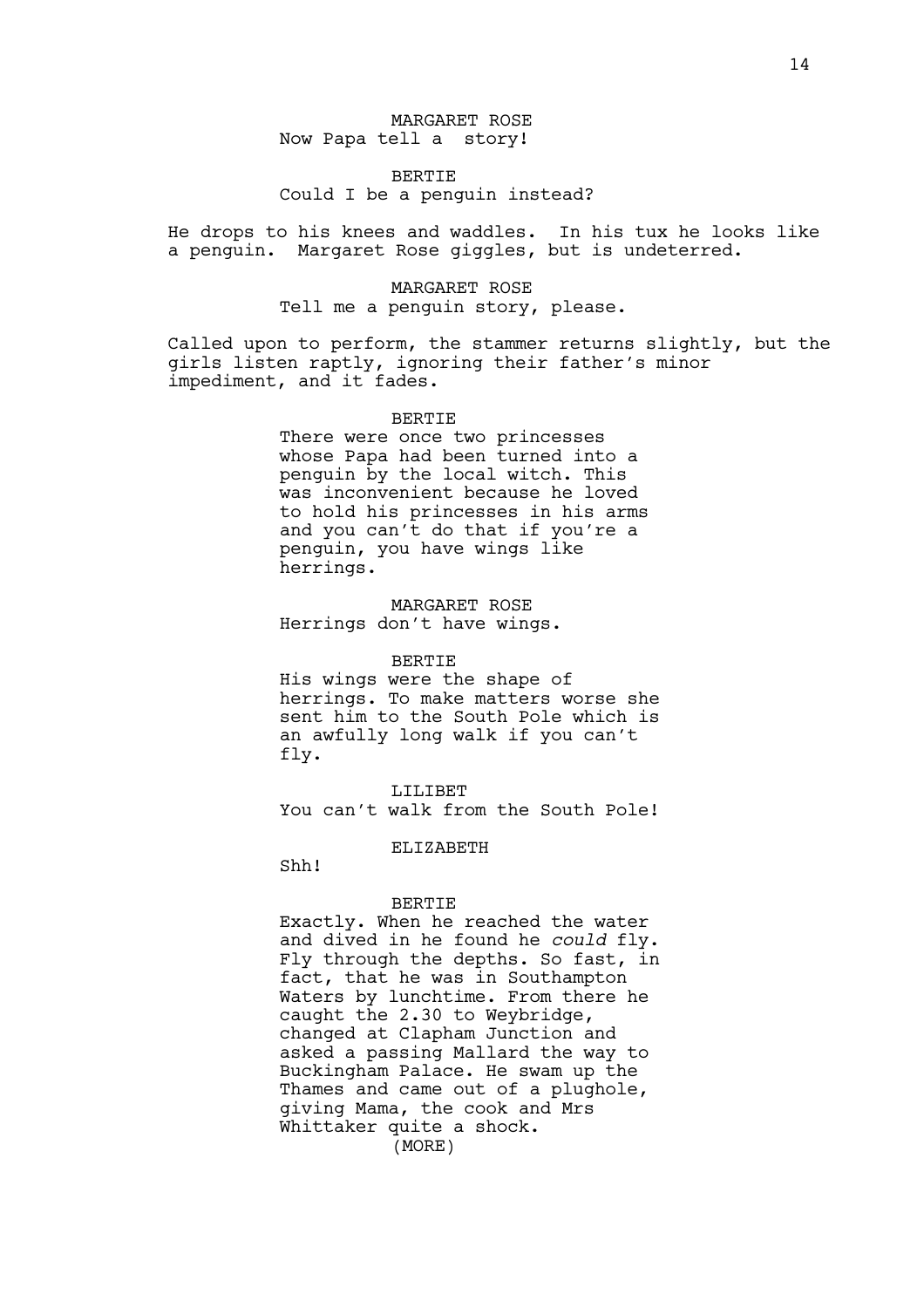MARGARET ROSE
Now Papa tell a story!

BERTIE
Could I be a penguin instead?

He drops to his knees and waddles. In his tux he looks like a penguin. Margaret Rose giggles, but is undeterred.

MARGARET ROSE
Tell me a penguin story, please.

Called upon to perform, the stammer returns slightly, but the girls listen raptly, ignoring their father's minor impediment, and it fades.

BERTIE
There were once two princesses whose Papa had been turned into a penguin by the local witch. This was inconvenient because he loved to hold his princesses in his arms and you can't do that if you're a penguin, you have wings like herrings.

MARGARET ROSE
Herrings don't have wings.

BERTIE
His wings were the shape of herrings. To make matters worse she sent him to the South Pole which is an awfully long walk if you can't fly.

LILIBET
You can't walk from the South Pole!

ELIZABETH
Shh!

BERTIE
Exactly. When he reached the water and dived in he found he *could* fly. Fly through the depths. So fast, in fact, that he was in Southampton Waters by lunchtime. From there he caught the 2.30 to Weybridge, changed at Clapham Junction and asked a passing Mallard the way to Buckingham Palace. He swam up the Thames and came out of a plughole, giving Mama, the cook and Mrs Whittaker quite a shock.
(MORE)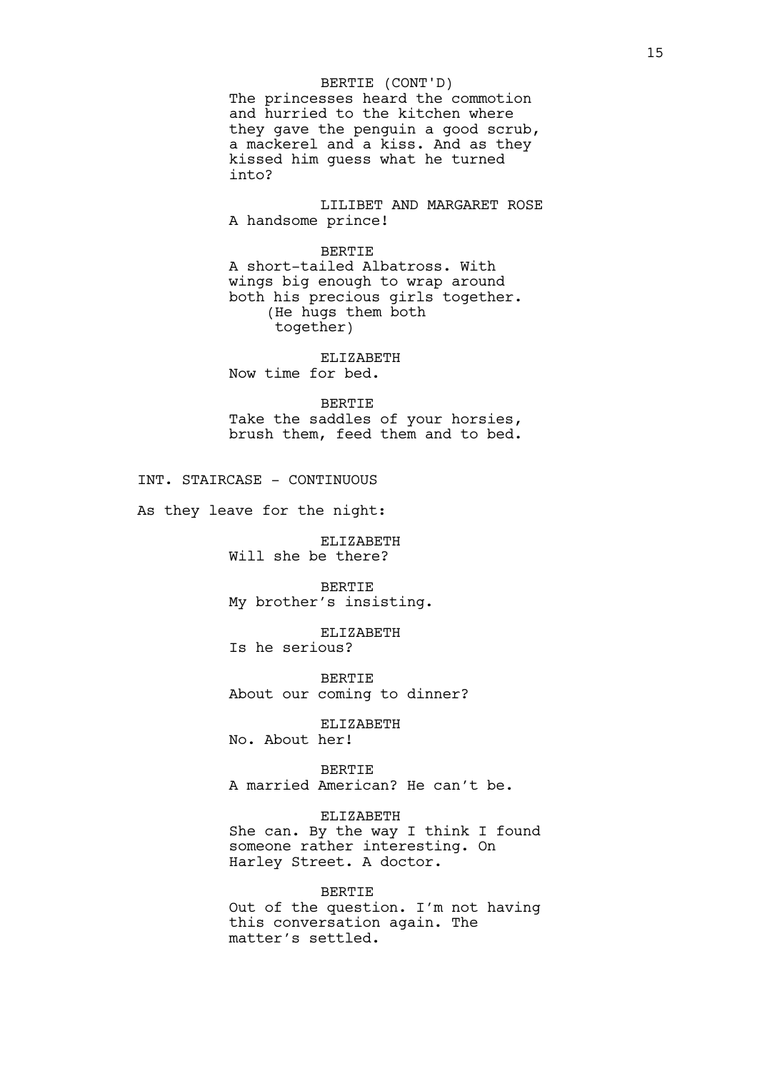BERTIE (CONT'D)
The princesses heard the commotion and hurried to the kitchen where they gave the penguin a good scrub, a mackerel and a kiss. And as they kissed him guess what he turned into?

LILIBET AND MARGARET ROSE
A handsome prince!

BERTIE
A short-tailed Albatross. With wings big enough to wrap around both his precious girls together.
(He hugs them both together)

ELIZABETH
Now time for bed.

BERTIE
Take the saddles of your horsies, brush them, feed them and to bed.

INT. STAIRCASE - CONTINUOUS

As they leave for the night:

ELIZABETH
Will she be there?

BERTIE
My brother's insisting.

ELIZABETH
Is he serious?

BERTIE
About our coming to dinner?

ELIZABETH
No. About her!

BERTIE
A married American? He can't be.

ELIZABETH
She can. By the way I think I found someone rather interesting. On Harley Street. A doctor.

BERTIE
Out of the question. I'm not having this conversation again. The matter's settled.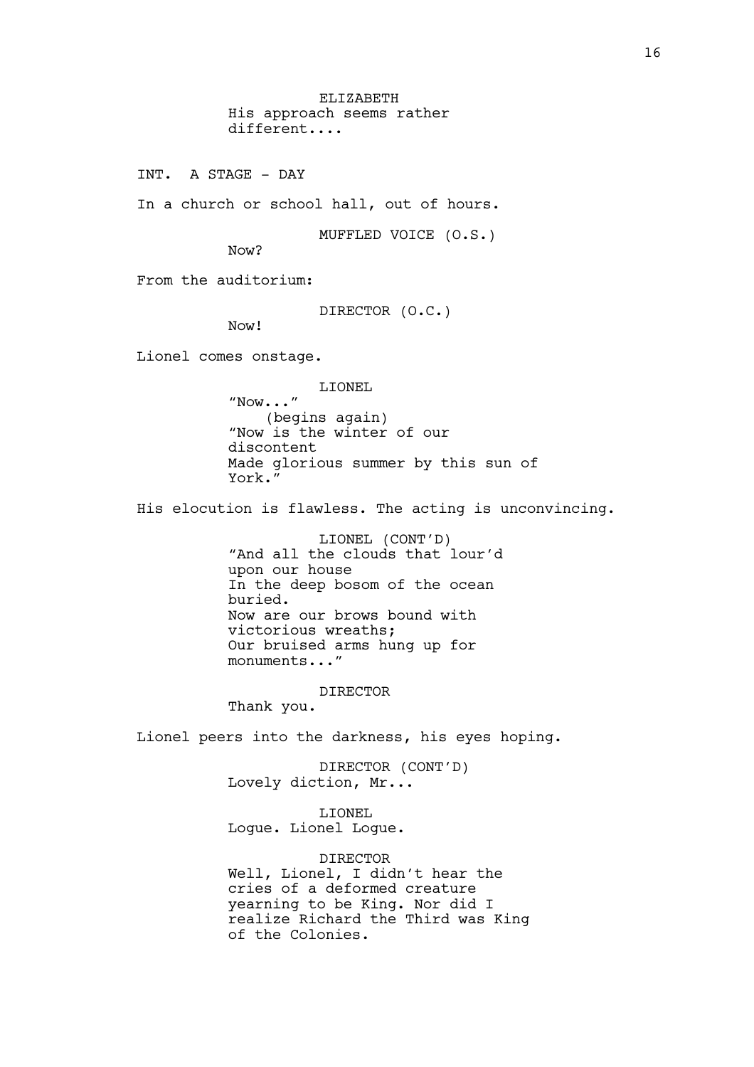ELIZABETH
His approach seems rather different....

INT. A STAGE - DAY

In a church or school hall, out of hours.

MUFFLED VOICE (O.S.)
Now?

From the auditorium:

DIRECTOR (O.C.)
Now!

Lionel comes onstage.

LIONEL
"Now..."
(begins again)
"Now is the winter of our discontent
Made glorious summer by this sun of York."

His elocution is flawless. The acting is unconvincing.

LIONEL (CONT'D)
"And all the clouds that lour'd upon our house
In the deep bosom of the ocean buried.
Now are our brows bound with victorious wreaths;
Our bruised arms hung up for monuments..."

DIRECTOR
Thank you.

Lionel peers into the darkness, his eyes hoping.

DIRECTOR (CONT'D)
Lovely diction, Mr...

LIONEL
Logue. Lionel Logue.

DIRECTOR
Well, Lionel, I didn't hear the cries of a deformed creature yearning to be King. Nor did I realize Richard the Third was King of the Colonies.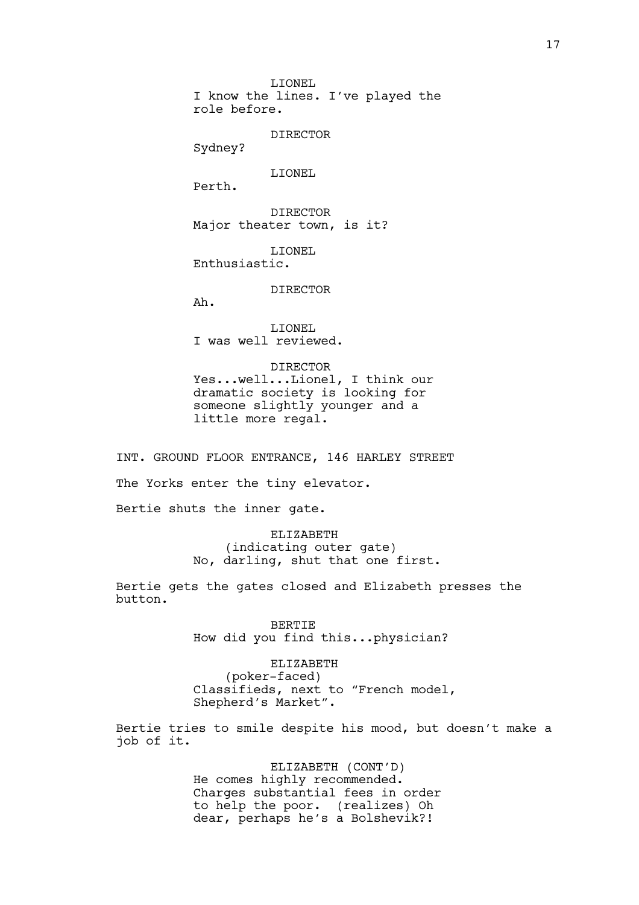LIONEL
I know the lines. I've played the role before.

DIRECTOR
Sydney?

LIONEL
Perth.

DIRECTOR
Major theater town, is it?

LIONEL
Enthusiastic.

DIRECTOR
Ah.

LIONEL
I was well reviewed.

DIRECTOR
Yes...well...Lionel, I think our dramatic society is looking for someone slightly younger and a little more regal.

INT. GROUND FLOOR ENTRANCE, 146 HARLEY STREET

The Yorks enter the tiny elevator.

Bertie shuts the inner gate.

ELIZABETH
(indicating outer gate)
No, darling, shut that one first.

Bertie gets the gates closed and Elizabeth presses the button.

BERTIE
How did you find this...physician?

ELIZABETH
(poker-faced)
Classifieds, next to "French model, Shepherd's Market".

Bertie tries to smile despite his mood, but doesn't make a job of it.

ELIZABETH (CONT'D)
He comes highly recommended. Charges substantial fees in order to help the poor. (realizes) Oh dear, perhaps he's a Bolshevik?!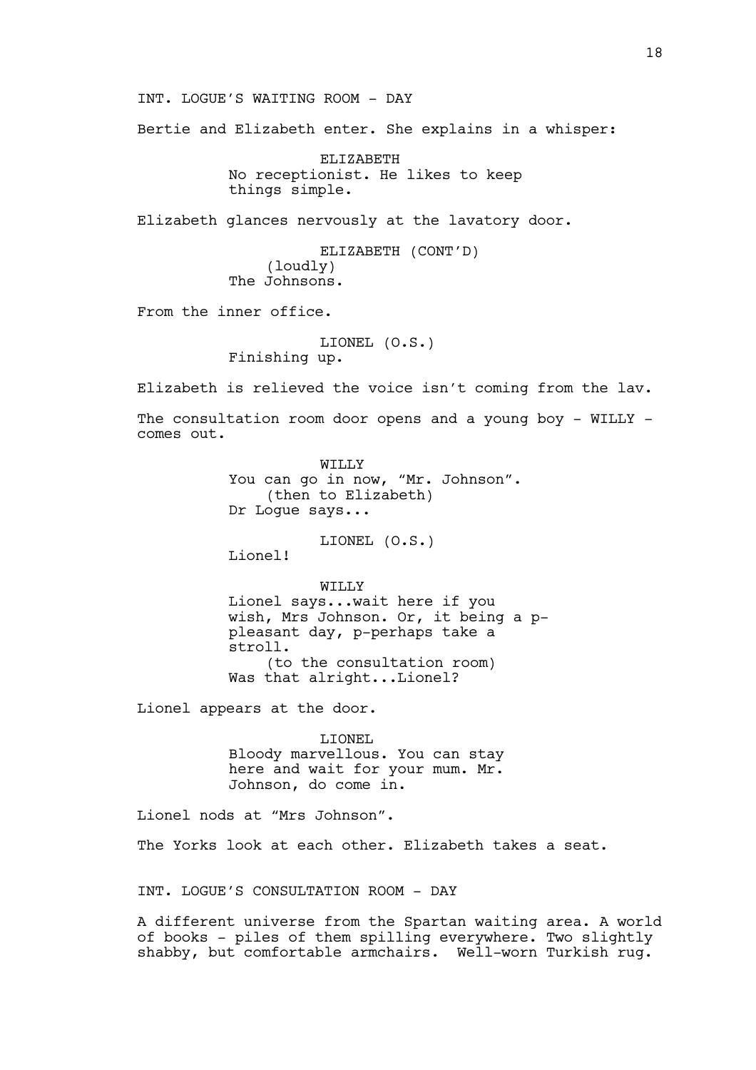INT. LOGUE'S WAITING ROOM - DAY

Bertie and Elizabeth enter. She explains in a whisper:

ELIZABETH
No receptionist. He likes to keep things simple.

Elizabeth glances nervously at the lavatory door.

ELIZABETH (CONT'D)
(loudly)
The Johnsons.

From the inner office.

LIONEL (O.S.)
Finishing up.

Elizabeth is relieved the voice isn't coming from the lav.

The consultation room door opens and a young boy - WILLY - comes out.

WILLY
You can go in now, "Mr. Johnson".
(then to Elizabeth)
Dr Logue says...

LIONEL (O.S.)
Lionel!

WILLY
Lionel says...wait here if you wish, Mrs Johnson. Or, it being a p-pleasant day, p-perhaps take a stroll.
(to the consultation room)
Was that alright...Lionel?

Lionel appears at the door.

LIONEL
Bloody marvellous. You can stay here and wait for your mum. Mr. Johnson, do come in.

Lionel nods at "Mrs Johnson".

The Yorks look at each other. Elizabeth takes a seat.

INT. LOGUE'S CONSULTATION ROOM - DAY

A different universe from the Spartan waiting area. A world of books - piles of them spilling everywhere. Two slightly shabby, but comfortable armchairs. Well-worn Turkish rug.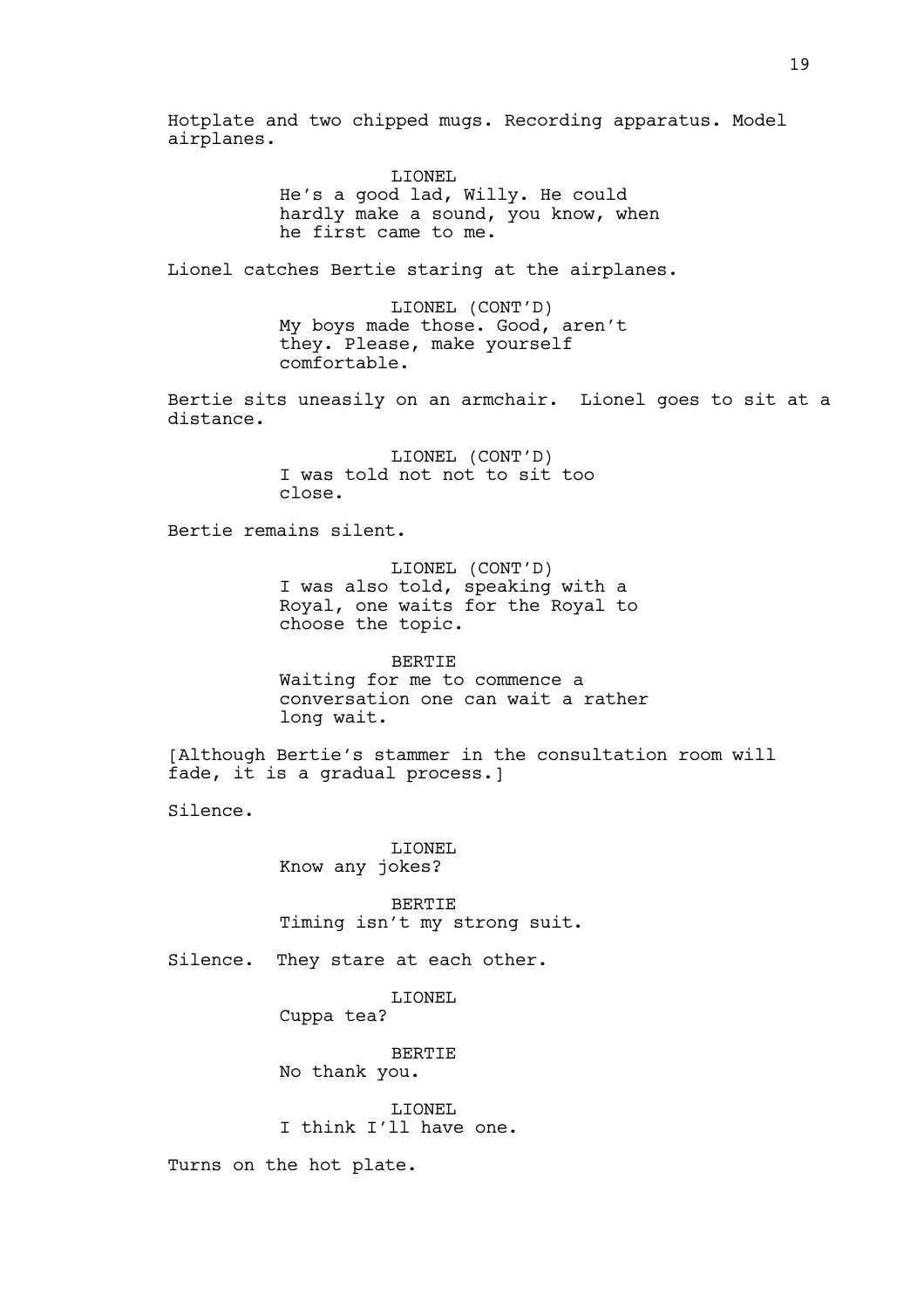Hotplate and two chipped mugs. Recording apparatus. Model airplanes.

LIONEL
He's a good lad, Willy. He could hardly make a sound, you know, when he first came to me.

Lionel catches Bertie staring at the airplanes.

LIONEL (CONT'D)
My boys made those. Good, aren't they. Please, make yourself comfortable.

Bertie sits uneasily on an armchair. Lionel goes to sit at a distance.

LIONEL (CONT'D)
I was told not not to sit too close.

Bertie remains silent.

LIONEL (CONT'D)
I was also told, speaking with a Royal, one waits for the Royal to choose the topic.

BERTIE
Waiting for me to commence a conversation one can wait a rather long wait.

[Although Bertie's stammer in the consultation room will fade, it is a gradual process.]

Silence.

LIONEL
Know any jokes?

BERTIE
Timing isn't my strong suit.

Silence. They stare at each other.

LIONEL
Cuppa tea?

BERTIE
No thank you.

LIONEL
I think I'll have one.

Turns on the hot plate.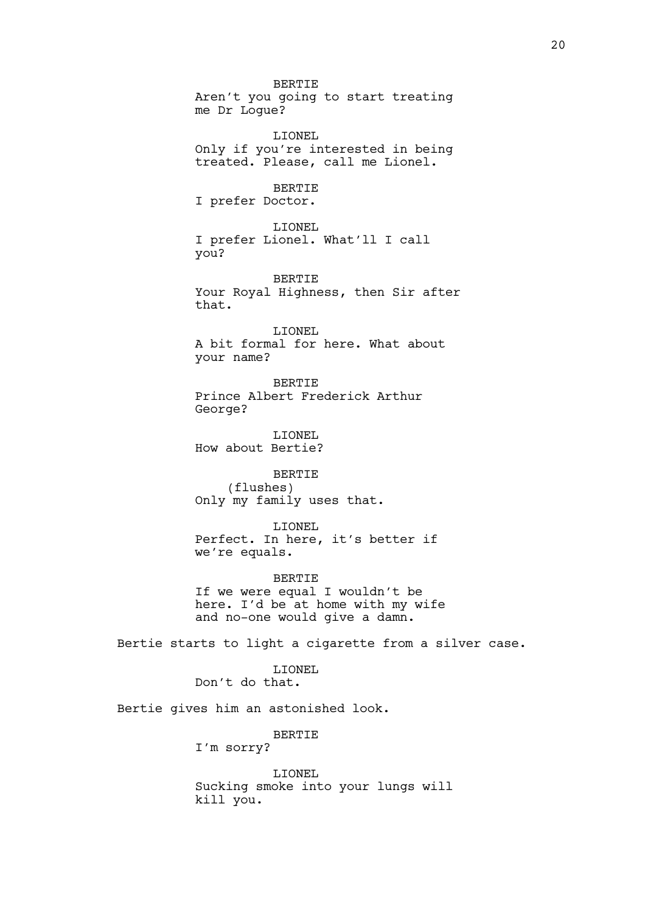BERTIE
Aren't you going to start treating me Dr Logue?

LIONEL
Only if you're interested in being treated. Please, call me Lionel.

BERTIE
I prefer Doctor.

LIONEL
I prefer Lionel. What'll I call you?

BERTIE
Your Royal Highness, then Sir after that.

LIONEL
A bit formal for here. What about your name?

BERTIE
Prince Albert Frederick Arthur George?

LIONEL
How about Bertie?

BERTIE
(flushes)
Only my family uses that.

LIONEL
Perfect. In here, it's better if we're equals.

BERTIE
If we were equal I wouldn't be here. I'd be at home with my wife and no-one would give a damn.

Bertie starts to light a cigarette from a silver case.

LIONEL
Don't do that.

Bertie gives him an astonished look.

BERTIE
I'm sorry?

LIONEL
Sucking smoke into your lungs will kill you.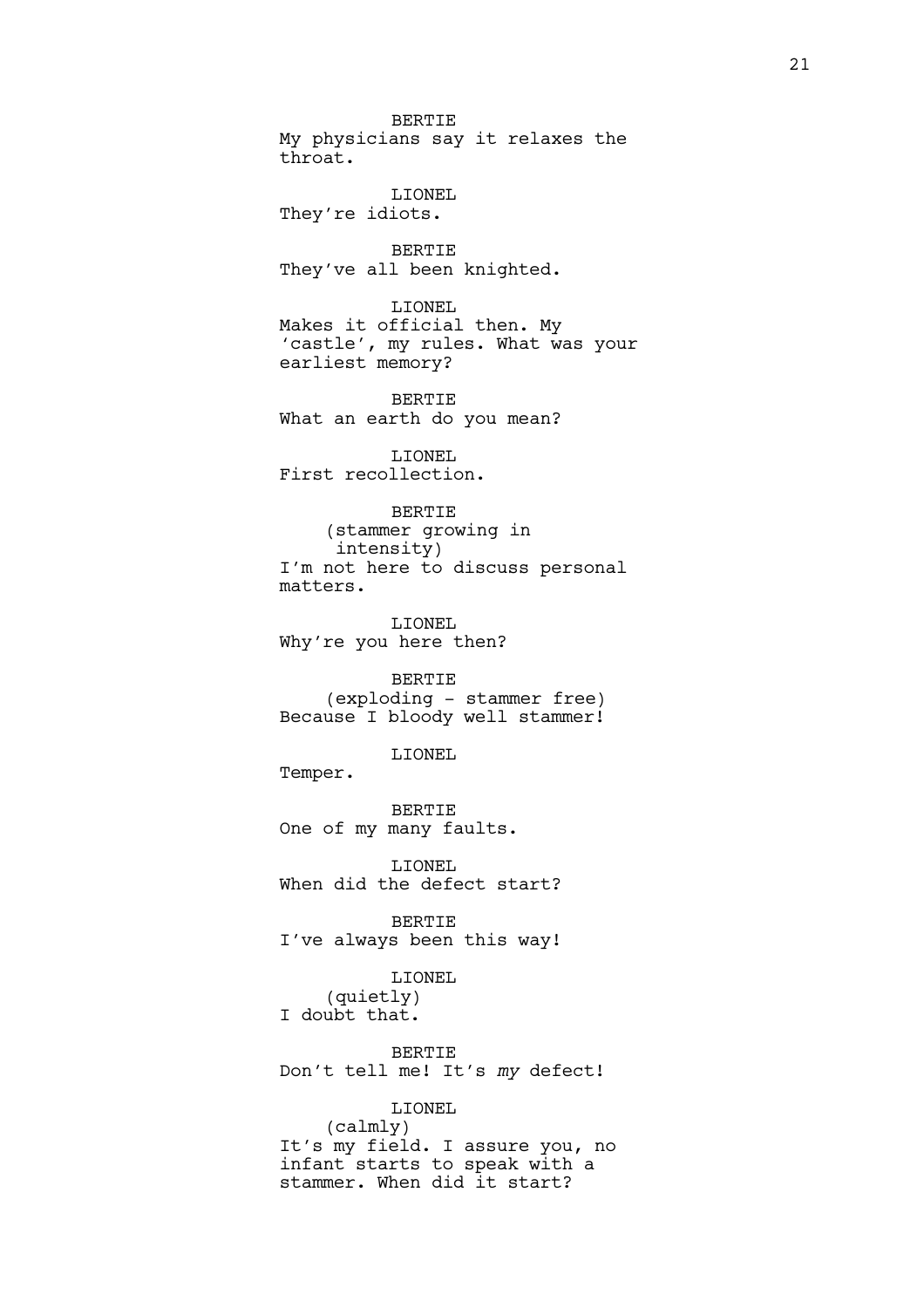BERTIE
My physicians say it relaxes the throat.

LIONEL
They're idiots.

BERTIE
They've all been knighted.

LIONEL
Makes it official then. My 'castle', my rules. What was your earliest memory?

BERTIE
What an earth do you mean?

LIONEL
First recollection.

BERTIE
(stammer growing in intensity)
I'm not here to discuss personal matters.

LIONEL
Why're you here then?

BERTIE
(exploding - stammer free)
Because I bloody well stammer!

LIONEL
Temper.

BERTIE
One of my many faults.

LIONEL
When did the defect start?

BERTIE
I've always been this way!

LIONEL
(quietly)
I doubt that.

BERTIE
Don't tell me! It's *my* defect!

LIONEL
(calmly)
It's my field. I assure you, no infant starts to speak with a stammer. When did it start?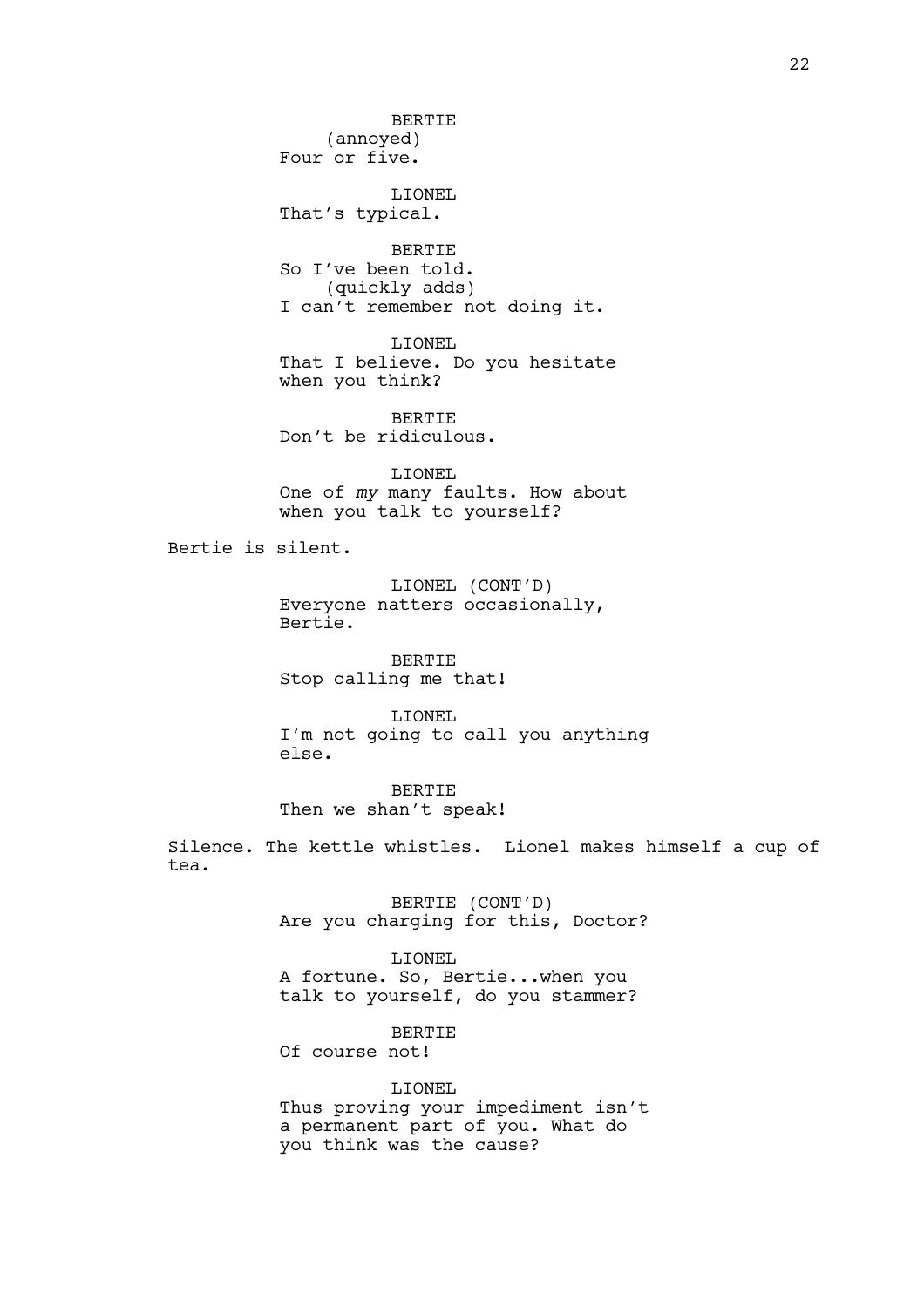BERTIE
(annoyed)
Four or five.

LIONEL
That's typical.

BERTIE
So I've been told.
(quickly adds)
I can't remember not doing it.

LIONEL
That I believe. Do you hesitate when you think?

BERTIE
Don't be ridiculous.

LIONEL
One of *my* many faults. How about when you talk to yourself?

Bertie is silent.

LIONEL (CONT'D)
Everyone natters occasionally, Bertie.

BERTIE
Stop calling me that!

LIONEL
I'm not going to call you anything else.

BERTIE
Then we shan't speak!

Silence. The kettle whistles. Lionel makes himself a cup of tea.

BERTIE (CONT'D)
Are you charging for this, Doctor?

LIONEL
A fortune. So, Bertie...when you talk to yourself, do you stammer?

BERTIE
Of course not!

LIONEL
Thus proving your impediment isn't a permanent part of you. What do you think was the cause?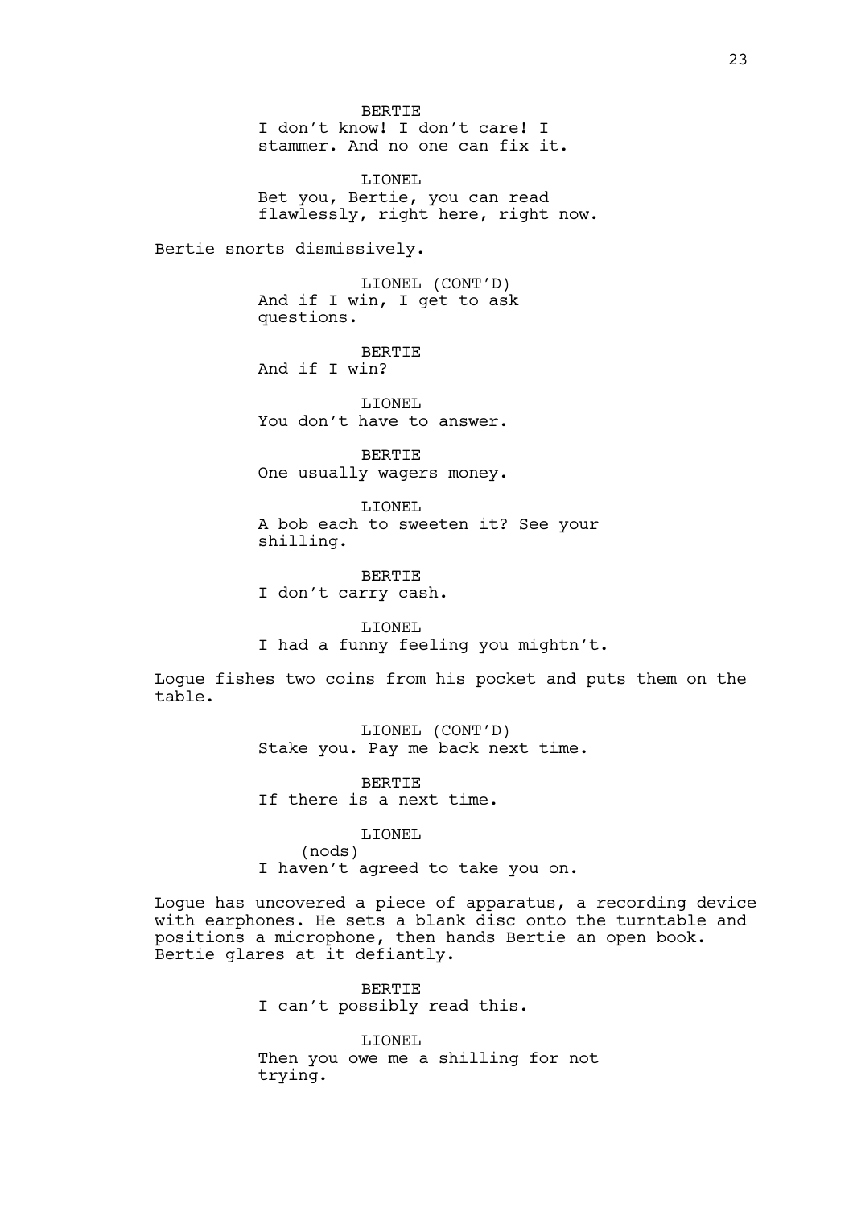BERTIE
I don't know! I don't care! I stammer. And no one can fix it.

LIONEL
Bet you, Bertie, you can read flawlessly, right here, right now.

Bertie snorts dismissively.

LIONEL (CONT'D)
And if I win, I get to ask questions.

BERTIE
And if I win?

LIONEL
You don't have to answer.

BERTIE
One usually wagers money.

LIONEL
A bob each to sweeten it? See your shilling.

BERTIE
I don't carry cash.

LIONEL
I had a funny feeling you mightn't.

Logue fishes two coins from his pocket and puts them on the table.

LIONEL (CONT'D)
Stake you. Pay me back next time.

BERTIE
If there is a next time.

LIONEL
(nods)
I haven't agreed to take you on.

Logue has uncovered a piece of apparatus, a recording device with earphones. He sets a blank disc onto the turntable and positions a microphone, then hands Bertie an open book. Bertie glares at it defiantly.

BERTIE
I can't possibly read this.

LIONEL
Then you owe me a shilling for not trying.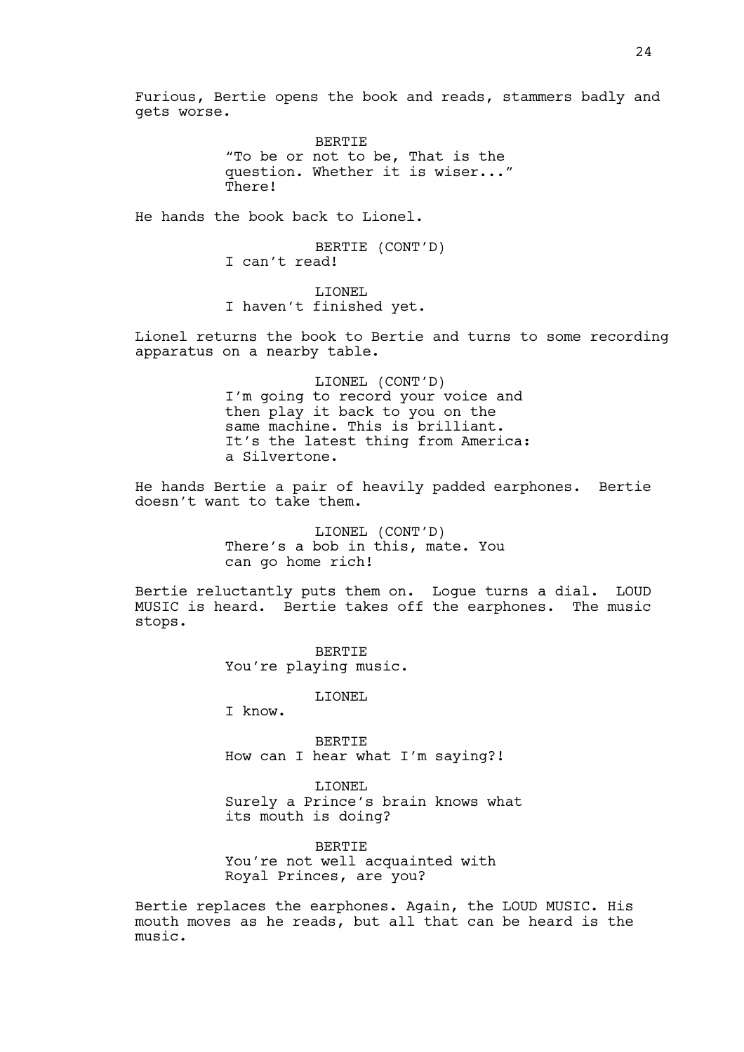Furious, Bertie opens the book and reads, stammers badly and gets worse.

BERTIE
"To be or not to be, That is the question. Whether it is wiser..."
There!

He hands the book back to Lionel.

BERTIE (CONT'D)
I can't read!

LIONEL
I haven't finished yet.

Lionel returns the book to Bertie and turns to some recording apparatus on a nearby table.

LIONEL (CONT'D)
I'm going to record your voice and then play it back to you on the same machine. This is brilliant. It's the latest thing from America: a Silvertone.

He hands Bertie a pair of heavily padded earphones. Bertie doesn't want to take them.

LIONEL (CONT'D)
There's a bob in this, mate. You can go home rich!

Bertie reluctantly puts them on. Logue turns a dial. LOUD MUSIC is heard. Bertie takes off the earphones. The music stops.

BERTIE
You're playing music.

LIONEL
I know.

BERTIE
How can I hear what I'm saying?!

LIONEL
Surely a Prince's brain knows what its mouth is doing?

BERTIE
You're not well acquainted with Royal Princes, are you?

Bertie replaces the earphones. Again, the LOUD MUSIC. His mouth moves as he reads, but all that can be heard is the music.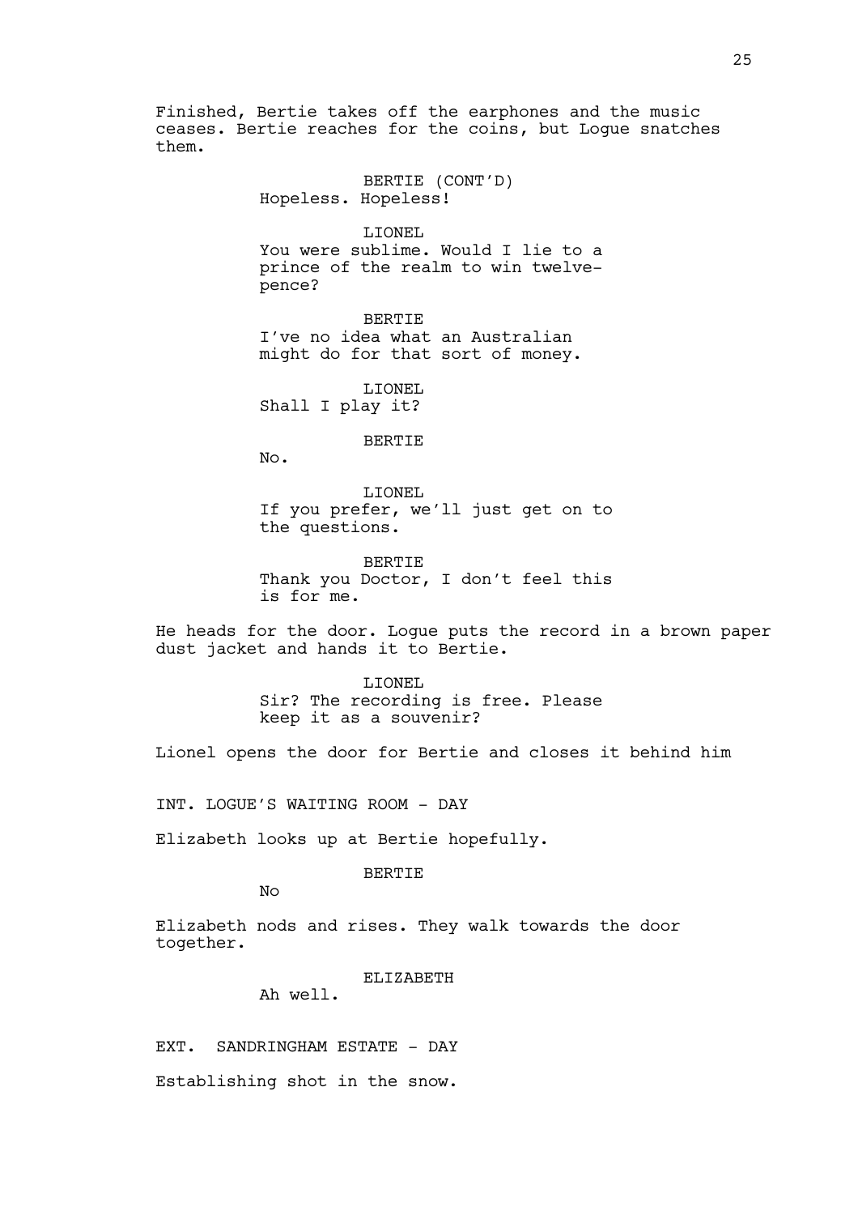Finished, Bertie takes off the earphones and the music ceases. Bertie reaches for the coins, but Logue snatches them.

BERTIE (CONT'D)
Hopeless. Hopeless!

LIONEL
You were sublime. Would I lie to a prince of the realm to win twelve-pence?

BERTIE
I've no idea what an Australian might do for that sort of money.

LIONEL
Shall I play it?

BERTIE
No.

LIONEL
If you prefer, we'll just get on to the questions.

BERTIE
Thank you Doctor, I don't feel this is for me.

He heads for the door. Logue puts the record in a brown paper dust jacket and hands it to Bertie.

LIONEL
Sir? The recording is free. Please keep it as a souvenir?

Lionel opens the door for Bertie and closes it behind him

INT. LOGUE'S WAITING ROOM - DAY

Elizabeth looks up at Bertie hopefully.

BERTIE
No

Elizabeth nods and rises. They walk towards the door together.

ELIZABETH
Ah well.

EXT. SANDRINGHAM ESTATE - DAY

Establishing shot in the snow.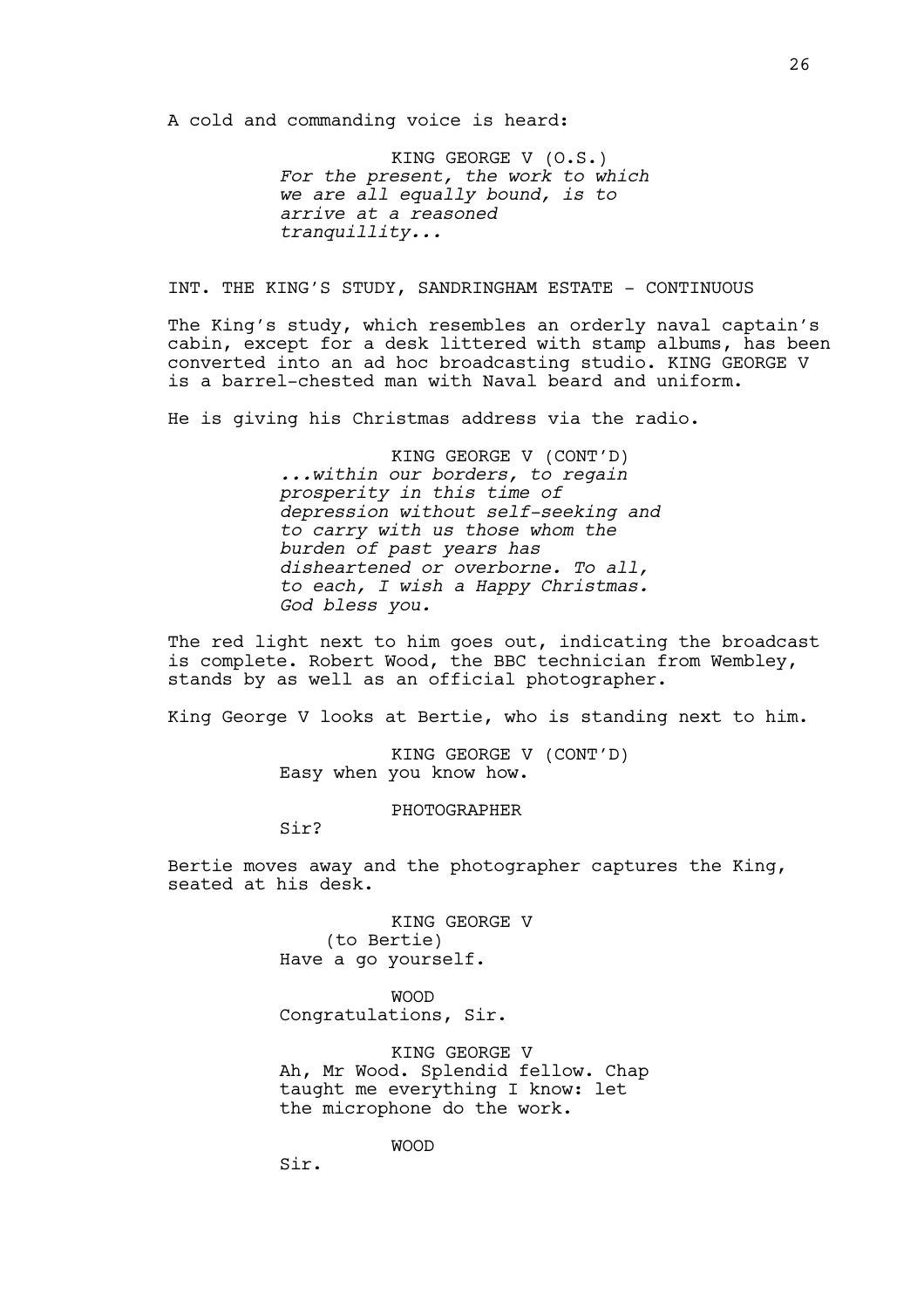A cold and commanding voice is heard:

KING GEORGE V (O.S.)
*For the present, the work to which we are all equally bound, is to arrive at a reasoned tranquillity...*

INT. THE KING'S STUDY, SANDRINGHAM ESTATE - CONTINUOUS

The King's study, which resembles an orderly naval captain's cabin, except for a desk littered with stamp albums, has been converted into an ad hoc broadcasting studio. KING GEORGE V is a barrel-chested man with Naval beard and uniform.

He is giving his Christmas address via the radio.

KING GEORGE V (CONT'D)
*...within our borders, to regain prosperity in this time of depression without self-seeking and to carry with us those whom the burden of past years has disheartened or overborne. To all, to each, I wish a Happy Christmas. God bless you.*

The red light next to him goes out, indicating the broadcast is complete. Robert Wood, the BBC technician from Wembley, stands by as well as an official photographer.

King George V looks at Bertie, who is standing next to him.

KING GEORGE V (CONT'D)
Easy when you know how.

PHOTOGRAPHER
Sir?

Bertie moves away and the photographer captures the King, seated at his desk.

KING GEORGE V
(to Bertie)
Have a go yourself.

WOOD
Congratulations, Sir.

KING GEORGE V
Ah, Mr Wood. Splendid fellow. Chap taught me everything I know: let the microphone do the work.

WOOD
Sir.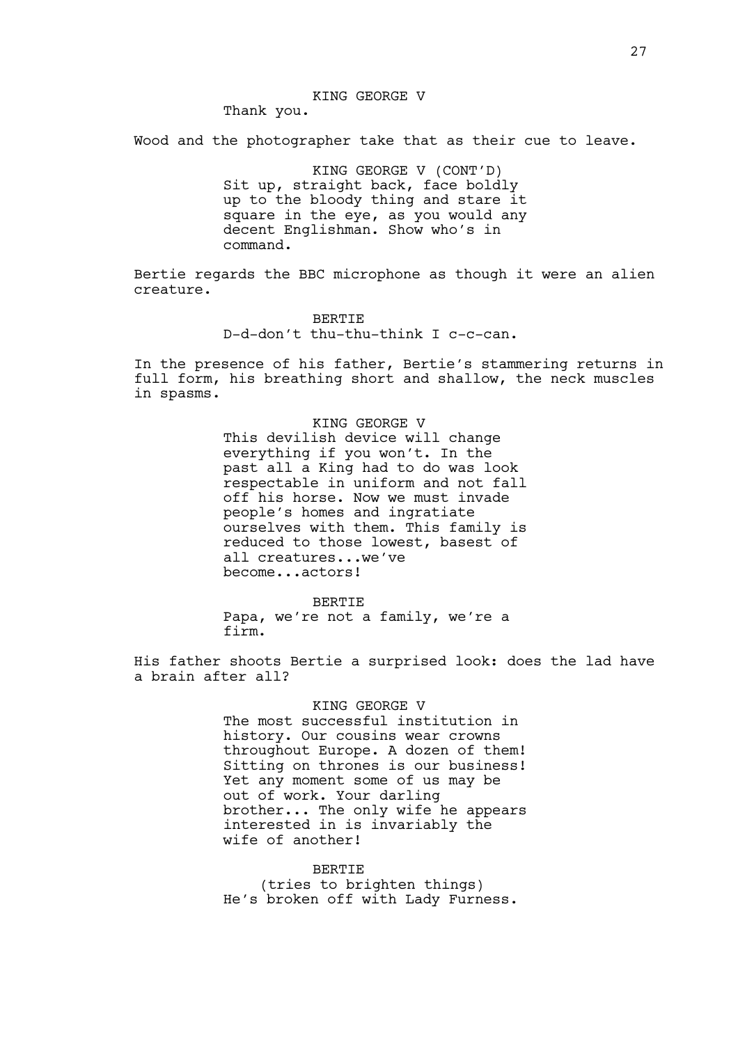KING GEORGE V

Thank you.

Wood and the photographer take that as their cue to leave.

KING GEORGE V (CONT'D)

Sit up, straight back, face boldly up to the bloody thing and stare it square in the eye, as you would any decent Englishman. Show who's in command.

Bertie regards the BBC microphone as though it were an alien creature.

BERTIE

D-d-don't thu-thu-think I c-c-can.

In the presence of his father, Bertie's stammering returns in full form, his breathing short and shallow, the neck muscles in spasms.

KING GEORGE V

This devilish device will change everything if you won't. In the past all a King had to do was look respectable in uniform and not fall off his horse. Now we must invade people's homes and ingratiate ourselves with them. This family is reduced to those lowest, basest of all creatures...we've become...actors!

BERTIE

Papa, we're not a family, we're a firm.

His father shoots Bertie a surprised look: does the lad have a brain after all?

KING GEORGE V

The most successful institution in history. Our cousins wear crowns throughout Europe. A dozen of them! Sitting on thrones is our business! Yet any moment some of us may be out of work. Your darling brother... The only wife he appears interested in is invariably the wife of another!

BERTIE

(tries to brighten things)

He's broken off with Lady Furness.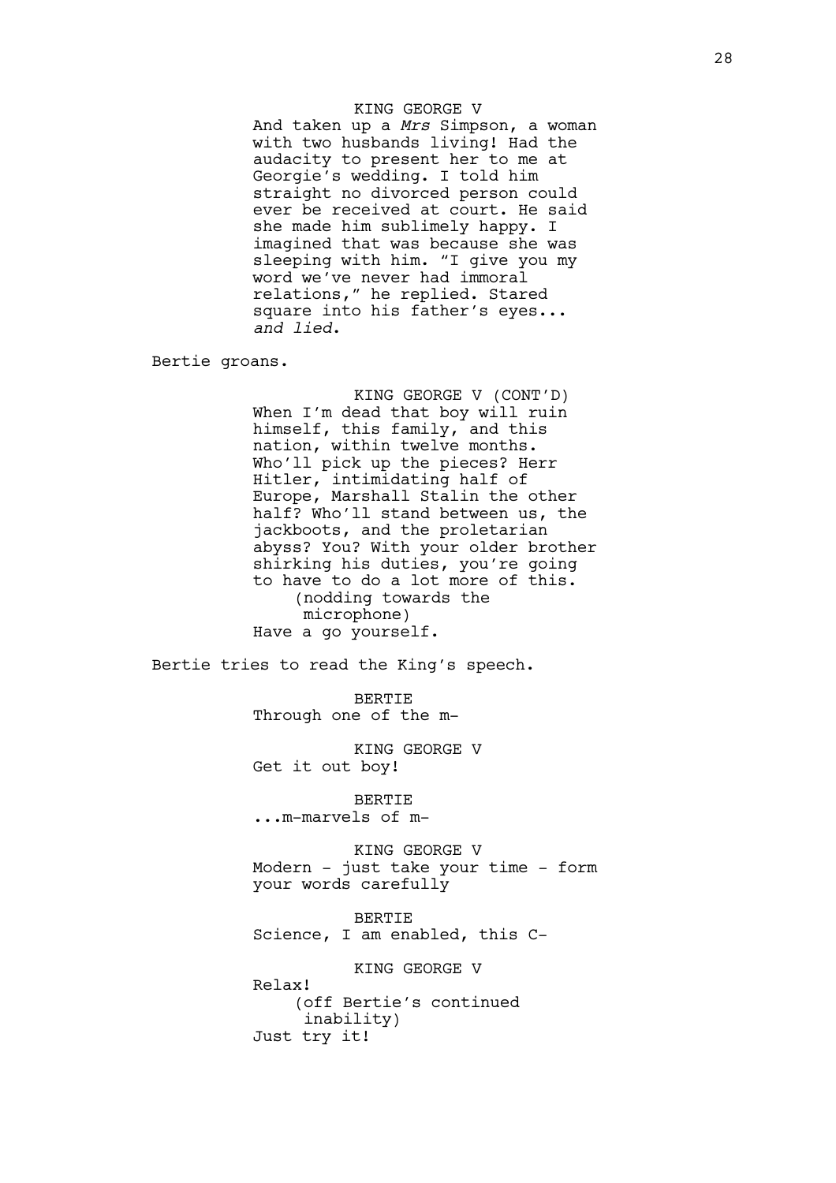KING GEORGE V

And taken up a *Mrs* Simpson, a woman with two husbands living! Had the audacity to present her to me at Georgie's wedding. I told him straight no divorced person could ever be received at court. He said she made him sublimely happy. I imagined that was because she was sleeping with him. "I give you my word we've never had immoral relations," he replied. Stared square into his father's eyes... *and lied*.

Bertie groans.

KING GEORGE V (CONT'D)

When I'm dead that boy will ruin himself, this family, and this nation, within twelve months. Who'll pick up the pieces? Herr Hitler, intimidating half of Europe, Marshall Stalin the other half? Who'll stand between us, the jackboots, and the proletarian abyss? You? With your older brother shirking his duties, you're going to have to do a lot more of this.
(nodding towards the microphone)
Have a go yourself.

Bertie tries to read the King's speech.

BERTIE

Through one of the m-

KING GEORGE V

Get it out boy!

BERTIE

...m-marvels of m-

KING GEORGE V

Modern - just take your time - form your words carefully

BERTIE

Science, I am enabled, this C-

KING GEORGE V

Relax!
(off Bertie's continued inability)
Just try it!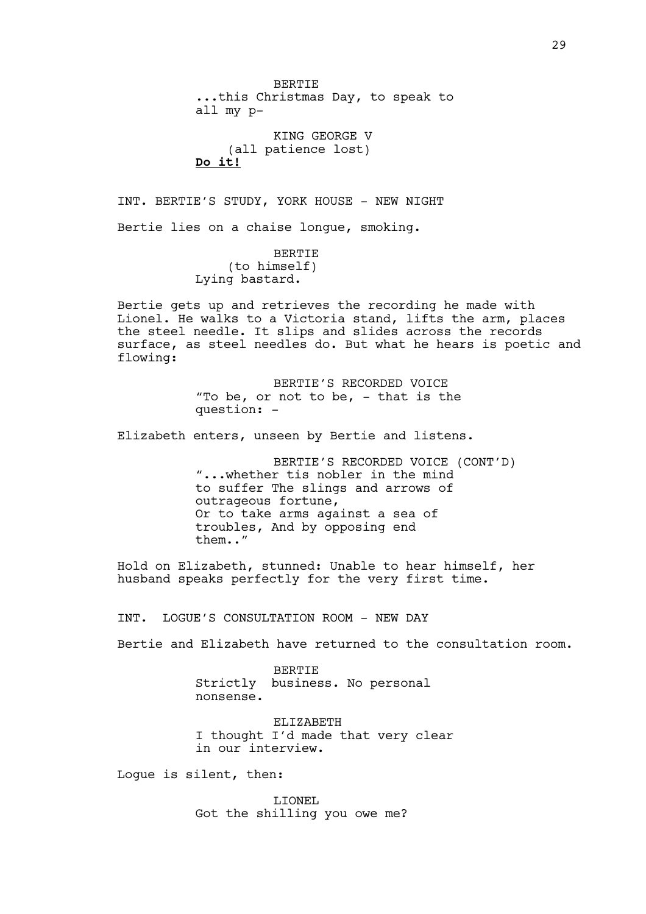BERTIE
...this Christmas Day, to speak to all my p-

KING GEORGE V
(all patience lost)
**Do it!**

INT. BERTIE'S STUDY, YORK HOUSE - NEW NIGHT

Bertie lies on a chaise longue, smoking.

BERTIE
(to himself)
Lying bastard.

Bertie gets up and retrieves the recording he made with Lionel. He walks to a Victoria stand, lifts the arm, places the steel needle. It slips and slides across the records surface, as steel needles do. But what he hears is poetic and flowing:

BERTIE'S RECORDED VOICE
"To be, or not to be, - that is the question: -

Elizabeth enters, unseen by Bertie and listens.

BERTIE'S RECORDED VOICE (CONT'D)
"...whether tis nobler in the mind to suffer The slings and arrows of outrageous fortune,
Or to take arms against a sea of troubles, And by opposing end them.."

Hold on Elizabeth, stunned: Unable to hear himself, her husband speaks perfectly for the very first time.

INT. LOGUE'S CONSULTATION ROOM - NEW DAY

Bertie and Elizabeth have returned to the consultation room.

BERTIE
Strictly business. No personal nonsense.

ELIZABETH
I thought I'd made that very clear in our interview.

Logue is silent, then:

LIONEL
Got the shilling you owe me?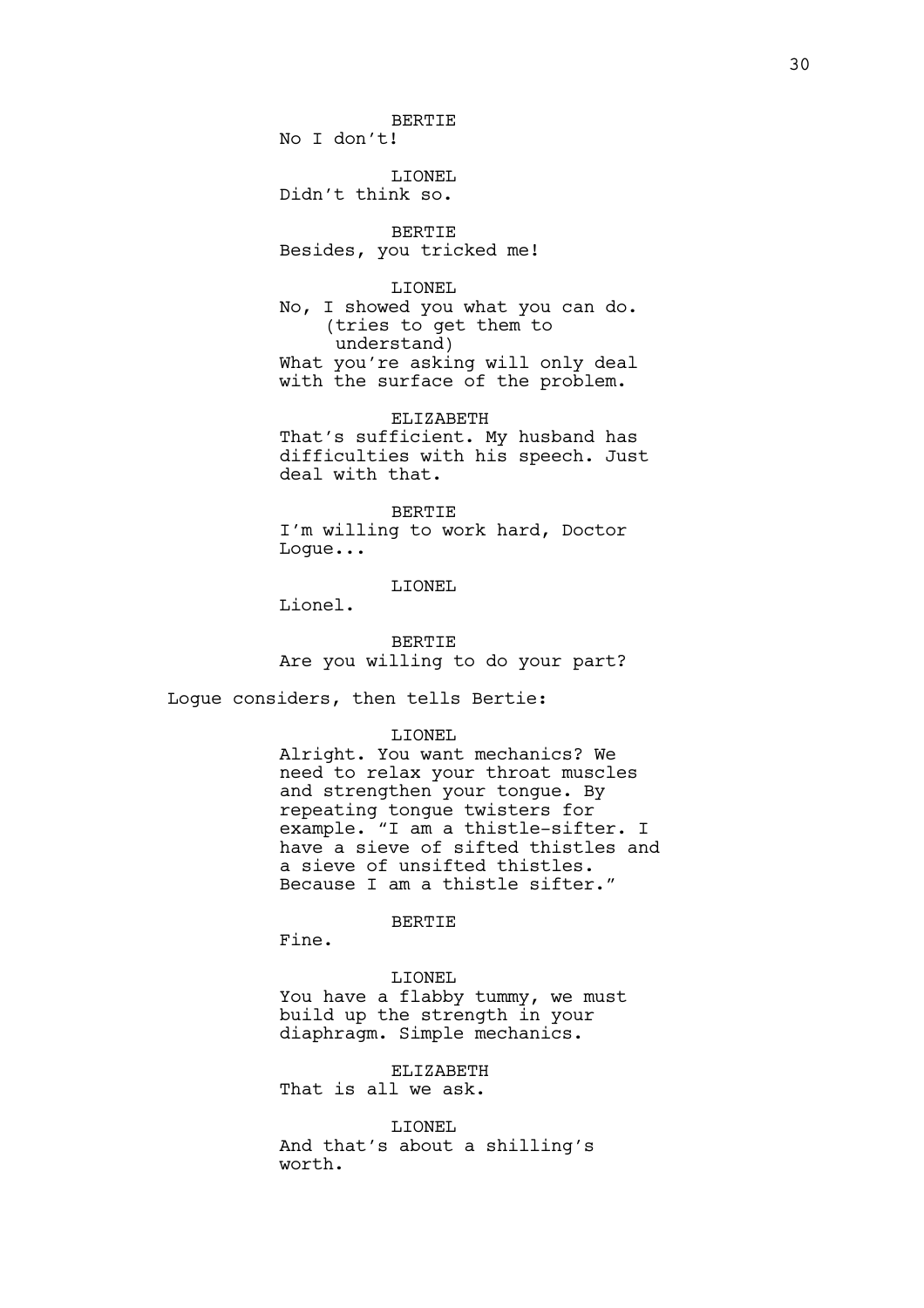BERTIE
No I don't!

LIONEL
Didn't think so.

BERTIE
Besides, you tricked me!

LIONEL
No, I showed you what you can do.
(tries to get them to understand)
What you're asking will only deal with the surface of the problem.

ELIZABETH
That's sufficient. My husband has difficulties with his speech. Just deal with that.

BERTIE
I'm willing to work hard, Doctor Logue...

LIONEL
Lionel.

BERTIE
Are you willing to do your part?

Logue considers, then tells Bertie:

LIONEL
Alright. You want mechanics? We need to relax your throat muscles and strengthen your tongue. By repeating tongue twisters for example. "I am a thistle-sifter. I have a sieve of sifted thistles and a sieve of unsifted thistles. Because I am a thistle sifter."

BERTIE
Fine.

LIONEL
You have a flabby tummy, we must build up the strength in your diaphragm. Simple mechanics.

ELIZABETH
That is all we ask.

LIONEL
And that's about a shilling's worth.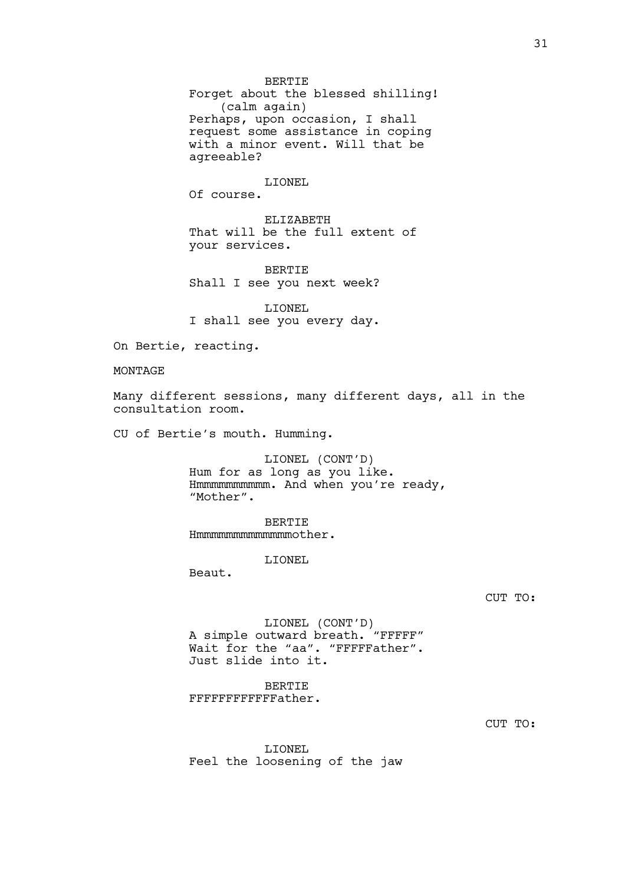BERTIE
Forget about the blessed shilling!
(calm again)
Perhaps, upon occasion, I shall request some assistance in coping with a minor event. Will that be agreeable?

LIONEL
Of course.

ELIZABETH
That will be the full extent of your services.

BERTIE
Shall I see you next week?

LIONEL
I shall see you every day.

On Bertie, reacting.

MONTAGE

Many different sessions, many different days, all in the consultation room.

CU of Bertie’s mouth. Humming.

LIONEL (CONT’D)
Hum for as long as you like. Hmmmmmmmmmm. And when you’re ready, “Mother”.

BERTIE
Hmmmmmmmmmmmmmmother.

LIONEL
Beaut.

CUT TO:

LIONEL (CONT’D)
A simple outward breath. “FFFFF” Wait for the “aa”. “FFFFFather”. Just slide into it.

BERTIE
FFFFFFFFFFFFather.

CUT TO:

LIONEL
Feel the loosening of the jaw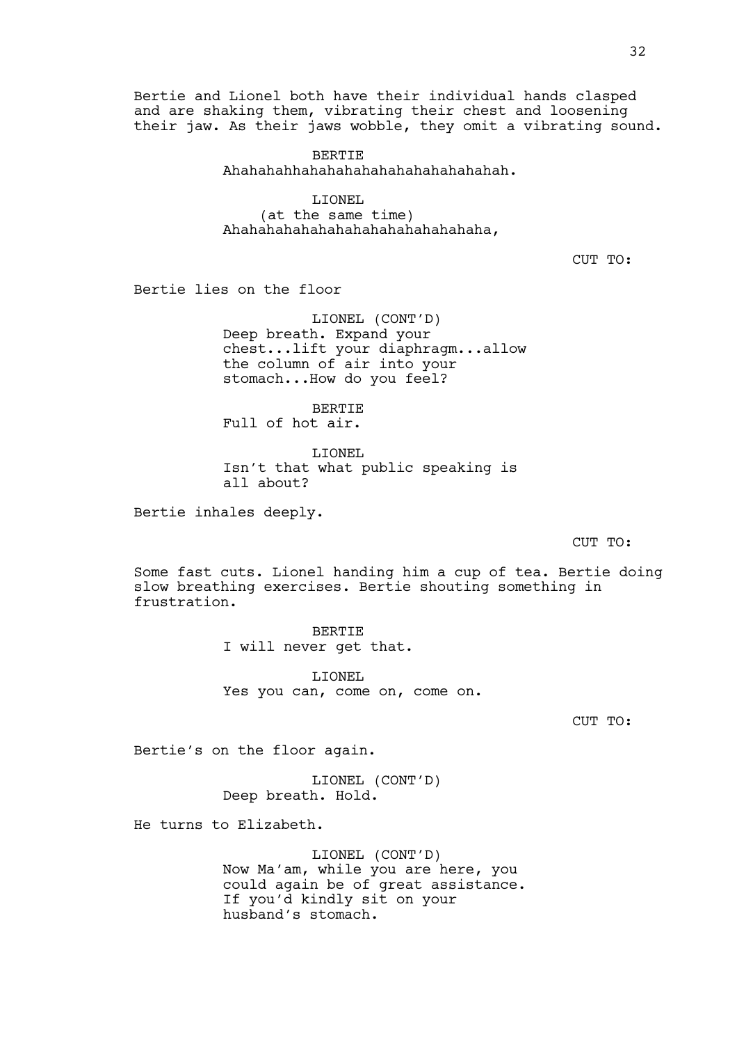Bertie and Lionel both have their individual hands clasped and are shaking them, vibrating their chest and loosening their jaw. As their jaws wobble, they omit a vibrating sound.

BERTIE
Ahahahahhahahahahahahahahahahahah.

LIONEL
(at the same time)
Ahahahahahahahahahahahahahahaha,

CUT TO:

Bertie lies on the floor

LIONEL (CONT'D)
Deep breath. Expand your chest...lift your diaphragm...allow the column of air into your stomach...How do you feel?

BERTIE
Full of hot air.

LIONEL
Isn't that what public speaking is all about?

Bertie inhales deeply.

CUT TO:

Some fast cuts. Lionel handing him a cup of tea. Bertie doing slow breathing exercises. Bertie shouting something in frustration.

BERTIE
I will never get that.

LIONEL
Yes you can, come on, come on.

CUT TO:

Bertie's on the floor again.

LIONEL (CONT'D)
Deep breath. Hold.

He turns to Elizabeth.

LIONEL (CONT'D)
Now Ma'am, while you are here, you could again be of great assistance. If you'd kindly sit on your husband's stomach.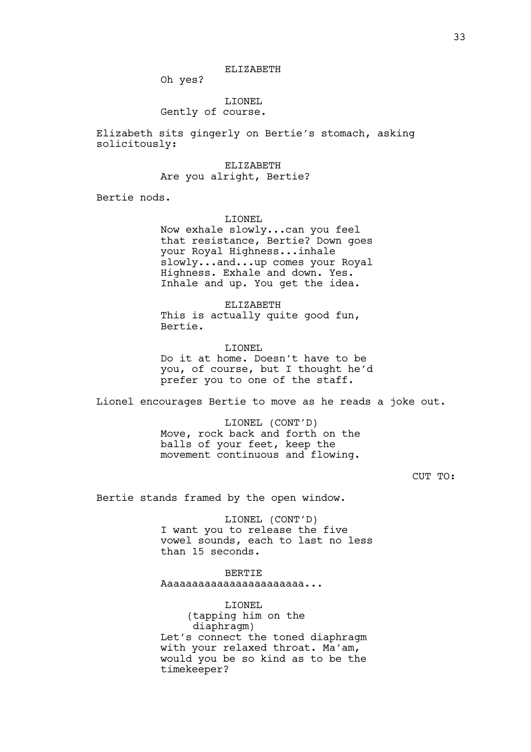ELIZABETH
Oh yes?

LIONEL
Gently of course.

Elizabeth sits gingerly on Bertie's stomach, asking solicitously:

ELIZABETH
Are you alright, Bertie?

Bertie nods.

LIONEL
Now exhale slowly...can you feel that resistance, Bertie? Down goes your Royal Highness...inhale slowly...and...up comes your Royal Highness. Exhale and down. Yes. Inhale and up. You get the idea.

ELIZABETH
This is actually quite good fun, Bertie.

LIONEL
Do it at home. Doesn't have to be you, of course, but I thought he'd prefer you to one of the staff.

Lionel encourages Bertie to move as he reads a joke out.

LIONEL (CONT'D)
Move, rock back and forth on the balls of your feet, keep the movement continuous and flowing.

CUT TO:

Bertie stands framed by the open window.

LIONEL (CONT'D)
I want you to release the five vowel sounds, each to last no less than 15 seconds.

BERTIE
Aaaaaaaaaaaaaaaaaaaaaa...

LIONEL
(tapping him on the diaphragm)
Let's connect the toned diaphragm with your relaxed throat. Ma'am, would you be so kind as to be the timekeeper?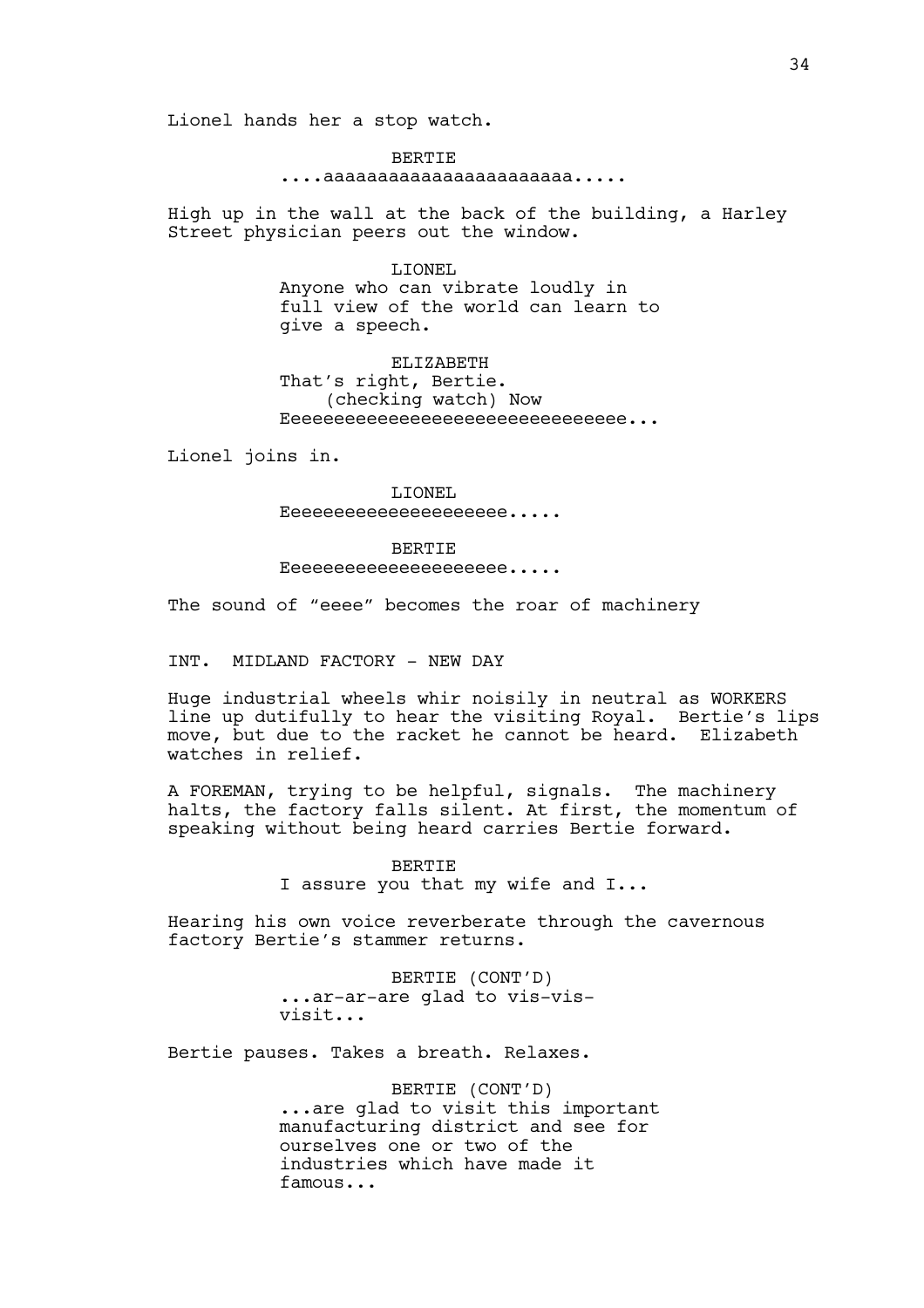Lionel hands her a stop watch.

BERTIE
....aaaaaaaaaaaaaaaaaaaaaaa.....

High up in the wall at the back of the building, a Harley Street physician peers out the window.

LIONEL
Anyone who can vibrate loudly in full view of the world can learn to give a speech.

ELIZABETH
That's right, Bertie.
(checking watch) Now
Eeeeeeeeeeeeeeeeeeeeeeeeeeeeeee...

Lionel joins in.

LIONEL
Eeeeeeeeeeeeeeeeeeee.....

BERTIE
Eeeeeeeeeeeeeeeeeeee.....

The sound of "eeee" becomes the roar of machinery

INT. MIDLAND FACTORY - NEW DAY

Huge industrial wheels whir noisily in neutral as WORKERS line up dutifully to hear the visiting Royal. Bertie's lips move, but due to the racket he cannot be heard. Elizabeth watches in relief.

A FOREMAN, trying to be helpful, signals. The machinery halts, the factory falls silent. At first, the momentum of speaking without being heard carries Bertie forward.

BERTIE
I assure you that my wife and I...

Hearing his own voice reverberate through the cavernous factory Bertie's stammer returns.

BERTIE (CONT'D)
...ar-ar-are glad to vis-vis-visit...

Bertie pauses. Takes a breath. Relaxes.

BERTIE (CONT'D)
...are glad to visit this important manufacturing district and see for ourselves one or two of the industries which have made it famous...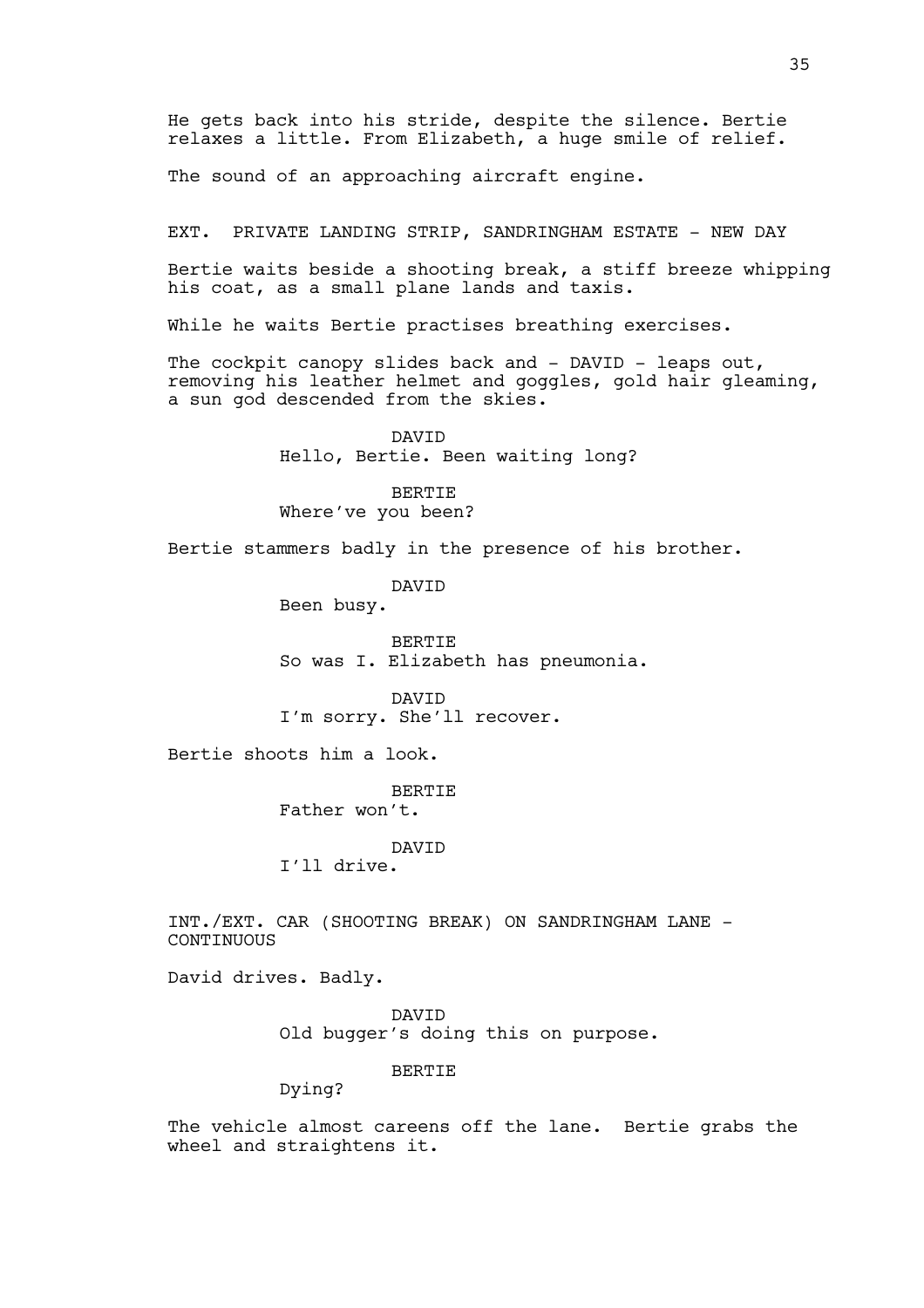He gets back into his stride, despite the silence. Bertie relaxes a little. From Elizabeth, a huge smile of relief.

The sound of an approaching aircraft engine.

EXT. PRIVATE LANDING STRIP, SANDRINGHAM ESTATE - NEW DAY

Bertie waits beside a shooting break, a stiff breeze whipping his coat, as a small plane lands and taxis.

While he waits Bertie practises breathing exercises.

The cockpit canopy slides back and - DAVID - leaps out, removing his leather helmet and goggles, gold hair gleaming, a sun god descended from the skies.

DAVID
Hello, Bertie. Been waiting long?

BERTIE
Where've you been?

Bertie stammers badly in the presence of his brother.

DAVID
Been busy.

BERTIE
So was I. Elizabeth has pneumonia.

DAVID
I'm sorry. She'll recover.

Bertie shoots him a look.

BERTIE
Father won't.

DAVID
I'll drive.

INT./EXT. CAR (SHOOTING BREAK) ON SANDRINGHAM LANE - CONTINUOUS

David drives. Badly.

DAVID
Old bugger's doing this on purpose.

BERTIE
Dying?

The vehicle almost careens off the lane. Bertie grabs the wheel and straightens it.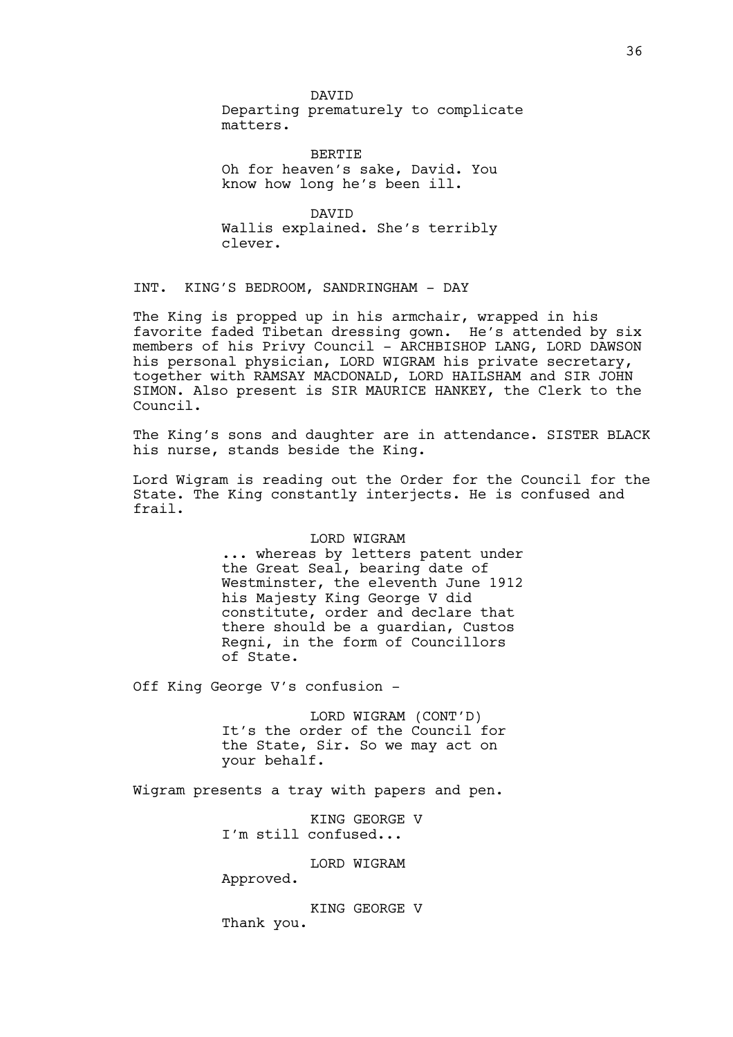DAVID
Departing prematurely to complicate matters.

BERTIE
Oh for heaven's sake, David. You know how long he's been ill.

DAVID
Wallis explained. She's terribly clever.

INT. KING'S BEDROOM, SANDRINGHAM - DAY

The King is propped up in his armchair, wrapped in his favorite faded Tibetan dressing gown. He's attended by six members of his Privy Council - ARCHBISHOP LANG, LORD DAWSON his personal physician, LORD WIGRAM his private secretary, together with RAMSAY MACDONALD, LORD HAILSHAM and SIR JOHN SIMON. Also present is SIR MAURICE HANKEY, the Clerk to the Council.

The King's sons and daughter are in attendance. SISTER BLACK his nurse, stands beside the King.

Lord Wigram is reading out the Order for the Council for the State. The King constantly interjects. He is confused and frail.

LORD WIGRAM
... whereas by letters patent under the Great Seal, bearing date of Westminster, the eleventh June 1912 his Majesty King George V did constitute, order and declare that there should be a guardian, Custos Regni, in the form of Councillors of State.

Off King George V's confusion -

LORD WIGRAM (CONT'D)
It's the order of the Council for the State, Sir. So we may act on your behalf.

Wigram presents a tray with papers and pen.

KING GEORGE V
I'm still confused...

LORD WIGRAM
Approved.

KING GEORGE V
Thank you.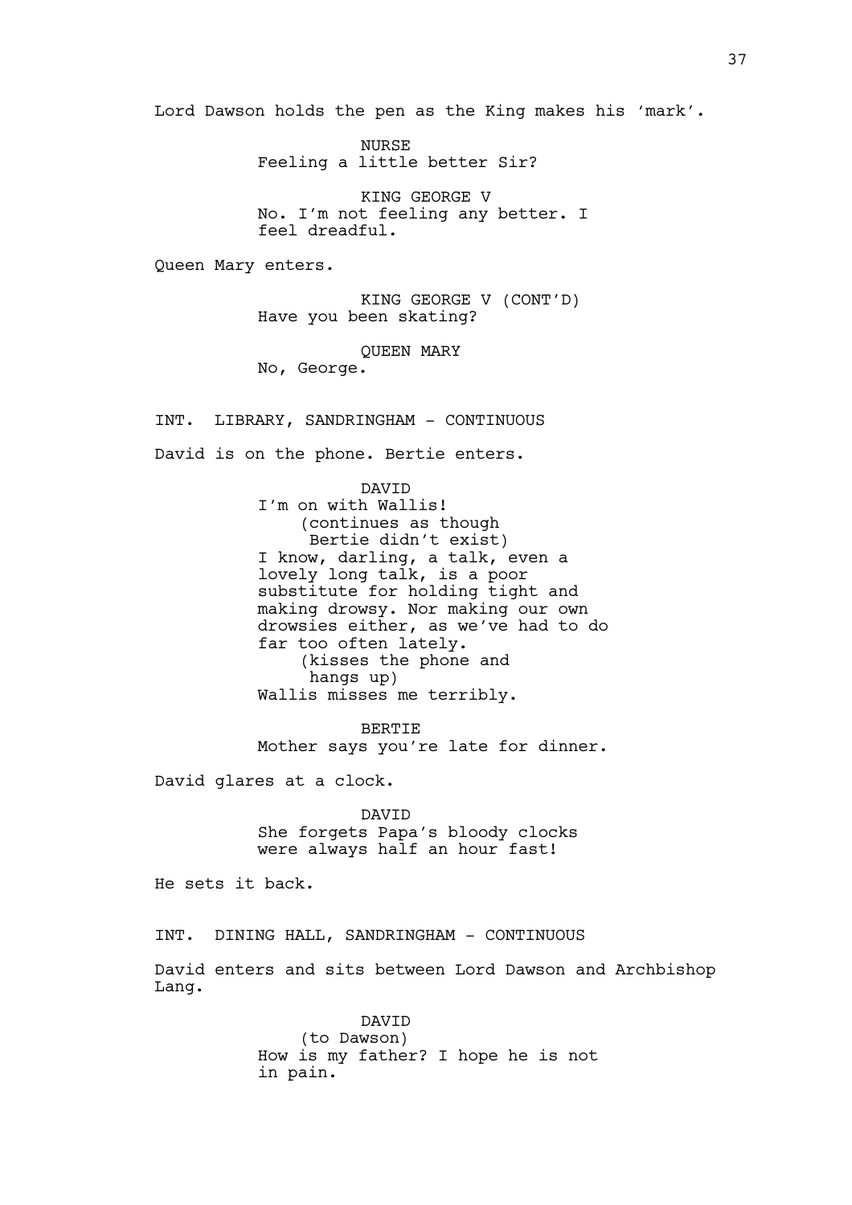Lord Dawson holds the pen as the King makes his 'mark'.

NURSE
Feeling a little better Sir?

KING GEORGE V
No. I'm not feeling any better. I feel dreadful.

Queen Mary enters.

KING GEORGE V (CONT'D)
Have you been skating?

QUEEN MARY
No, George.

INT. LIBRARY, SANDRINGHAM - CONTINUOUS

David is on the phone. Bertie enters.

DAVID
I'm on with Wallis!
(continues as though Bertie didn't exist)
I know, darling, a talk, even a lovely long talk, is a poor substitute for holding tight and making drowsy. Nor making our own drowsies either, as we've had to do far too often lately.
(kisses the phone and hangs up)
Wallis misses me terribly.

BERTIE
Mother says you're late for dinner.

David glares at a clock.

DAVID
She forgets Papa's bloody clocks were always half an hour fast!

He sets it back.

INT. DINING HALL, SANDRINGHAM - CONTINUOUS

David enters and sits between Lord Dawson and Archbishop Lang.

DAVID
(to Dawson)
How is my father? I hope he is not in pain.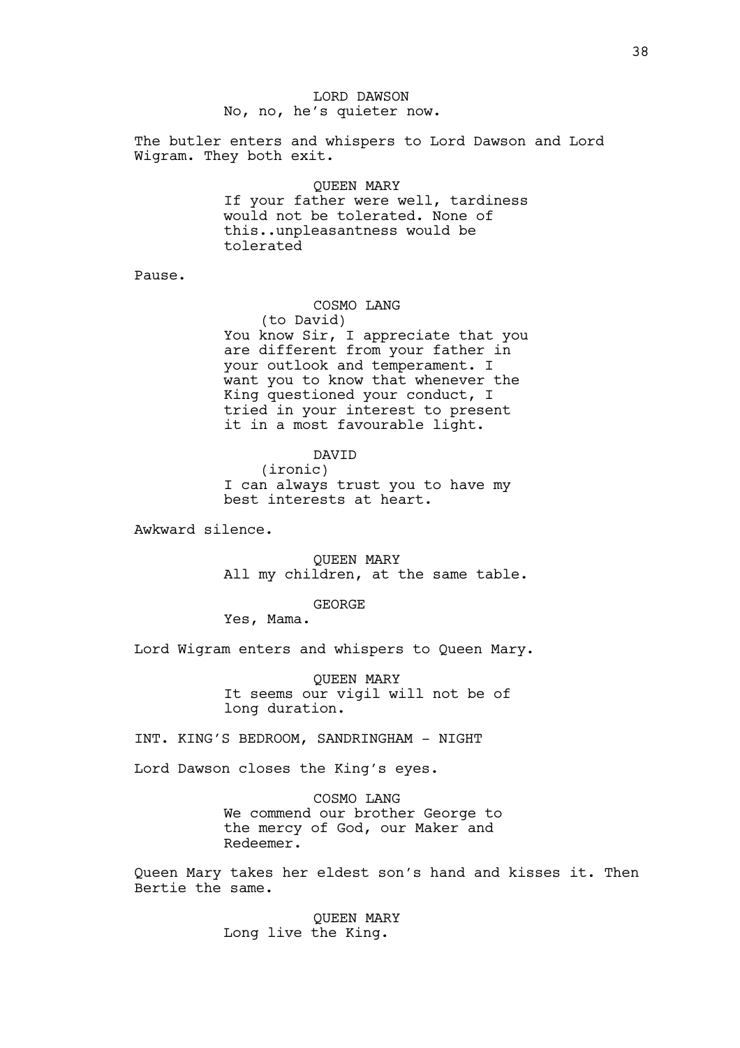LORD DAWSON
No, no, he's quieter now.

The butler enters and whispers to Lord Dawson and Lord Wigram. They both exit.

QUEEN MARY
If your father were well, tardiness would not be tolerated. None of this..unpleasantness would be tolerated

Pause.

COSMO LANG
(to David)
You know Sir, I appreciate that you are different from your father in your outlook and temperament. I want you to know that whenever the King questioned your conduct, I tried in your interest to present it in a most favourable light.

DAVID
(ironic)
I can always trust you to have my best interests at heart.

Awkward silence.

QUEEN MARY
All my children, at the same table.

GEORGE
Yes, Mama.

Lord Wigram enters and whispers to Queen Mary.

QUEEN MARY
It seems our vigil will not be of long duration.

INT. KING'S BEDROOM, SANDRINGHAM - NIGHT

Lord Dawson closes the King's eyes.

COSMO LANG
We commend our brother George to the mercy of God, our Maker and Redeemer.

Queen Mary takes her eldest son's hand and kisses it. Then Bertie the same.

QUEEN MARY
Long live the King.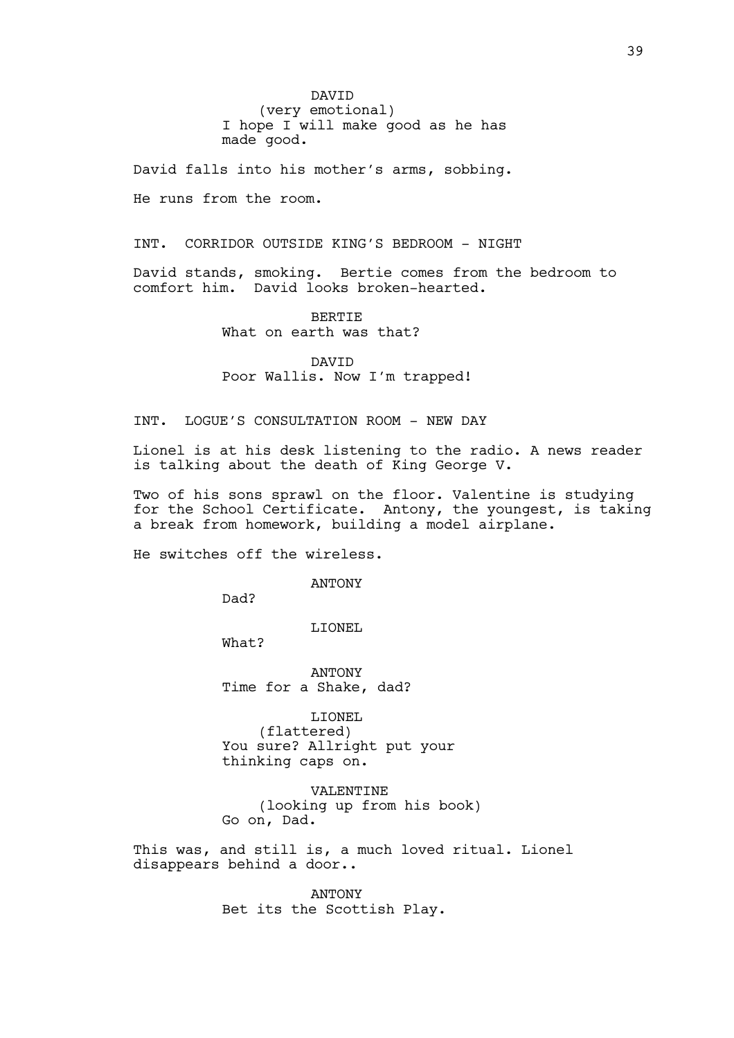DAVID
(very emotional)
I hope I will make good as he has made good.

David falls into his mother's arms, sobbing.

He runs from the room.

INT. CORRIDOR OUTSIDE KING'S BEDROOM - NIGHT

David stands, smoking. Bertie comes from the bedroom to comfort him. David looks broken-hearted.

BERTIE
What on earth was that?

DAVID
Poor Wallis. Now I'm trapped!

INT. LOGUE'S CONSULTATION ROOM - NEW DAY

Lionel is at his desk listening to the radio. A news reader is talking about the death of King George V.

Two of his sons sprawl on the floor. Valentine is studying for the School Certificate. Antony, the youngest, is taking a break from homework, building a model airplane.

He switches off the wireless.

ANTONY
Dad?

LIONEL
What?

ANTONY
Time for a Shake, dad?

LIONEL
(flattered)
You sure? Allright put your thinking caps on.

VALENTINE
(looking up from his book)
Go on, Dad.

This was, and still is, a much loved ritual. Lionel disappears behind a door..

ANTONY
Bet its the Scottish Play.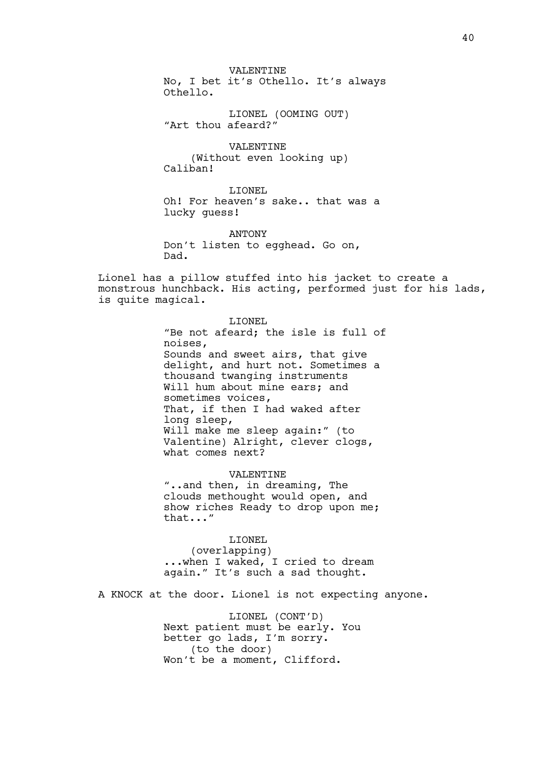VALENTINE
No, I bet it's Othello. It's always Othello.

LIONEL (OOMING OUT)
"Art thou afeard?"

VALENTINE
(Without even looking up)
Caliban!

LIONEL
Oh! For heaven's sake.. that was a lucky guess!

ANTONY
Don't listen to egghead. Go on, Dad.

Lionel has a pillow stuffed into his jacket to create a monstrous hunchback. His acting, performed just for his lads, is quite magical.

LIONEL
"Be not afeard; the isle is full of noises,
Sounds and sweet airs, that give delight, and hurt not. Sometimes a thousand twanging instruments
Will hum about mine ears; and sometimes voices,
That, if then I had waked after long sleep,
Will make me sleep again:" (to Valentine) Alright, clever clogs, what comes next?

VALENTINE
"..and then, in dreaming, The clouds methought would open, and show riches Ready to drop upon me; that..."

LIONEL
(overlapping)
...when I waked, I cried to dream again." It's such a sad thought.

A KNOCK at the door. Lionel is not expecting anyone.

LIONEL (CONT'D)
Next patient must be early. You better go lads, I'm sorry.
(to the door)
Won't be a moment, Clifford.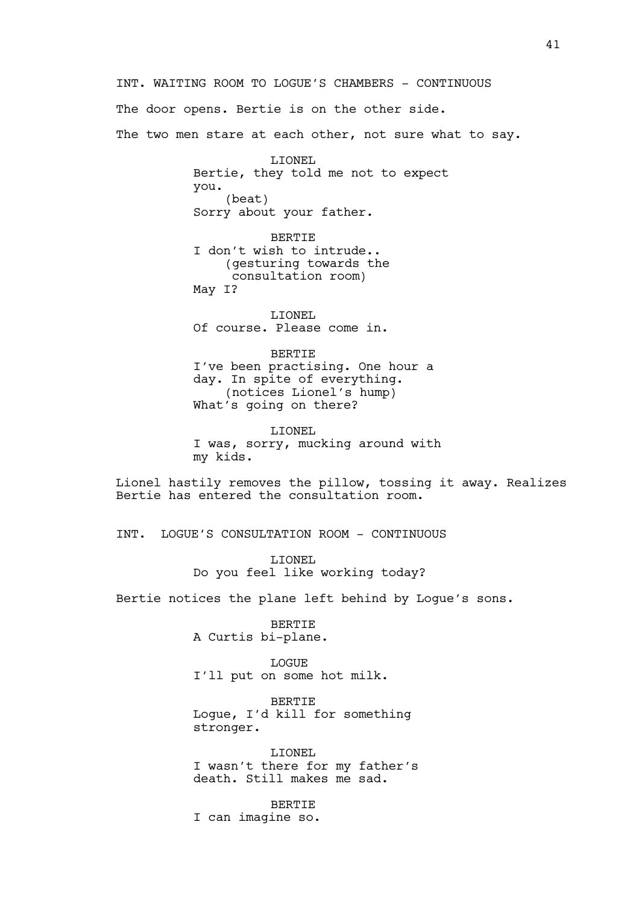INT. WAITING ROOM TO LOGUE'S CHAMBERS - CONTINUOUS

The door opens. Bertie is on the other side.

The two men stare at each other, not sure what to say.

LIONEL
Bertie, they told me not to expect you.
(beat)
Sorry about your father.

BERTIE
I don't wish to intrude..
(gesturing towards the consultation room)
May I?

LIONEL
Of course. Please come in.

BERTIE
I've been practising. One hour a day. In spite of everything.
(notices Lionel's hump)
What's going on there?

LIONEL
I was, sorry, mucking around with my kids.

Lionel hastily removes the pillow, tossing it away. Realizes Bertie has entered the consultation room.

INT. LOGUE'S CONSULTATION ROOM - CONTINUOUS

LIONEL
Do you feel like working today?

Bertie notices the plane left behind by Logue's sons.

BERTIE
A Curtis bi-plane.

LOGUE
I'll put on some hot milk.

BERTIE
Logue, I'd kill for something stronger.

LIONEL
I wasn't there for my father's death. Still makes me sad.

BERTIE
I can imagine so.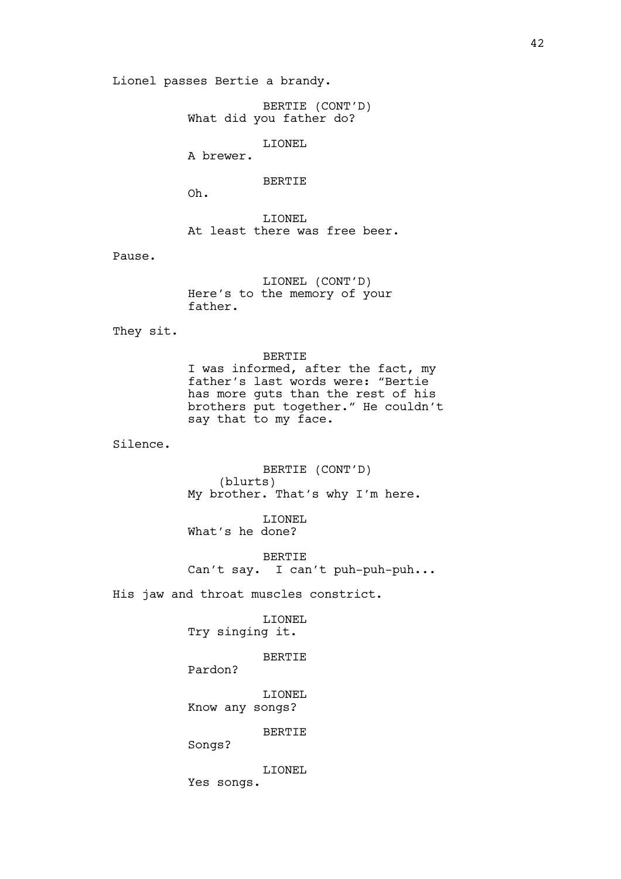Lionel passes Bertie a brandy.

BERTIE (CONT'D)
What did you father do?

LIONEL
A brewer.

BERTIE
Oh.

LIONEL
At least there was free beer.

Pause.

LIONEL (CONT'D)
Here's to the memory of your father.

They sit.

BERTIE
I was informed, after the fact, my father's last words were: "Bertie has more guts than the rest of his brothers put together." He couldn't say that to my face.

Silence.

BERTIE (CONT'D)
(blurts)
My brother. That's why I'm here.

LIONEL
What's he done?

BERTIE
Can't say. I can't puh-puh-puh...

His jaw and throat muscles constrict.

LIONEL
Try singing it.

BERTIE
Pardon?

LIONEL
Know any songs?

BERTIE
Songs?

LIONEL
Yes songs.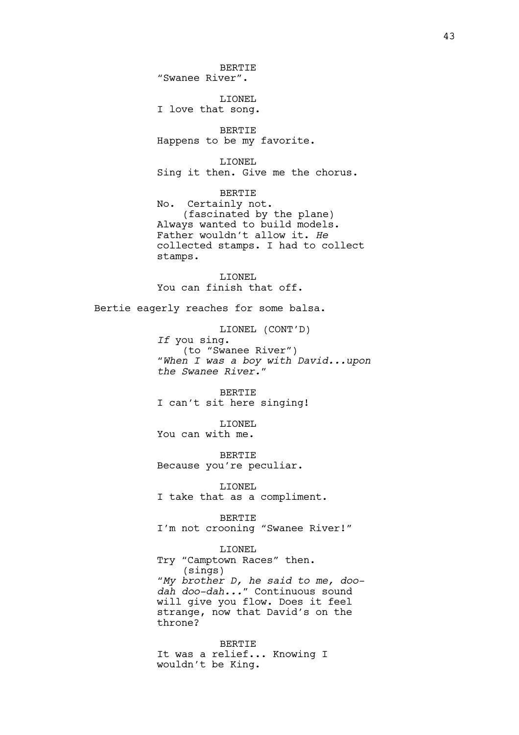BERTIE
"Swanee River".

LIONEL
I love that song.

BERTIE
Happens to be my favorite.

LIONEL
Sing it then. Give me the chorus.

BERTIE
No. Certainly not.
(fascinated by the plane)
Always wanted to build models. Father wouldn't allow it. *He* collected stamps. I had to collect stamps.

LIONEL
You can finish that off.

Bertie eagerly reaches for some balsa.

LIONEL (CONT'D)
*If* you sing.
(to "Swanee River")
"*When I was a boy with David...upon the Swanee River.*"

BERTIE
I can't sit here singing!

LIONEL
You can with me.

BERTIE
Because you're peculiar.

LIONEL
I take that as a compliment.

BERTIE
I'm not crooning "Swanee River!"

LIONEL
Try "Camptown Races" then.
(sings)
"*My brother D, he said to me, doo-dah doo-dah...*" Continuous sound will give you flow. Does it feel strange, now that David's on the throne?

BERTIE
It was a relief... Knowing I wouldn't be King.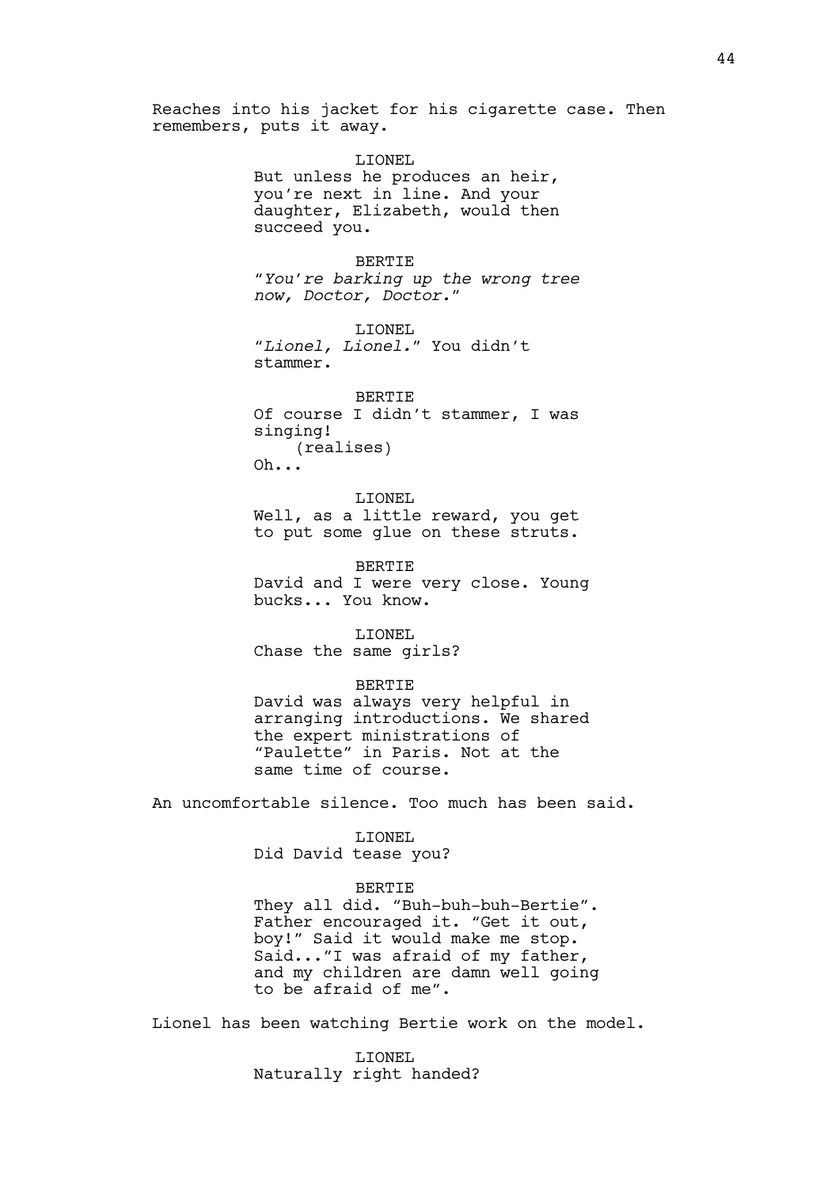Reaches into his jacket for his cigarette case. Then remembers, puts it away.

LIONEL

But unless he produces an heir, you're next in line. And your daughter, Elizabeth, would then succeed you.

BERTIE

"*You're barking up the wrong tree now, Doctor, Doctor.*"

LIONEL

"*Lionel, Lionel.*" You didn't stammer.

BERTIE

Of course I didn't stammer, I was singing!

(realises)

Oh...

LIONEL

Well, as a little reward, you get to put some glue on these struts.

BERTIE

David and I were very close. Young bucks... You know.

LIONEL

Chase the same girls?

BERTIE

David was always very helpful in arranging introductions. We shared the expert ministrations of "Paulette" in Paris. Not at the same time of course.

An uncomfortable silence. Too much has been said.

LIONEL

Did David tease you?

BERTIE

They all did. "Buh-buh-buh-Bertie". Father encouraged it. "Get it out, boy!" Said it would make me stop. Said..."I was afraid of my father, and my children are damn well going to be afraid of me".

Lionel has been watching Bertie work on the model.

LIONEL

Naturally right handed?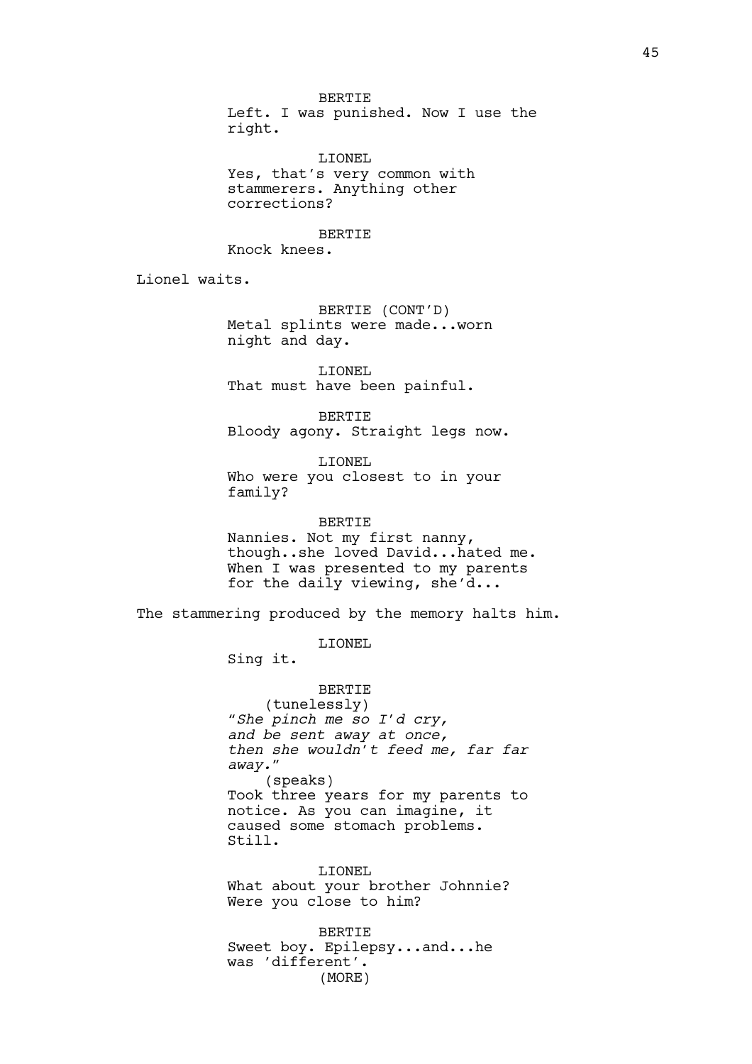BERTIE
Left. I was punished. Now I use the right.

LIONEL
Yes, that's very common with stammerers. Anything other corrections?

BERTIE
Knock knees.

Lionel waits.

BERTIE (CONT'D)
Metal splints were made...worn night and day.

LIONEL
That must have been painful.

BERTIE
Bloody agony. Straight legs now.

LIONEL
Who were you closest to in your family?

BERTIE
Nannies. Not my first nanny, though..she loved David...hated me. When I was presented to my parents for the daily viewing, she'd...

The stammering produced by the memory halts him.

LIONEL
Sing it.

BERTIE
(tunelessly)
"*She pinch me so I'd cry,*
*and be sent away at once,*
*then she wouldn't feed me, far far away.*"
(speaks)
Took three years for my parents to notice. As you can imagine, it caused some stomach problems. Still.

LIONEL
What about your brother Johnnie? Were you close to him?

BERTIE
Sweet boy. Epilepsy...and...he was 'different'.
(MORE)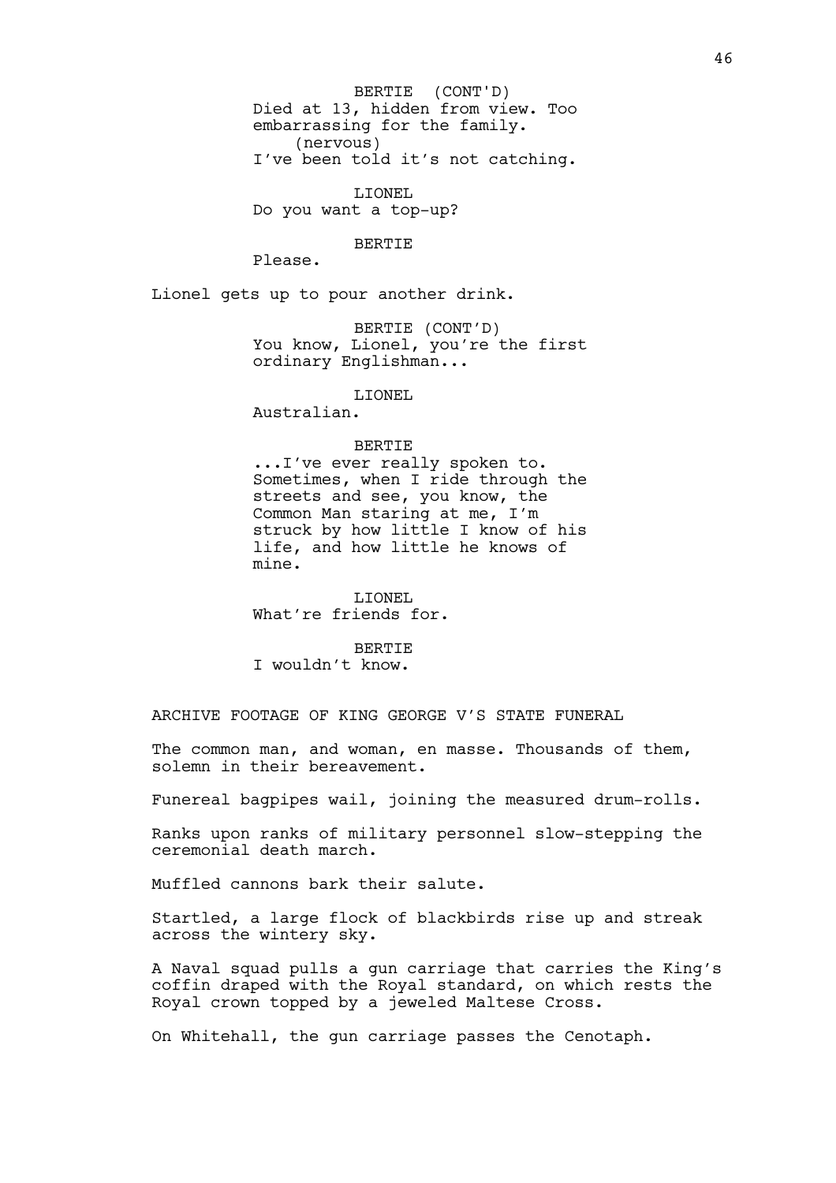BERTIE (CONT'D)
Died at 13, hidden from view. Too embarrassing for the family.
(nervous)
I've been told it's not catching.

LIONEL
Do you want a top-up?

BERTIE
Please.

Lionel gets up to pour another drink.

BERTIE (CONT'D)
You know, Lionel, you're the first ordinary Englishman...

LIONEL
Australian.

BERTIE
...I've ever really spoken to. Sometimes, when I ride through the streets and see, you know, the Common Man staring at me, I'm struck by how little I know of his life, and how little he knows of mine.

LIONEL
What're friends for.

BERTIE
I wouldn't know.

ARCHIVE FOOTAGE OF KING GEORGE V'S STATE FUNERAL

The common man, and woman, en masse. Thousands of them, solemn in their bereavement.

Funereal bagpipes wail, joining the measured drum-rolls.

Ranks upon ranks of military personnel slow-stepping the ceremonial death march.

Muffled cannons bark their salute.

Startled, a large flock of blackbirds rise up and streak across the wintery sky.

A Naval squad pulls a gun carriage that carries the King's coffin draped with the Royal standard, on which rests the Royal crown topped by a jeweled Maltese Cross.

On Whitehall, the gun carriage passes the Cenotaph.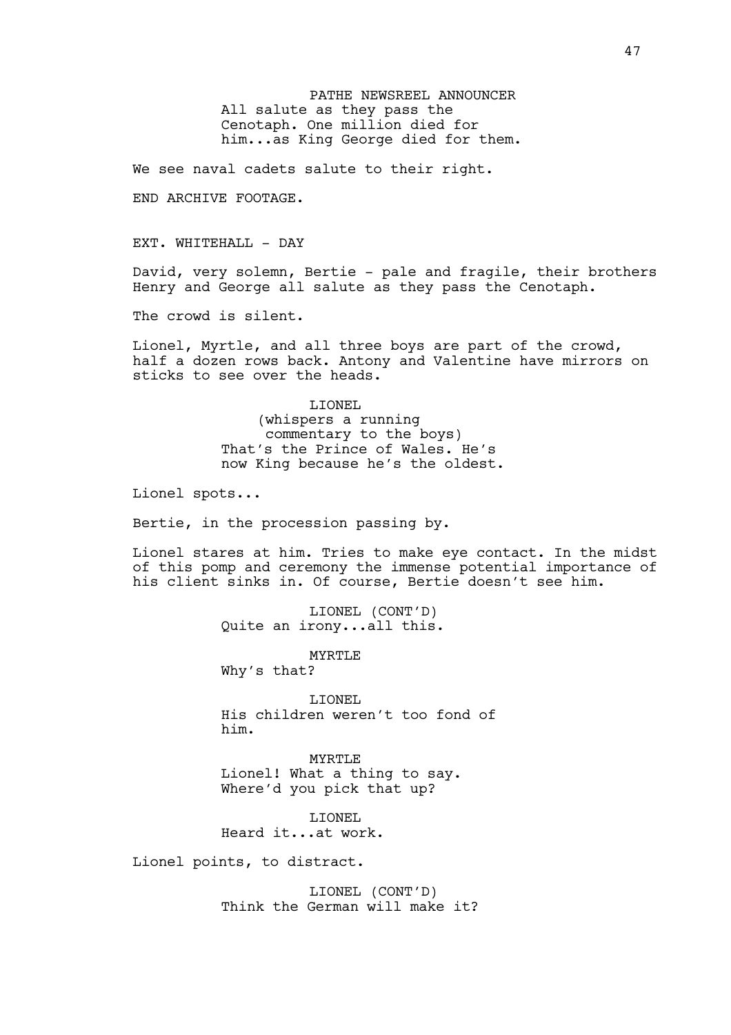PATHE NEWSREEL ANNOUNCER
All salute as they pass the Cenotaph. One million died for him...as King George died for them.

We see naval cadets salute to their right.

END ARCHIVE FOOTAGE.

EXT. WHITEHALL - DAY

David, very solemn, Bertie - pale and fragile, their brothers Henry and George all salute as they pass the Cenotaph.

The crowd is silent.

Lionel, Myrtle, and all three boys are part of the crowd, half a dozen rows back. Antony and Valentine have mirrors on sticks to see over the heads.

LIONEL
(whispers a running commentary to the boys)
That's the Prince of Wales. He's now King because he's the oldest.

Lionel spots...

Bertie, in the procession passing by.

Lionel stares at him. Tries to make eye contact. In the midst of this pomp and ceremony the immense potential importance of his client sinks in. Of course, Bertie doesn't see him.

LIONEL (CONT'D)
Quite an irony...all this.

MYRTLE
Why's that?

LIONEL
His children weren't too fond of him.

MYRTLE
Lionel! What a thing to say. Where'd you pick that up?

LIONEL
Heard it...at work.

Lionel points, to distract.

LIONEL (CONT'D)
Think the German will make it?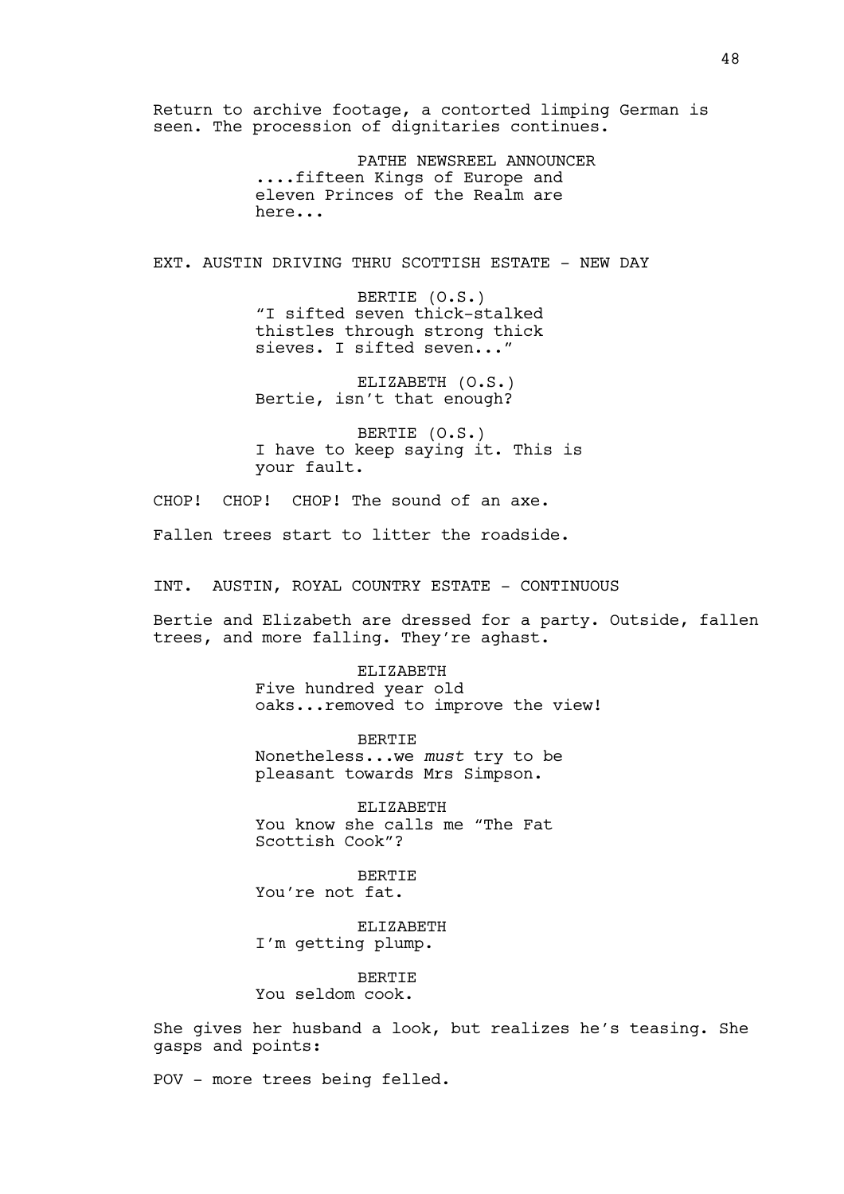Return to archive footage, a contorted limping German is seen. The procession of dignitaries continues.

PATHE NEWSREEL ANNOUNCER
....fifteen Kings of Europe and eleven Princes of the Realm are here...

EXT. AUSTIN DRIVING THRU SCOTTISH ESTATE - NEW DAY

BERTIE (O.S.)
"I sifted seven thick-stalked thistles through strong thick sieves. I sifted seven..."

ELIZABETH (O.S.)
Bertie, isn't that enough?

BERTIE (O.S.)
I have to keep saying it. This is your fault.

CHOP! CHOP! CHOP! The sound of an axe.

Fallen trees start to litter the roadside.

INT. AUSTIN, ROYAL COUNTRY ESTATE - CONTINUOUS

Bertie and Elizabeth are dressed for a party. Outside, fallen trees, and more falling. They're aghast.

ELIZABETH
Five hundred year old oaks...removed to improve the view!

BERTIE
Nonetheless...we *must* try to be pleasant towards Mrs Simpson.

ELIZABETH
You know she calls me "The Fat Scottish Cook"?

BERTIE
You're not fat.

ELIZABETH
I'm getting plump.

BERTIE
You seldom cook.

She gives her husband a look, but realizes he's teasing. She gasps and points:

POV - more trees being felled.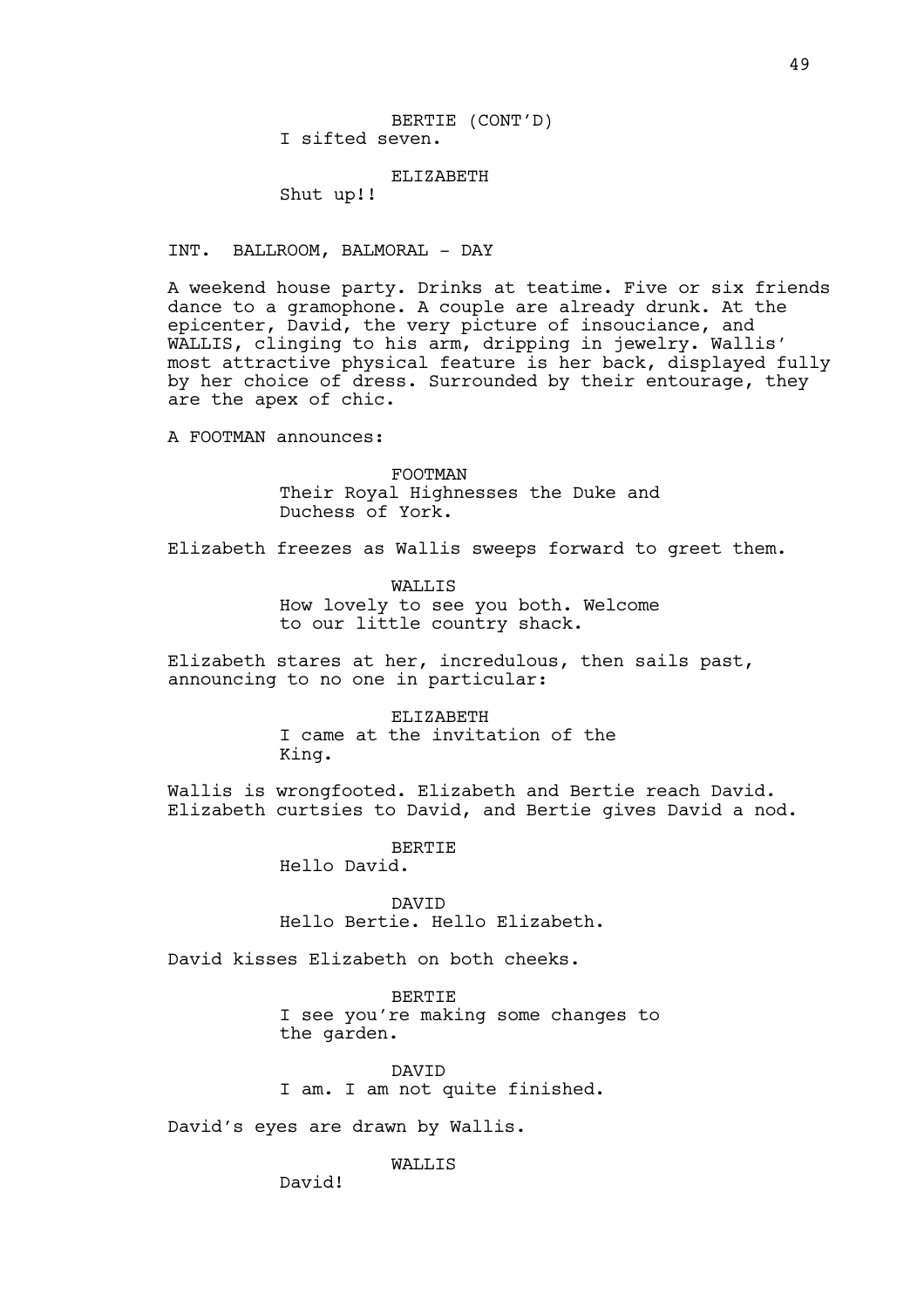BERTIE (CONT'D)
I sifted seven.

ELIZABETH
Shut up!!

INT. BALLROOM, BALMORAL - DAY

A weekend house party. Drinks at teatime. Five or six friends dance to a gramophone. A couple are already drunk. At the epicenter, David, the very picture of insouciance, and WALLIS, clinging to his arm, dripping in jewelry. Wallis' most attractive physical feature is her back, displayed fully by her choice of dress. Surrounded by their entourage, they are the apex of chic.

A FOOTMAN announces:

FOOTMAN
Their Royal Highnesses the Duke and Duchess of York.

Elizabeth freezes as Wallis sweeps forward to greet them.

WALLIS
How lovely to see you both. Welcome to our little country shack.

Elizabeth stares at her, incredulous, then sails past, announcing to no one in particular:

ELIZABETH
I came at the invitation of the King.

Wallis is wrongfooted. Elizabeth and Bertie reach David. Elizabeth curtsies to David, and Bertie gives David a nod.

BERTIE
Hello David.

DAVID
Hello Bertie. Hello Elizabeth.

David kisses Elizabeth on both cheeks.

BERTIE
I see you're making some changes to the garden.

DAVID
I am. I am not quite finished.

David's eyes are drawn by Wallis.

WALLIS
David!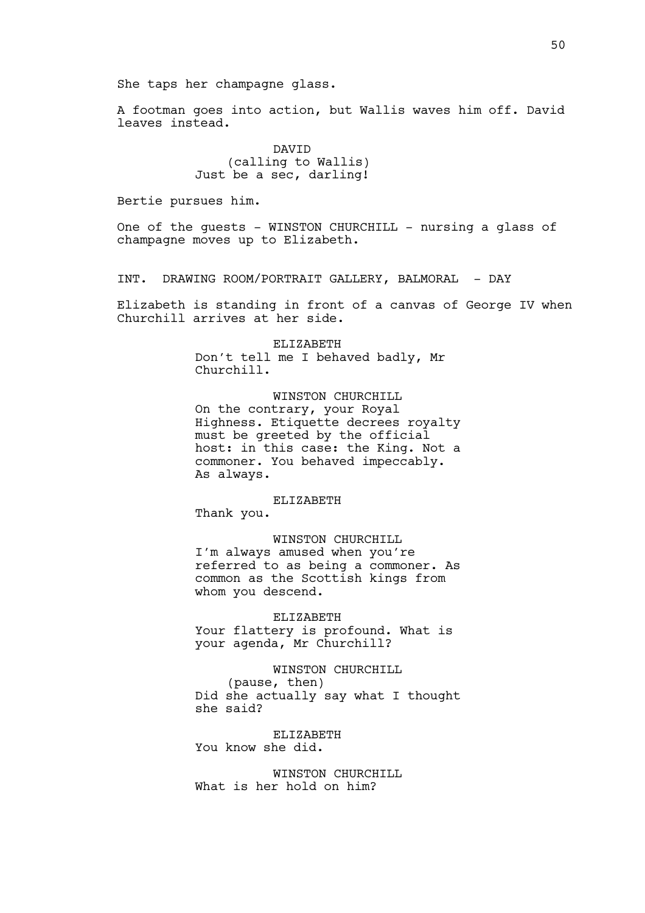She taps her champagne glass.

A footman goes into action, but Wallis waves him off. David leaves instead.

DAVID
(calling to Wallis)
Just be a sec, darling!

Bertie pursues him.

One of the guests - WINSTON CHURCHILL - nursing a glass of champagne moves up to Elizabeth.

INT. DRAWING ROOM/PORTRAIT GALLERY, BALMORAL - DAY

Elizabeth is standing in front of a canvas of George IV when Churchill arrives at her side.

ELIZABETH
Don't tell me I behaved badly, Mr Churchill.

WINSTON CHURCHILL
On the contrary, your Royal Highness. Etiquette decrees royalty must be greeted by the official host: in this case: the King. Not a commoner. You behaved impeccably. As always.

ELIZABETH
Thank you.

WINSTON CHURCHILL
I'm always amused when you're referred to as being a commoner. As common as the Scottish kings from whom you descend.

ELIZABETH
Your flattery is profound. What is your agenda, Mr Churchill?

WINSTON CHURCHILL
(pause, then)
Did she actually say what I thought she said?

ELIZABETH
You know she did.

WINSTON CHURCHILL
What is her hold on him?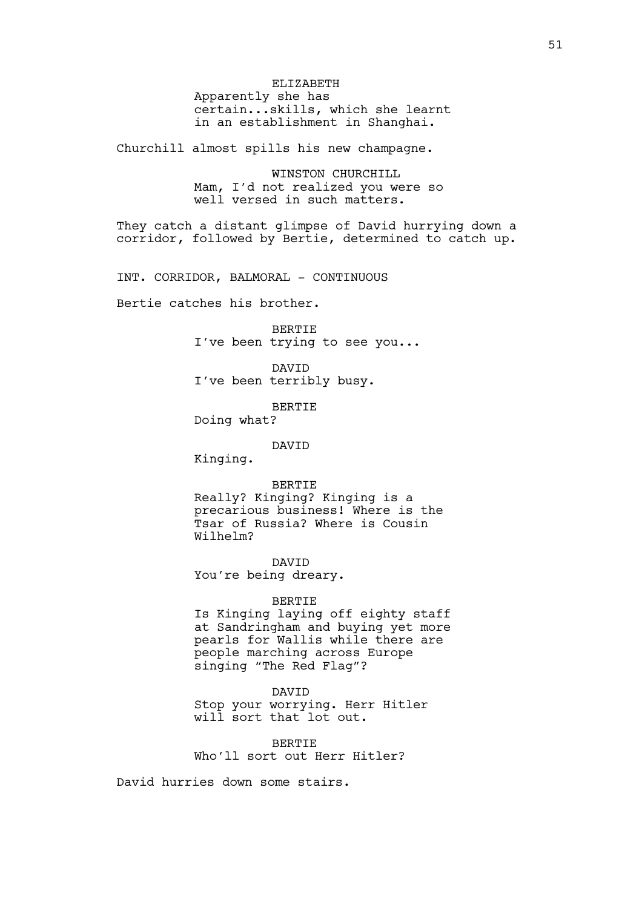ELIZABETH
Apparently she has certain...skills, which she learnt in an establishment in Shanghai.

Churchill almost spills his new champagne.

WINSTON CHURCHILL
Mam, I'd not realized you were so well versed in such matters.

They catch a distant glimpse of David hurrying down a corridor, followed by Bertie, determined to catch up.

INT. CORRIDOR, BALMORAL - CONTINUOUS

Bertie catches his brother.

BERTIE
I've been trying to see you...

DAVID
I've been terribly busy.

BERTIE
Doing what?

DAVID
Kinging.

BERTIE
Really? Kinging? Kinging is a precarious business! Where is the Tsar of Russia? Where is Cousin Wilhelm?

DAVID
You're being dreary.

BERTIE
Is Kinging laying off eighty staff at Sandringham and buying yet more pearls for Wallis while there are people marching across Europe singing "The Red Flag"?

DAVID
Stop your worrying. Herr Hitler will sort that lot out.

BERTIE
Who'll sort out Herr Hitler?

David hurries down some stairs.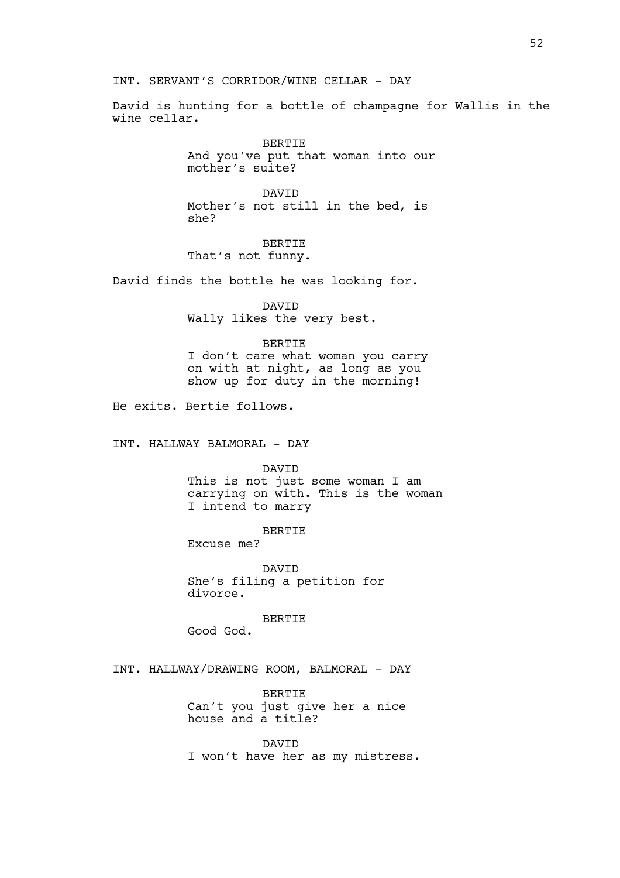INT. SERVANT'S CORRIDOR/WINE CELLAR - DAY

David is hunting for a bottle of champagne for Wallis in the wine cellar.

BERTIE
And you've put that woman into our mother's suite?

DAVID
Mother's not still in the bed, is she?

BERTIE
That's not funny.

David finds the bottle he was looking for.

DAVID
Wally likes the very best.

BERTIE
I don't care what woman you carry on with at night, as long as you show up for duty in the morning!

He exits. Bertie follows.

INT. HALLWAY BALMORAL - DAY

DAVID
This is not just some woman I am carrying on with. This is the woman I intend to marry

BERTIE
Excuse me?

DAVID
She's filing a petition for divorce.

BERTIE
Good God.

INT. HALLWAY/DRAWING ROOM, BALMORAL - DAY

BERTIE
Can't you just give her a nice house and a title?

DAVID
I won't have her as my mistress.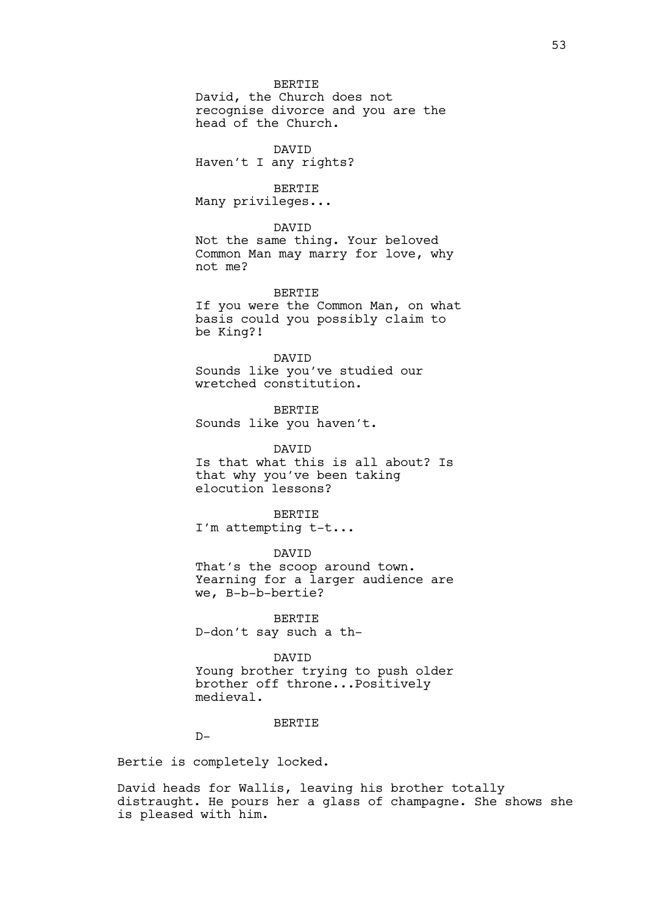BERTIE
David, the Church does not recognise divorce and you are the head of the Church.

DAVID
Haven't I any rights?

BERTIE
Many privileges...

DAVID
Not the same thing. Your beloved Common Man may marry for love, why not me?

BERTIE
If you were the Common Man, on what basis could you possibly claim to be King?!

DAVID
Sounds like you've studied our wretched constitution.

BERTIE
Sounds like you haven't.

DAVID
Is that what this is all about? Is that why you've been taking elocution lessons?

BERTIE
I'm attempting t-t...

DAVID
That's the scoop around town. Yearning for a larger audience are we, B-b-b-bertie?

BERTIE
D-don't say such a th-

DAVID
Young brother trying to push older brother off throne...Positively medieval.

BERTIE
D-

Bertie is completely locked.

David heads for Wallis, leaving his brother totally distraught. He pours her a glass of champagne. She shows she is pleased with him.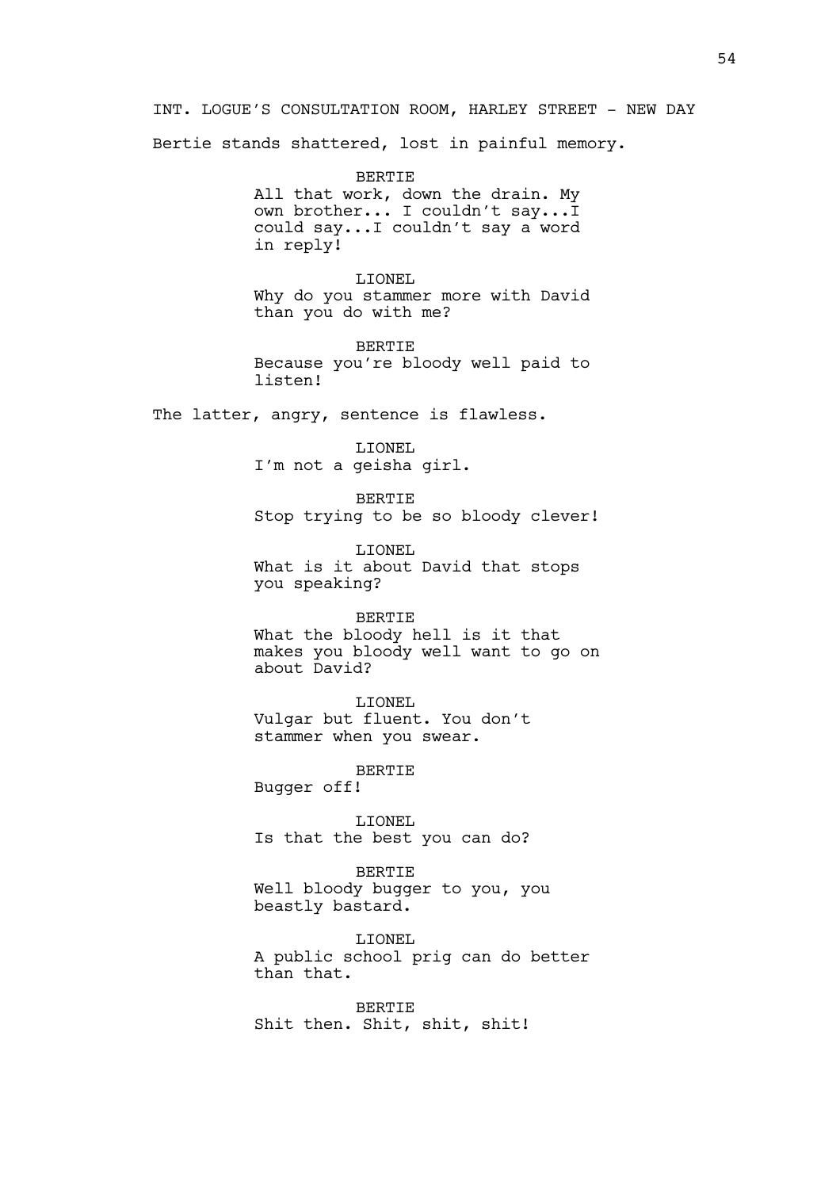INT. LOGUE'S CONSULTATION ROOM, HARLEY STREET - NEW DAY

Bertie stands shattered, lost in painful memory.

BERTIE
All that work, down the drain. My own brother... I couldn't say...I could say...I couldn't say a word in reply!

LIONEL
Why do you stammer more with David than you do with me?

BERTIE
Because you're bloody well paid to listen!

The latter, angry, sentence is flawless.

LIONEL
I'm not a geisha girl.

BERTIE
Stop trying to be so bloody clever!

LIONEL
What is it about David that stops you speaking?

BERTIE
What the bloody hell is it that makes you bloody well want to go on about David?

LIONEL
Vulgar but fluent. You don't stammer when you swear.

BERTIE
Bugger off!

LIONEL
Is that the best you can do?

BERTIE
Well bloody bugger to you, you beastly bastard.

LIONEL
A public school prig can do better than that.

BERTIE
Shit then. Shit, shit, shit!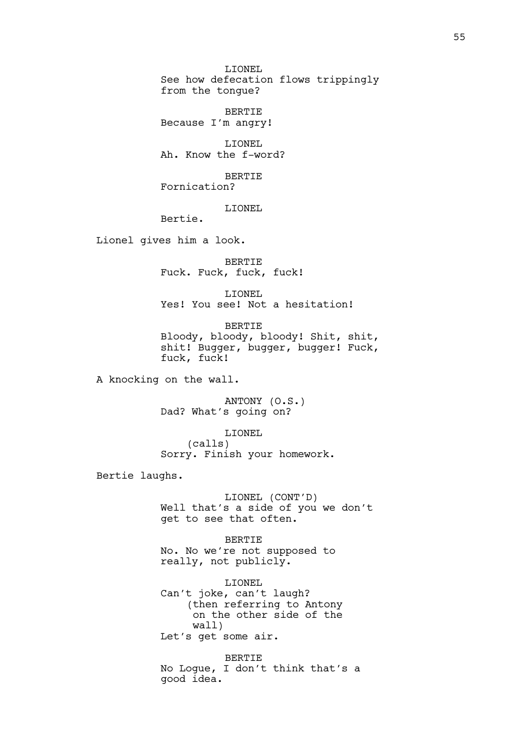LIONEL
See how defecation flows trippingly from the tongue?

BERTIE
Because I'm angry!

LIONEL
Ah. Know the f-word?

BERTIE
Fornication?

LIONEL
Bertie.

Lionel gives him a look.

BERTIE
Fuck. Fuck, fuck, fuck!

LIONEL
Yes! You see! Not a hesitation!

BERTIE
Bloody, bloody, bloody! Shit, shit, shit! Bugger, bugger, bugger! Fuck, fuck, fuck!

A knocking on the wall.

ANTONY (O.S.)
Dad? What's going on?

LIONEL
(calls)
Sorry. Finish your homework.

Bertie laughs.

LIONEL (CONT'D)
Well that's a side of you we don't get to see that often.

BERTIE
No. No we're not supposed to really, not publicly.

LIONEL
Can't joke, can't laugh?
(then referring to Antony on the other side of the wall)
Let's get some air.

BERTIE
No Logue, I don't think that's a good idea.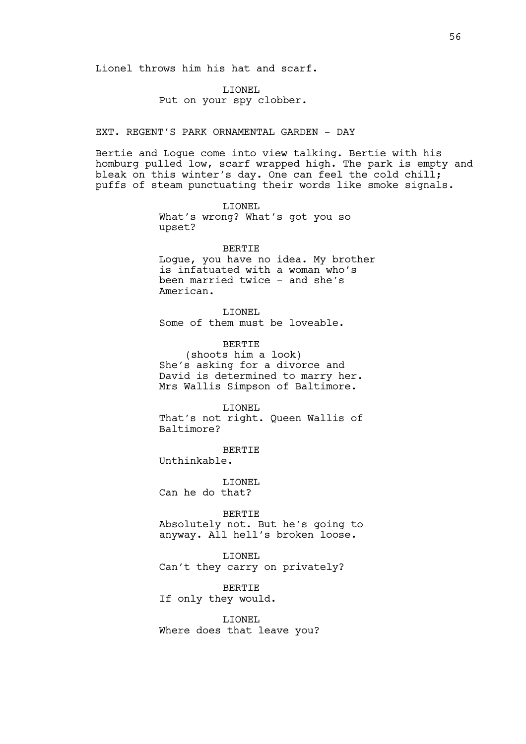Lionel throws him his hat and scarf.

LIONEL
Put on your spy clobber.

EXT. REGENT'S PARK ORNAMENTAL GARDEN - DAY

Bertie and Logue come into view talking. Bertie with his homburg pulled low, scarf wrapped high. The park is empty and bleak on this winter's day. One can feel the cold chill; puffs of steam punctuating their words like smoke signals.

LIONEL
What's wrong? What's got you so upset?

BERTIE
Logue, you have no idea. My brother is infatuated with a woman who's been married twice - and she's American.

LIONEL
Some of them must be loveable.

BERTIE
(shoots him a look)
She's asking for a divorce and David is determined to marry her. Mrs Wallis Simpson of Baltimore.

LIONEL
That's not right. Queen Wallis of Baltimore?

BERTIE
Unthinkable.

LIONEL
Can he do that?

BERTIE
Absolutely not. But he's going to anyway. All hell's broken loose.

LIONEL
Can't they carry on privately?

BERTIE
If only they would.

LIONEL
Where does that leave you?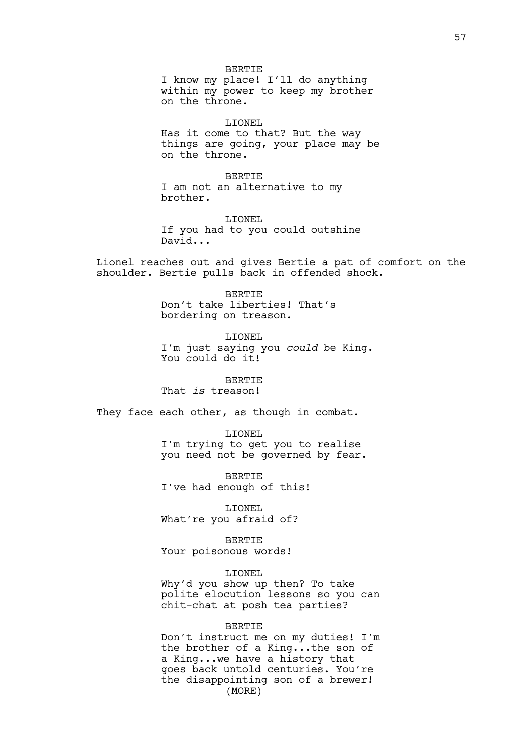BERTIE
I know my place! I'll do anything within my power to keep my brother on the throne.

LIONEL
Has it come to that? But the way things are going, your place may be on the throne.

BERTIE
I am not an alternative to my brother.

LIONEL
If you had to you could outshine David...

Lionel reaches out and gives Bertie a pat of comfort on the shoulder. Bertie pulls back in offended shock.

BERTIE
Don't take liberties! That's bordering on treason.

LIONEL
I'm just saying you *could* be King. You could do it!

BERTIE
That *is* treason!

They face each other, as though in combat.

LIONEL
I'm trying to get you to realise you need not be governed by fear.

BERTIE
I've had enough of this!

LIONEL
What're you afraid of?

BERTIE
Your poisonous words!

LIONEL
Why'd you show up then? To take polite elocution lessons so you can chit-chat at posh tea parties?

BERTIE
Don't instruct me on my duties! I'm the brother of a King...the son of a King...we have a history that goes back untold centuries. You're the disappointing son of a brewer!
(MORE)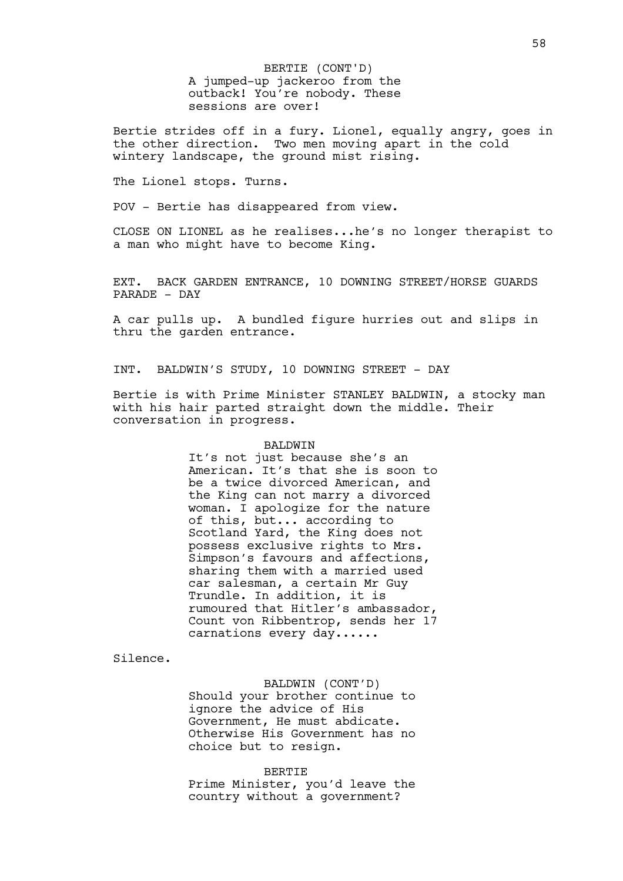BERTIE (CONT'D)
A jumped-up jackeroo from the outback! You're nobody. These sessions are over!

Bertie strides off in a fury. Lionel, equally angry, goes in the other direction. Two men moving apart in the cold wintery landscape, the ground mist rising.

The Lionel stops. Turns.

POV - Bertie has disappeared from view.

CLOSE ON LIONEL as he realises...he's no longer therapist to a man who might have to become King.

EXT. BACK GARDEN ENTRANCE, 10 DOWNING STREET/HORSE GUARDS PARADE - DAY

A car pulls up. A bundled figure hurries out and slips in thru the garden entrance.

INT. BALDWIN'S STUDY, 10 DOWNING STREET - DAY

Bertie is with Prime Minister STANLEY BALDWIN, a stocky man with his hair parted straight down the middle. Their conversation in progress.

BALDWIN
It's not just because she's an American. It's that she is soon to be a twice divorced American, and the King can not marry a divorced woman. I apologize for the nature of this, but... according to Scotland Yard, the King does not possess exclusive rights to Mrs. Simpson's favours and affections, sharing them with a married used car salesman, a certain Mr Guy Trundle. In addition, it is rumoured that Hitler's ambassador, Count von Ribbentrop, sends her 17 carnations every day......

Silence.

BALDWIN (CONT'D)
Should your brother continue to ignore the advice of His Government, He must abdicate. Otherwise His Government has no choice but to resign.

BERTIE
Prime Minister, you'd leave the country without a government?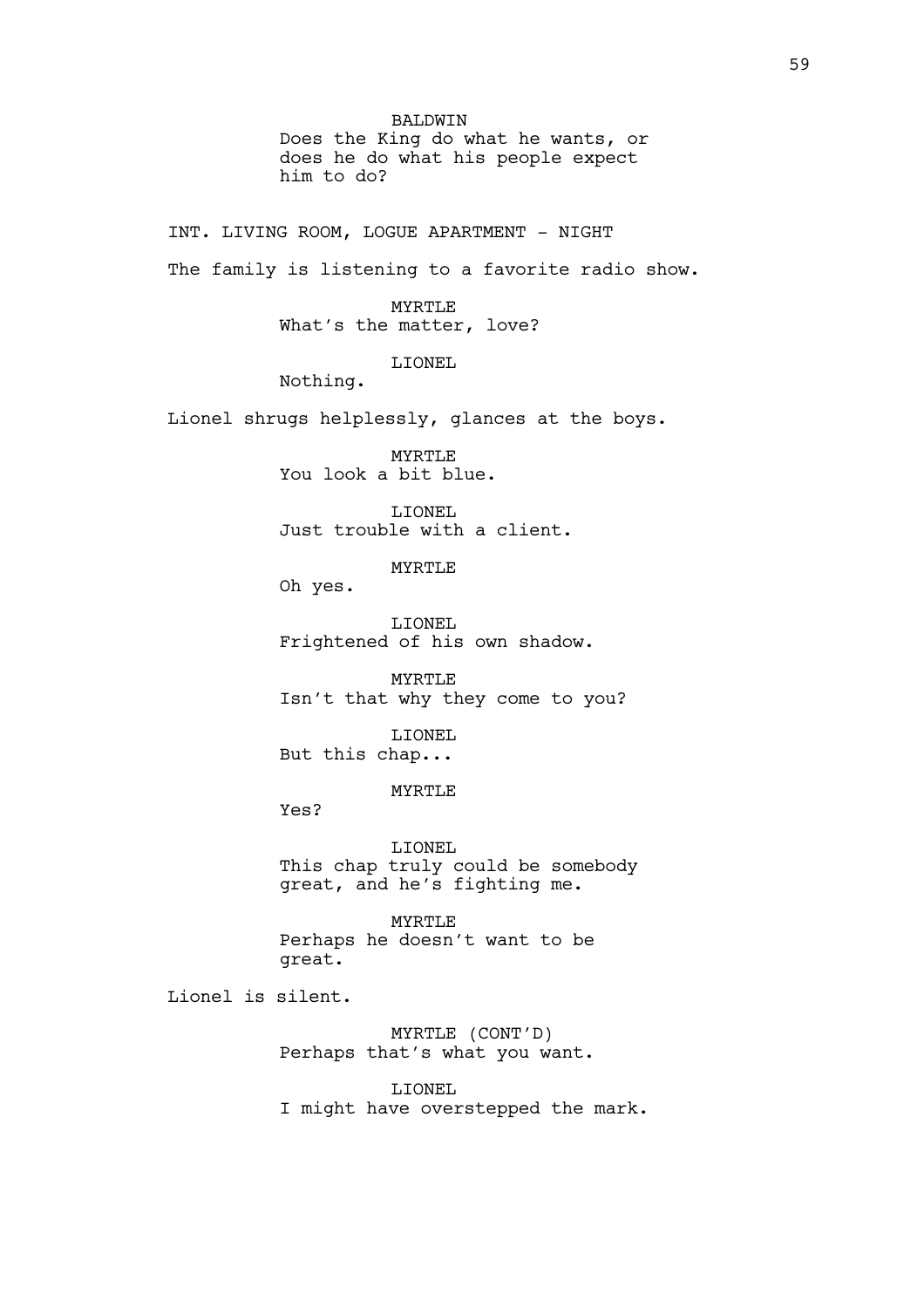BALDWIN

Does the King do what he wants, or does he do what his people expect him to do?

INT. LIVING ROOM, LOGUE APARTMENT - NIGHT

The family is listening to a favorite radio show.

MYRTLE

What's the matter, love?

LIONEL

Nothing.

Lionel shrugs helplessly, glances at the boys.

MYRTLE

You look a bit blue.

LIONEL

Just trouble with a client.

MYRTLE

Oh yes.

LIONEL

Frightened of his own shadow.

MYRTLE

Isn't that why they come to you?

LIONEL

But this chap...

MYRTLE

Yes?

LIONEL

This chap truly could be somebody great, and he's fighting me.

MYRTLE

Perhaps he doesn't want to be great.

Lionel is silent.

MYRTLE (CONT'D)

Perhaps that's what you want.

LIONEL

I might have overstepped the mark.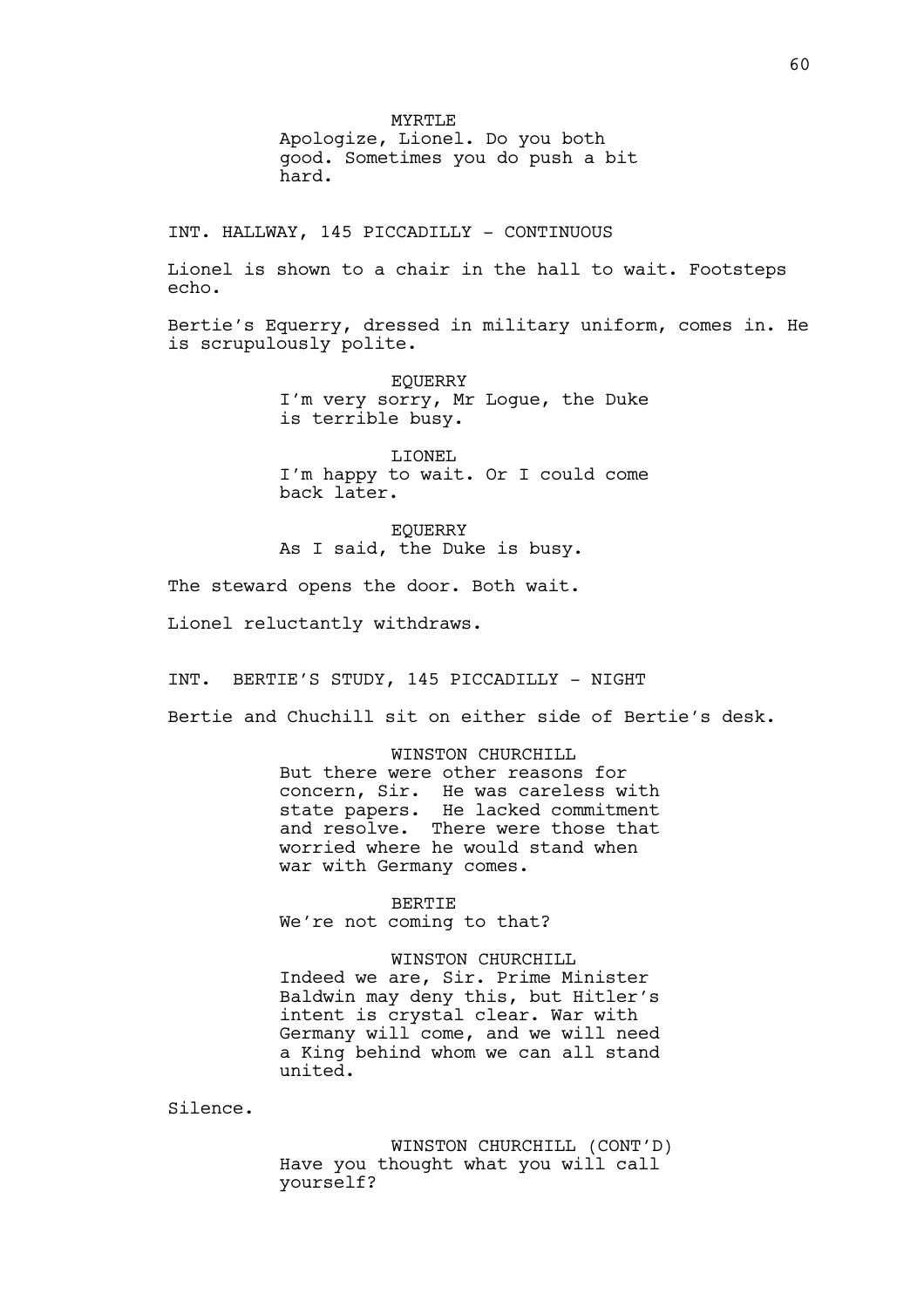MYRTLE
Apologize, Lionel. Do you both good. Sometimes you do push a bit hard.

INT. HALLWAY, 145 PICCADILLY - CONTINUOUS

Lionel is shown to a chair in the hall to wait. Footsteps echo.

Bertie's Equerry, dressed in military uniform, comes in. He is scrupulously polite.

EQUERRY
I'm very sorry, Mr Logue, the Duke is terrible busy.

LIONEL
I'm happy to wait. Or I could come back later.

EQUERRY
As I said, the Duke is busy.

The steward opens the door. Both wait.

Lionel reluctantly withdraws.

INT. BERTIE'S STUDY, 145 PICCADILLY - NIGHT

Bertie and Chuchill sit on either side of Bertie's desk.

WINSTON CHURCHILL
But there were other reasons for concern, Sir. He was careless with state papers. He lacked commitment and resolve. There were those that worried where he would stand when war with Germany comes.

BERTIE
We're not coming to that?

WINSTON CHURCHILL
Indeed we are, Sir. Prime Minister Baldwin may deny this, but Hitler's intent is crystal clear. War with Germany will come, and we will need a King behind whom we can all stand united.

Silence.

WINSTON CHURCHILL (CONT'D)
Have you thought what you will call yourself?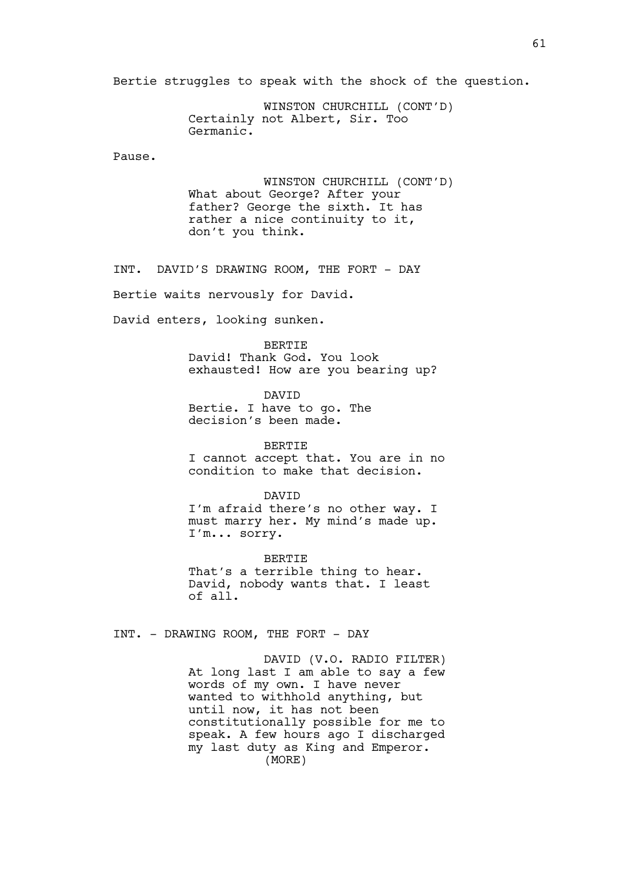Bertie struggles to speak with the shock of the question.

WINSTON CHURCHILL (CONT'D)
Certainly not Albert, Sir. Too Germanic.

Pause.

WINSTON CHURCHILL (CONT'D)
What about George? After your father? George the sixth. It has rather a nice continuity to it, don't you think.

INT. DAVID'S DRAWING ROOM, THE FORT - DAY

Bertie waits nervously for David.

David enters, looking sunken.

BERTIE
David! Thank God. You look exhausted! How are you bearing up?

DAVID
Bertie. I have to go. The decision's been made.

BERTIE
I cannot accept that. You are in no condition to make that decision.

DAVID
I'm afraid there's no other way. I must marry her. My mind's made up. I'm... sorry.

BERTIE
That's a terrible thing to hear. David, nobody wants that. I least of all.

INT. - DRAWING ROOM, THE FORT - DAY

DAVID (V.O. RADIO FILTER)
At long last I am able to say a few words of my own. I have never wanted to withhold anything, but until now, it has not been constitutionally possible for me to speak. A few hours ago I discharged my last duty as King and Emperor.
(MORE)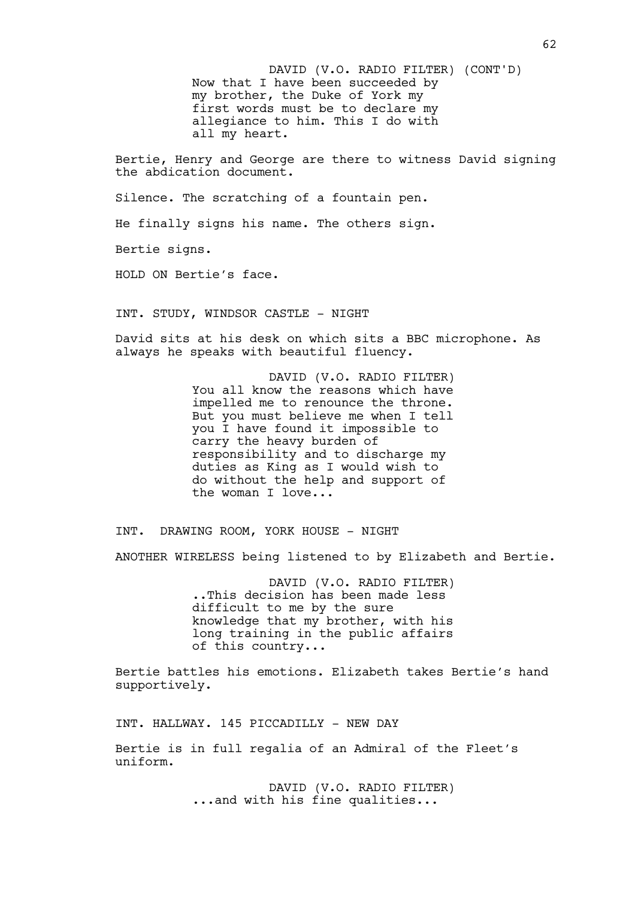DAVID (V.O. RADIO FILTER) (CONT'D)
Now that I have been succeeded by my brother, the Duke of York my first words must be to declare my allegiance to him. This I do with all my heart.

Bertie, Henry and George are there to witness David signing the abdication document.

Silence. The scratching of a fountain pen.

He finally signs his name. The others sign.

Bertie signs.

HOLD ON Bertie's face.

INT. STUDY, WINDSOR CASTLE - NIGHT

David sits at his desk on which sits a BBC microphone. As always he speaks with beautiful fluency.

DAVID (V.O. RADIO FILTER)
You all know the reasons which have impelled me to renounce the throne. But you must believe me when I tell you I have found it impossible to carry the heavy burden of responsibility and to discharge my duties as King as I would wish to do without the help and support of the woman I love...

INT. DRAWING ROOM, YORK HOUSE - NIGHT

ANOTHER WIRELESS being listened to by Elizabeth and Bertie.

DAVID (V.O. RADIO FILTER)
..This decision has been made less difficult to me by the sure knowledge that my brother, with his long training in the public affairs of this country...

Bertie battles his emotions. Elizabeth takes Bertie's hand supportively.

INT. HALLWAY. 145 PICCADILLY - NEW DAY

Bertie is in full regalia of an Admiral of the Fleet's uniform.

DAVID (V.O. RADIO FILTER)
...and with his fine qualities...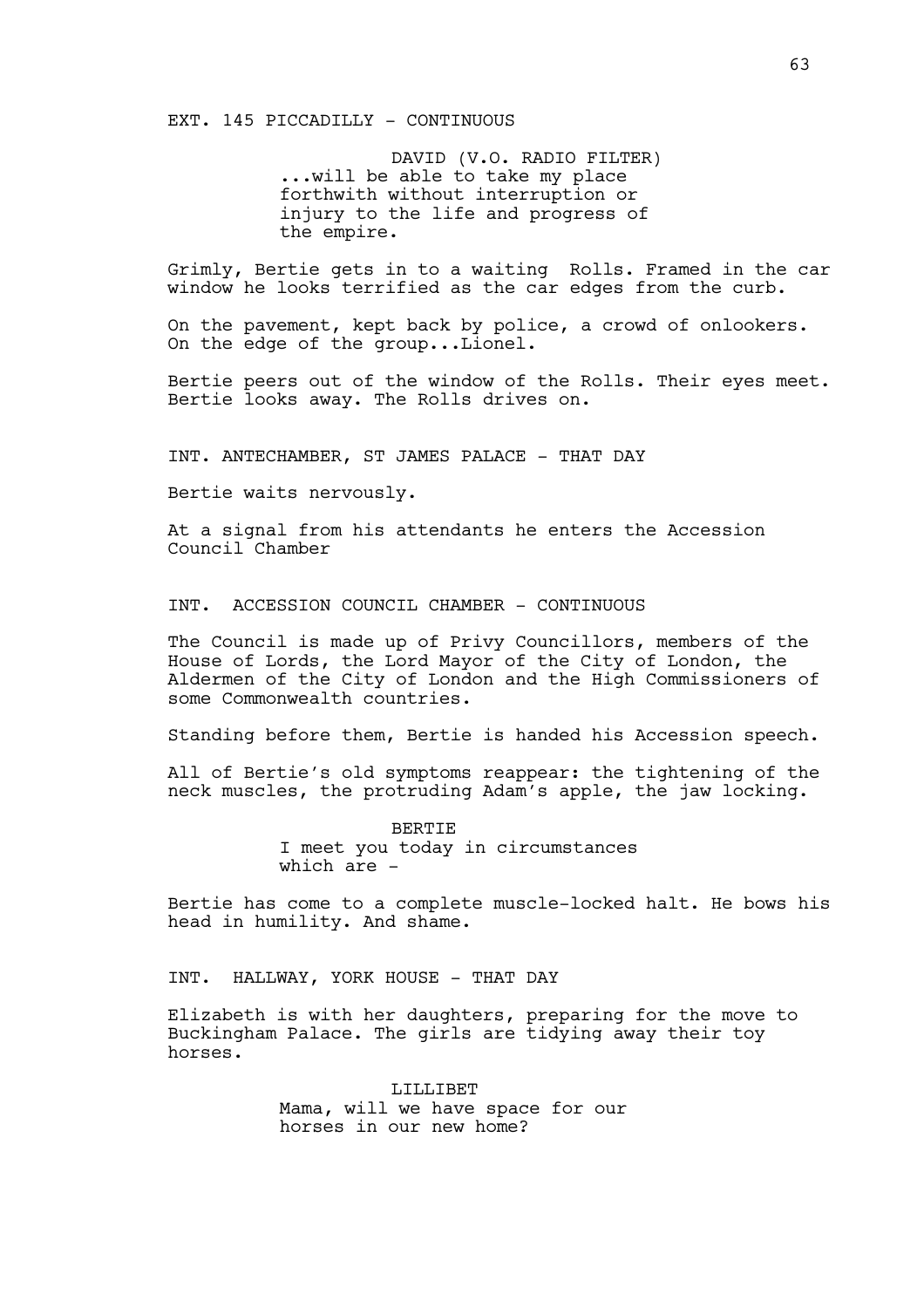EXT. 145 PICCADILLY - CONTINUOUS

DAVID (V.O. RADIO FILTER)
...will be able to take my place forthwith without interruption or injury to the life and progress of the empire.

Grimly, Bertie gets in to a waiting  Rolls. Framed in the car window he looks terrified as the car edges from the curb.

On the pavement, kept back by police, a crowd of onlookers. On the edge of the group...Lionel.

Bertie peers out of the window of the Rolls. Their eyes meet. Bertie looks away. The Rolls drives on.

INT. ANTECHAMBER, ST JAMES PALACE - THAT DAY

Bertie waits nervously.

At a signal from his attendants he enters the Accession Council Chamber

INT.  ACCESSION COUNCIL CHAMBER - CONTINUOUS

The Council is made up of Privy Councillors, members of the House of Lords, the Lord Mayor of the City of London, the Aldermen of the City of London and the High Commissioners of some Commonwealth countries.

Standing before them, Bertie is handed his Accession speech.

All of Bertie's old symptoms reappear: the tightening of the neck muscles, the protruding Adam's apple, the jaw locking.

BERTIE
I meet you today in circumstances which are -

Bertie has come to a complete muscle-locked halt. He bows his head in humility. And shame.

INT.  HALLWAY, YORK HOUSE - THAT DAY

Elizabeth is with her daughters, preparing for the move to Buckingham Palace. The girls are tidying away their toy horses.

LILLIBET
Mama, will we have space for our horses in our new home?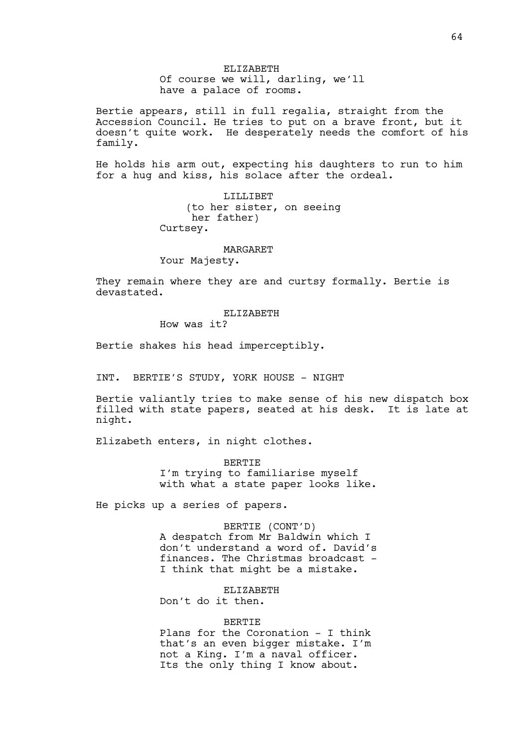ELIZABETH

Of course we will, darling, we'll have a palace of rooms.

Bertie appears, still in full regalia, straight from the Accession Council. He tries to put on a brave front, but it doesn't quite work. He desperately needs the comfort of his family.

He holds his arm out, expecting his daughters to run to him for a hug and kiss, his solace after the ordeal.

LILLIBET

(to her sister, on seeing her father)

Curtsey.

MARGARET

Your Majesty.

They remain where they are and curtsy formally. Bertie is devastated.

ELIZABETH

How was it?

Bertie shakes his head imperceptibly.

INT. BERTIE'S STUDY, YORK HOUSE - NIGHT

Bertie valiantly tries to make sense of his new dispatch box filled with state papers, seated at his desk. It is late at night.

Elizabeth enters, in night clothes.

BERTIE

I'm trying to familiarise myself with what a state paper looks like.

He picks up a series of papers.

BERTIE (CONT'D)

A despatch from Mr Baldwin which I don't understand a word of. David's finances. The Christmas broadcast - I think that might be a mistake.

ELIZABETH

Don't do it then.

BERTIE

Plans for the Coronation - I think that's an even bigger mistake. I'm not a King. I'm a naval officer. Its the only thing I know about.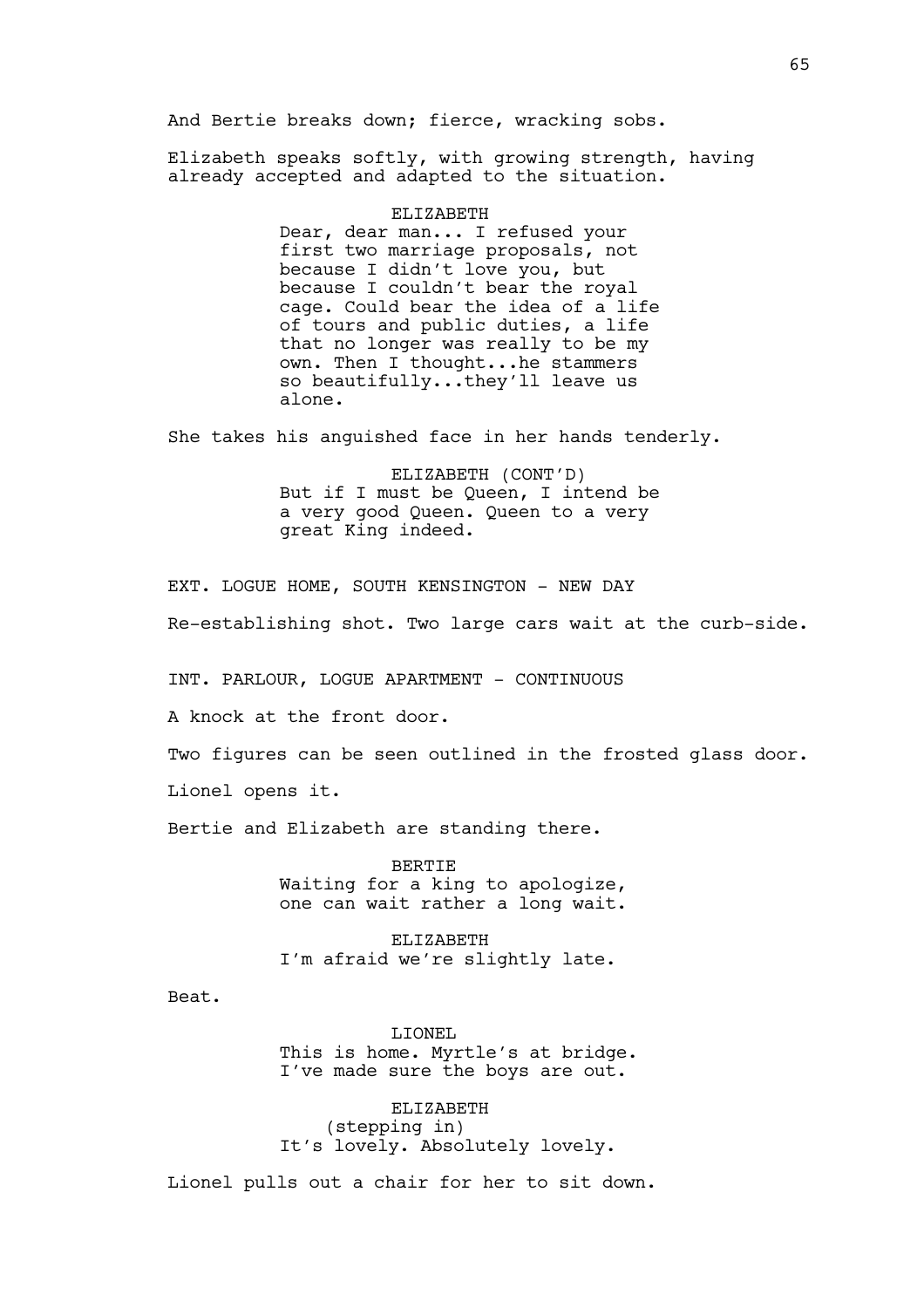And Bertie breaks down; fierce, wracking sobs.

Elizabeth speaks softly, with growing strength, having already accepted and adapted to the situation.

ELIZABETH
Dear, dear man... I refused your first two marriage proposals, not because I didn't love you, but because I couldn't bear the royal cage. Could bear the idea of a life of tours and public duties, a life that no longer was really to be my own. Then I thought...he stammers so beautifully...they'll leave us alone.

She takes his anguished face in her hands tenderly.

ELIZABETH (CONT'D)
But if I must be Queen, I intend be a very good Queen. Queen to a very great King indeed.

EXT. LOGUE HOME, SOUTH KENSINGTON - NEW DAY

Re-establishing shot. Two large cars wait at the curb-side.

INT. PARLOUR, LOGUE APARTMENT - CONTINUOUS

A knock at the front door.

Two figures can be seen outlined in the frosted glass door.

Lionel opens it.

Bertie and Elizabeth are standing there.

BERTIE
Waiting for a king to apologize, one can wait rather a long wait.

ELIZABETH
I'm afraid we're slightly late.

Beat.

LIONEL
This is home. Myrtle's at bridge. I've made sure the boys are out.

ELIZABETH
(stepping in)
It's lovely. Absolutely lovely.

Lionel pulls out a chair for her to sit down.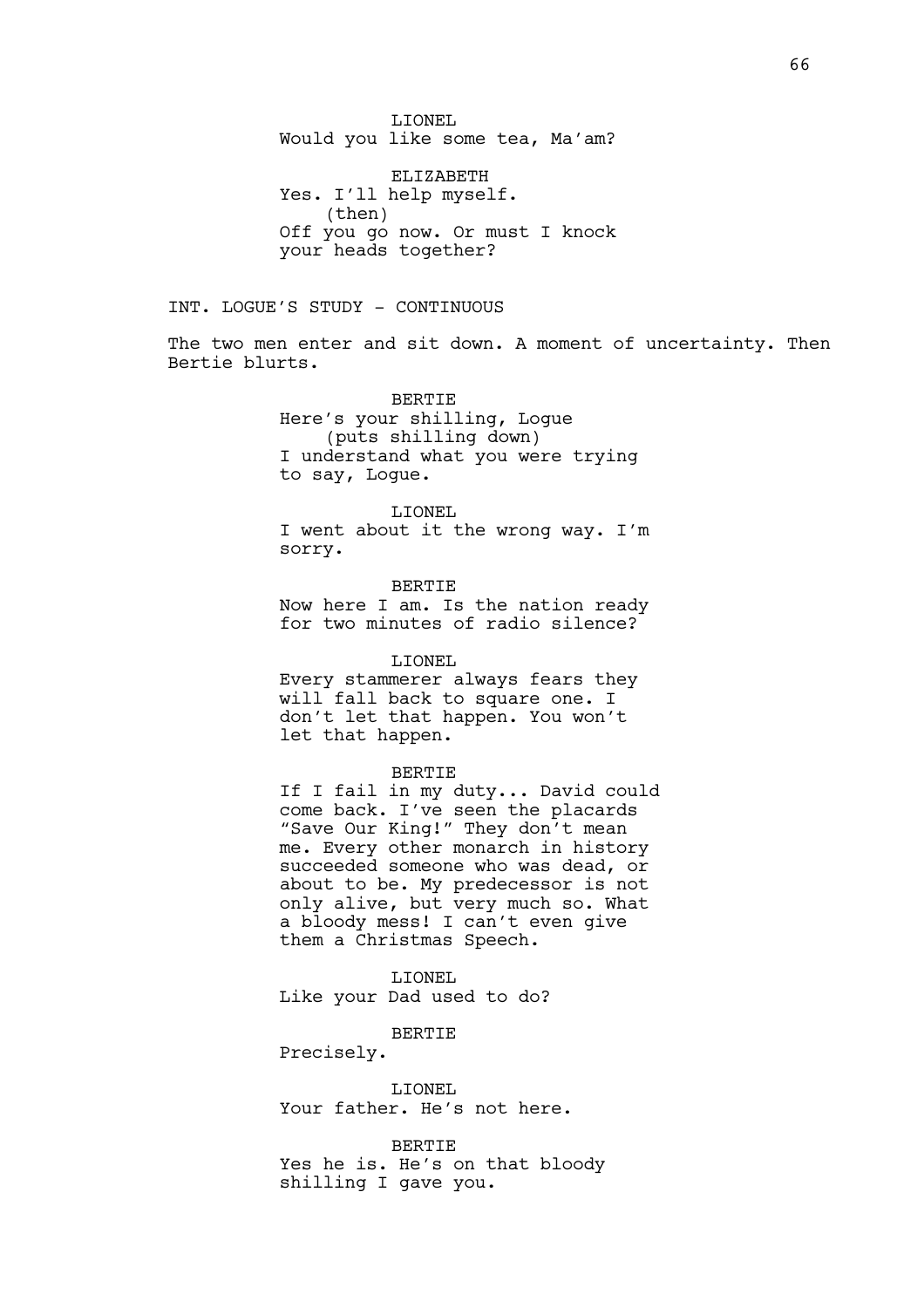LIONEL
Would you like some tea, Ma'am?

ELIZABETH
Yes. I'll help myself.
(then)
Off you go now. Or must I knock your heads together?

INT. LOGUE'S STUDY - CONTINUOUS

The two men enter and sit down. A moment of uncertainty. Then Bertie blurts.

BERTIE
Here's your shilling, Logue
(puts shilling down)
I understand what you were trying to say, Logue.

LIONEL
I went about it the wrong way. I'm sorry.

BERTIE
Now here I am. Is the nation ready for two minutes of radio silence?

LIONEL
Every stammerer always fears they will fall back to square one. I don't let that happen. You won't let that happen.

BERTIE
If I fail in my duty... David could come back. I've seen the placards "Save Our King!" They don't mean me. Every other monarch in history succeeded someone who was dead, or about to be. My predecessor is not only alive, but very much so. What a bloody mess! I can't even give them a Christmas Speech.

LIONEL
Like your Dad used to do?

BERTIE
Precisely.

LIONEL
Your father. He's not here.

BERTIE
Yes he is. He's on that bloody shilling I gave you.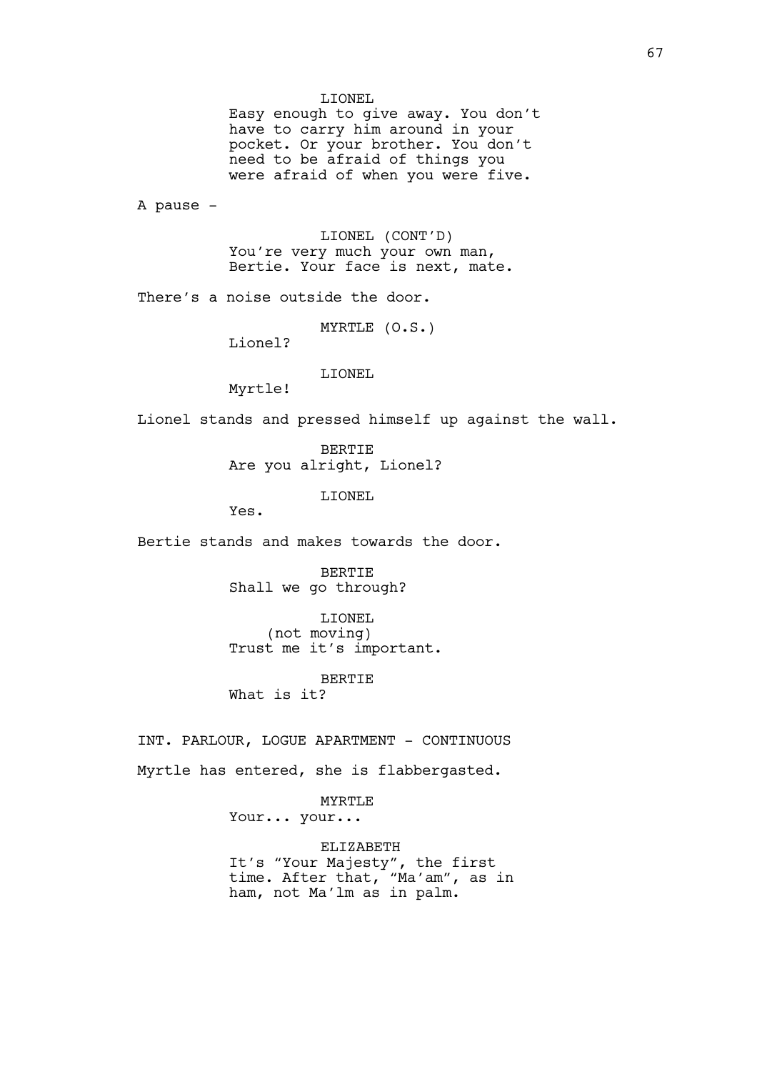LIONEL

Easy enough to give away. You don't have to carry him around in your pocket. Or your brother. You don't need to be afraid of things you were afraid of when you were five.

A pause -

LIONEL (CONT'D)

You're very much your own man, Bertie. Your face is next, mate.

There's a noise outside the door.

MYRTLE (O.S.)

Lionel?

LIONEL

Myrtle!

Lionel stands and pressed himself up against the wall.

BERTIE

Are you alright, Lionel?

LIONEL

Yes.

Bertie stands and makes towards the door.

BERTIE

Shall we go through?

LIONEL

(not moving)

Trust me it's important.

BERTIE

What is it?

INT. PARLOUR, LOGUE APARTMENT - CONTINUOUS

Myrtle has entered, she is flabbergasted.

MYRTLE

Your... your...

ELIZABETH

It's "Your Majesty", the first time. After that, "Ma'am", as in ham, not Ma'lm as in palm.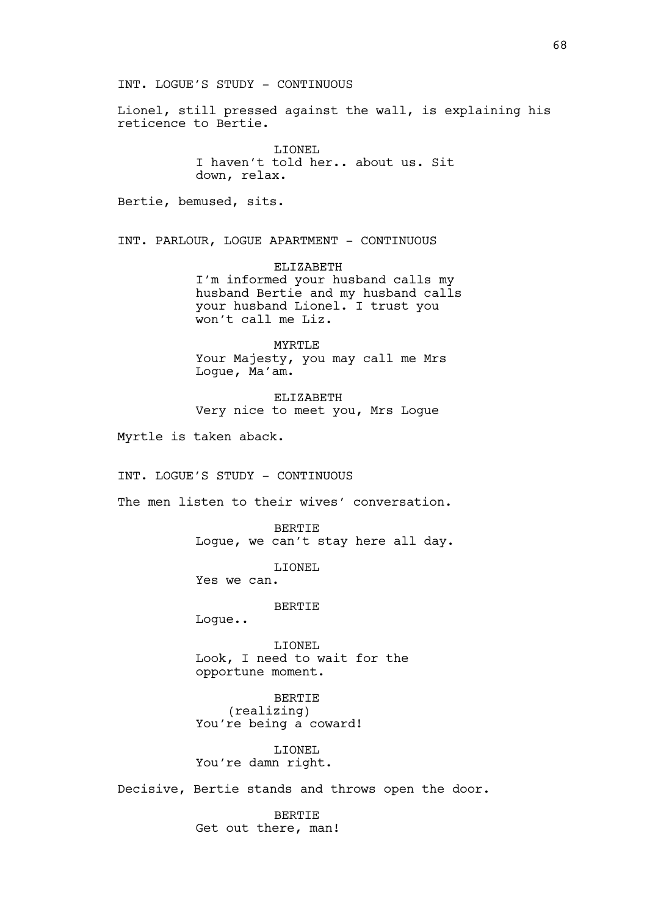INT. LOGUE'S STUDY - CONTINUOUS

Lionel, still pressed against the wall, is explaining his reticence to Bertie.

LIONEL
I haven't told her.. about us. Sit down, relax.

Bertie, bemused, sits.

INT. PARLOUR, LOGUE APARTMENT - CONTINUOUS

ELIZABETH
I'm informed your husband calls my husband Bertie and my husband calls your husband Lionel. I trust you won't call me Liz.

MYRTLE
Your Majesty, you may call me Mrs Logue, Ma'am.

ELIZABETH
Very nice to meet you, Mrs Logue

Myrtle is taken aback.

INT. LOGUE'S STUDY - CONTINUOUS

The men listen to their wives' conversation.

BERTIE
Logue, we can't stay here all day.

LIONEL
Yes we can.

BERTIE
Logue..

LIONEL
Look, I need to wait for the opportune moment.

BERTIE
(realizing)
You're being a coward!

LIONEL
You're damn right.

Decisive, Bertie stands and throws open the door.

BERTIE
Get out there, man!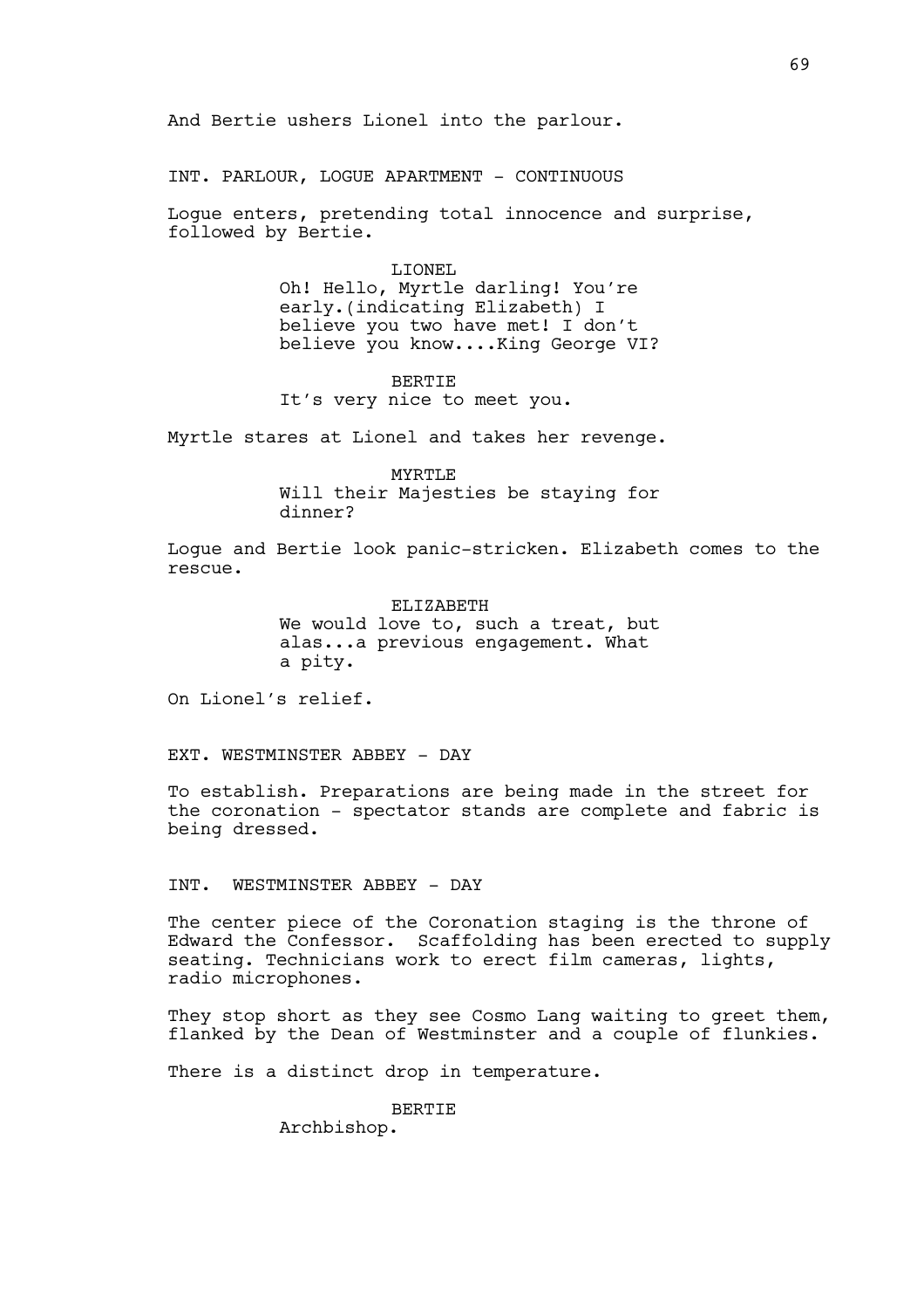And Bertie ushers Lionel into the parlour.

INT. PARLOUR, LOGUE APARTMENT - CONTINUOUS

Logue enters, pretending total innocence and surprise, followed by Bertie.

LIONEL
Oh! Hello, Myrtle darling! You're early.(indicating Elizabeth) I believe you two have met! I don't believe you know....King George VI?

BERTIE
It's very nice to meet you.

Myrtle stares at Lionel and takes her revenge.

MYRTLE
Will their Majesties be staying for dinner?

Logue and Bertie look panic-stricken. Elizabeth comes to the rescue.

ELIZABETH
We would love to, such a treat, but alas...a previous engagement. What a pity.

On Lionel's relief.

EXT. WESTMINSTER ABBEY - DAY

To establish. Preparations are being made in the street for the coronation - spectator stands are complete and fabric is being dressed.

INT. WESTMINSTER ABBEY - DAY

The center piece of the Coronation staging is the throne of Edward the Confessor. Scaffolding has been erected to supply seating. Technicians work to erect film cameras, lights, radio microphones.

They stop short as they see Cosmo Lang waiting to greet them, flanked by the Dean of Westminster and a couple of flunkies.

There is a distinct drop in temperature.

BERTIE
Archbishop.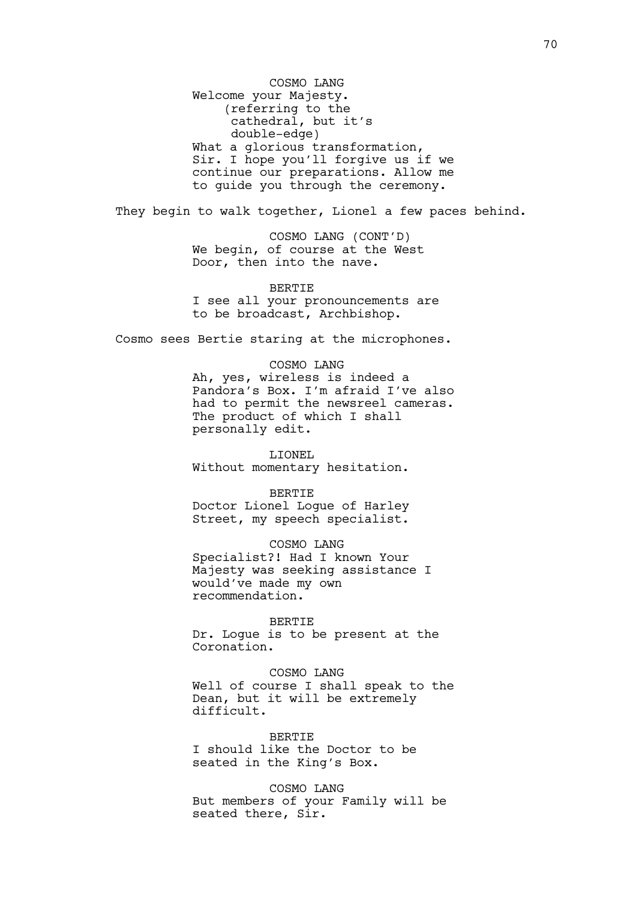COSMO LANG

Welcome your Majesty.

(referring to the cathedral, but it's double-edge)

What a glorious transformation, Sir. I hope you'll forgive us if we continue our preparations. Allow me to guide you through the ceremony.

They begin to walk together, Lionel a few paces behind.

COSMO LANG (CONT'D)

We begin, of course at the West Door, then into the nave.

BERTIE

I see all your pronouncements are to be broadcast, Archbishop.

Cosmo sees Bertie staring at the microphones.

COSMO LANG

Ah, yes, wireless is indeed a Pandora's Box. I'm afraid I've also had to permit the newsreel cameras. The product of which I shall personally edit.

LIONEL

Without momentary hesitation.

BERTIE

Doctor Lionel Logue of Harley Street, my speech specialist.

COSMO LANG

Specialist?! Had I known Your Majesty was seeking assistance I would've made my own recommendation.

BERTIE

Dr. Logue is to be present at the Coronation.

COSMO LANG

Well of course I shall speak to the Dean, but it will be extremely difficult.

BERTIE

I should like the Doctor to be seated in the King's Box.

COSMO LANG

But members of your Family will be seated there, Sir.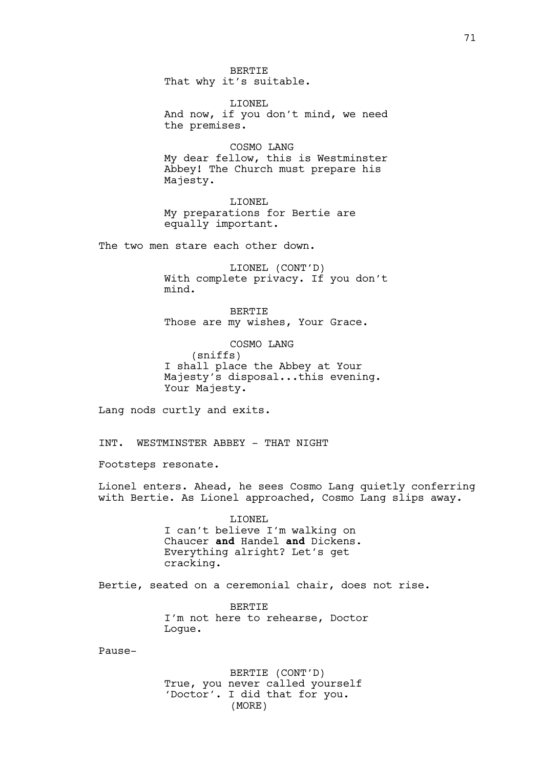BERTIE
That why it's suitable.

LIONEL
And now, if you don't mind, we need the premises.

COSMO LANG
My dear fellow, this is Westminster Abbey! The Church must prepare his Majesty.

LIONEL
My preparations for Bertie are equally important.

The two men stare each other down.

LIONEL (CONT'D)
With complete privacy. If you don't mind.

BERTIE
Those are my wishes, Your Grace.

COSMO LANG
(sniffs)
I shall place the Abbey at Your Majesty's disposal...this evening. Your Majesty.

Lang nods curtly and exits.

INT. WESTMINSTER ABBEY - THAT NIGHT

Footsteps resonate.

Lionel enters. Ahead, he sees Cosmo Lang quietly conferring with Bertie. As Lionel approached, Cosmo Lang slips away.

LIONEL
I can't believe I'm walking on Chaucer **and** Handel **and** Dickens. Everything alright? Let's get cracking.

Bertie, seated on a ceremonial chair, does not rise.

BERTIE
I'm not here to rehearse, Doctor Logue.

Pause-

BERTIE (CONT'D)
True, you never called yourself 'Doctor'. I did that for you.
(MORE)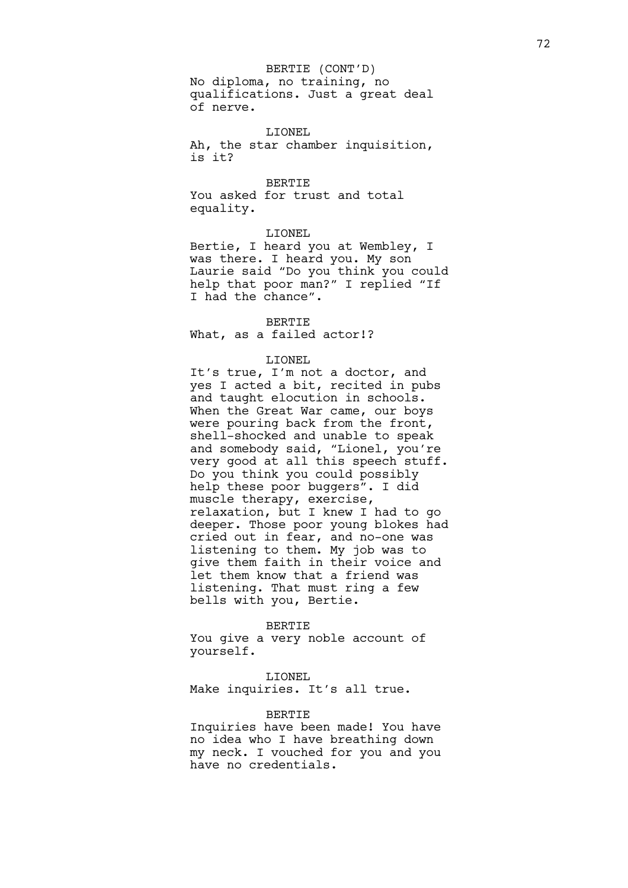BERTIE (CONT'D)

No diploma, no training, no qualifications. Just a great deal of nerve.

LIONEL

Ah, the star chamber inquisition, is it?

BERTIE

You asked for trust and total equality.

LIONEL

Bertie, I heard you at Wembley, I was there. I heard you. My son Laurie said "Do you think you could help that poor man?" I replied "If I had the chance".

BERTIE

What, as a failed actor!?

LIONEL

It's true, I'm not a doctor, and yes I acted a bit, recited in pubs and taught elocution in schools. When the Great War came, our boys were pouring back from the front, shell-shocked and unable to speak and somebody said, "Lionel, you're very good at all this speech stuff. Do you think you could possibly help these poor buggers". I did muscle therapy, exercise, relaxation, but I knew I had to go deeper. Those poor young blokes had cried out in fear, and no-one was listening to them. My job was to give them faith in their voice and let them know that a friend was listening. That must ring a few bells with you, Bertie.

BERTIE

You give a very noble account of yourself.

LIONEL

Make inquiries. It's all true.

BERTIE

Inquiries have been made! You have no idea who I have breathing down my neck. I vouched for you and you have no credentials.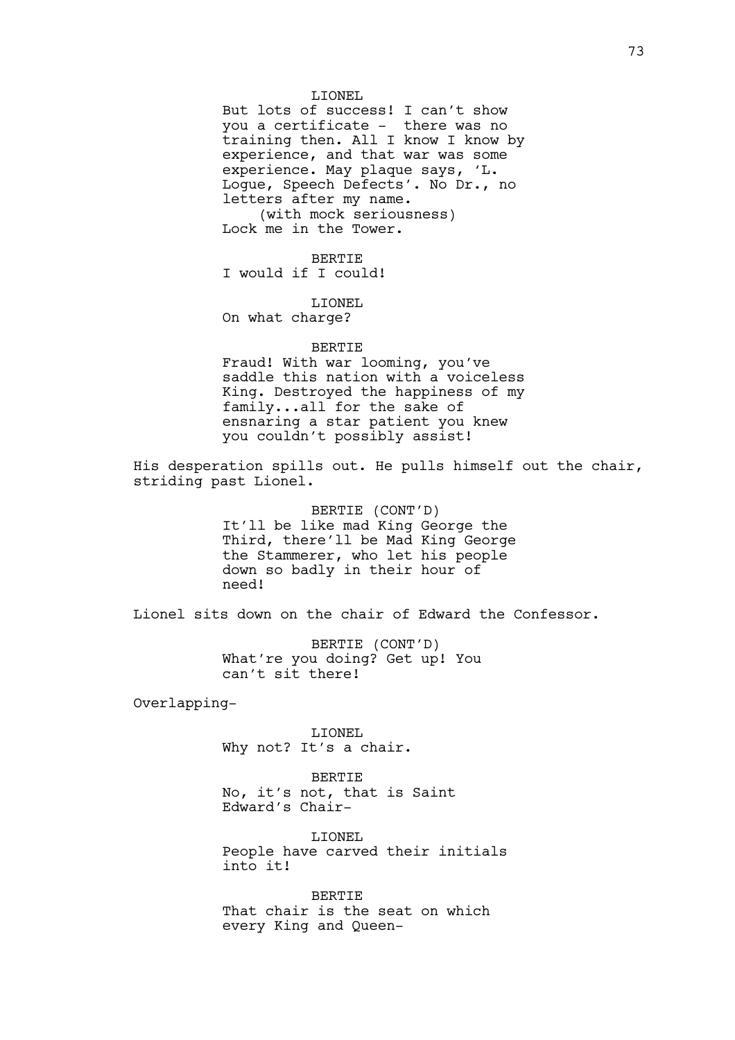LIONEL

But lots of success! I can't show you a certificate - there was no training then. All I know I know by experience, and that war was some experience. May plaque says, 'L. Logue, Speech Defects'. No Dr., no letters after my name.

(with mock seriousness)

Lock me in the Tower.

BERTIE

I would if I could!

LIONEL

On what charge?

BERTIE

Fraud! With war looming, you've saddle this nation with a voiceless King. Destroyed the happiness of my family...all for the sake of ensnaring a star patient you knew you couldn't possibly assist!

His desperation spills out. He pulls himself out the chair, striding past Lionel.

BERTIE (CONT'D)

It'll be like mad King George the Third, there'll be Mad King George the Stammerer, who let his people down so badly in their hour of need!

Lionel sits down on the chair of Edward the Confessor.

BERTIE (CONT'D)

What're you doing? Get up! You can't sit there!

Overlapping-

LIONEL

Why not? It's a chair.

BERTIE

No, it's not, that is Saint Edward's Chair-

LIONEL

People have carved their initials into it!

BERTIE

That chair is the seat on which every King and Queen-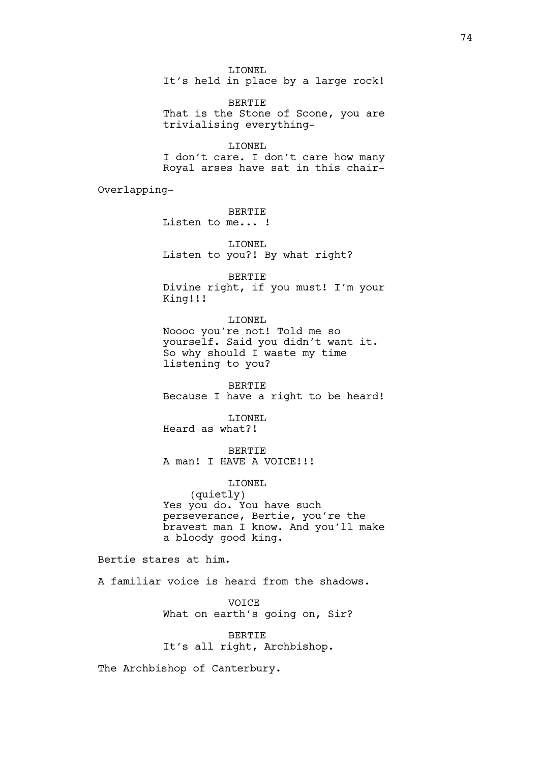LIONEL
It's held in place by a large rock!

BERTIE
That is the Stone of Scone, you are trivialising everything-

LIONEL
I don't care. I don't care how many Royal arses have sat in this chair-

Overlapping-

BERTIE
Listen to me... !

LIONEL
Listen to you?! By what right?

BERTIE
Divine right, if you must! I'm your King!!!

LIONEL
Noooo you're not! Told me so yourself. Said you didn't want it. So why should I waste my time listening to you?

BERTIE
Because I have a right to be heard!

LIONEL
Heard as what?!

BERTIE
A man! I HAVE A VOICE!!!

LIONEL
(quietly)
Yes you do. You have such perseverance, Bertie, you're the bravest man I know. And you'll make a bloody good king.

Bertie stares at him.

A familiar voice is heard from the shadows.

VOICE
What on earth's going on, Sir?

BERTIE
It's all right, Archbishop.

The Archbishop of Canterbury.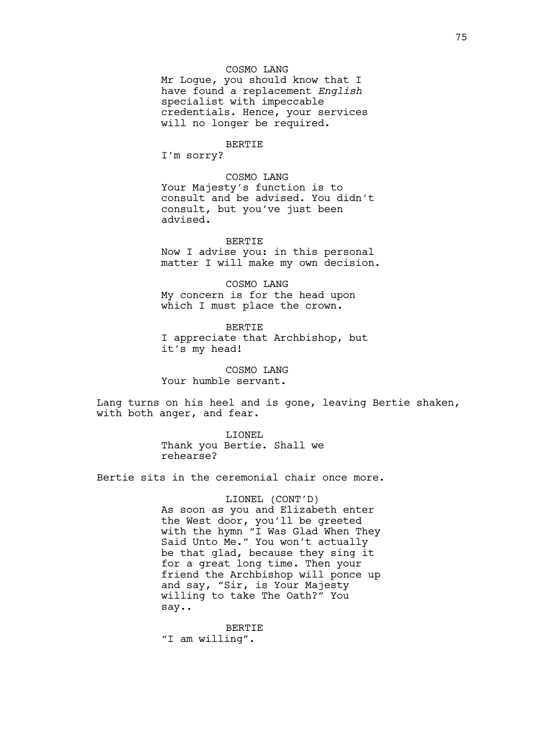COSMO LANG

Mr Logue, you should know that I have found a replacement *English* specialist with impeccable credentials. Hence, your services will no longer be required.

BERTIE

I'm sorry?

COSMO LANG

Your Majesty's function is to consult and be advised. You didn't consult, but you've just been advised.

BERTIE

Now I advise you: in this personal matter I will make my own decision.

COSMO LANG

My concern is for the head upon which I must place the crown.

BERTIE

I appreciate that Archbishop, but it's my head!

COSMO LANG

Your humble servant.

Lang turns on his heel and is gone, leaving Bertie shaken, with both anger, and fear.

LIONEL

Thank you Bertie. Shall we rehearse?

Bertie sits in the ceremonial chair once more.

LIONEL (CONT'D)

As soon as you and Elizabeth enter the West door, you'll be greeted with the hymn "I Was Glad When They Said Unto Me." You won't actually be that glad, because they sing it for a great long time. Then your friend the Archbishop will ponce up and say, "Sir, is Your Majesty willing to take The Oath?" You say..

BERTIE

"I am willing".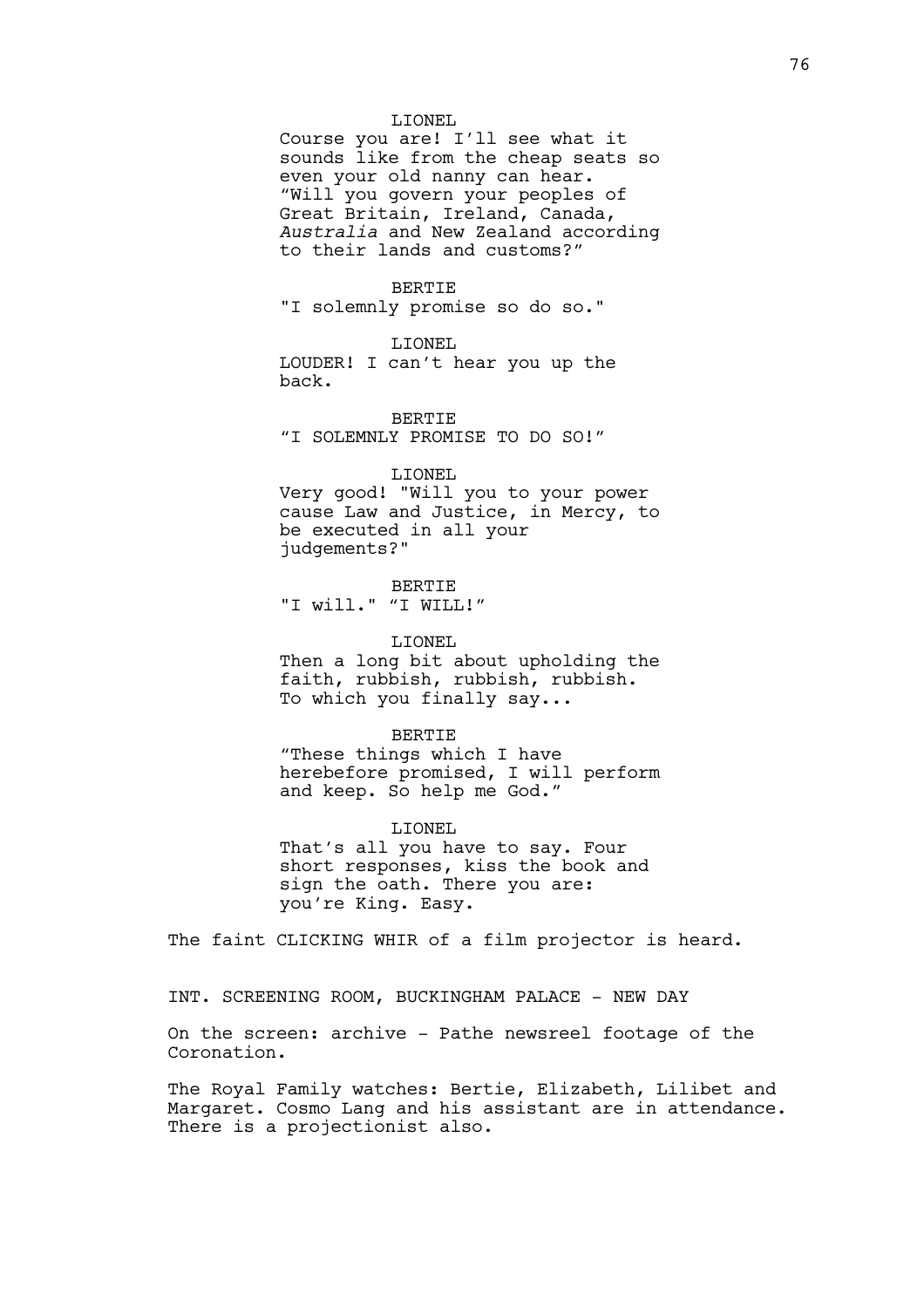LIONEL

Course you are! I'll see what it sounds like from the cheap seats so even your old nanny can hear. "Will you govern your peoples of Great Britain, Ireland, Canada, *Australia* and New Zealand according to their lands and customs?"

BERTIE

"I solemnly promise so do so."

LIONEL

LOUDER! I can't hear you up the back.

BERTIE

"I SOLEMNLY PROMISE TO DO SO!"

LIONEL

Very good! "Will you to your power cause Law and Justice, in Mercy, to be executed in all your judgements?"

BERTIE

"I will." "I WILL!"

LIONEL

Then a long bit about upholding the faith, rubbish, rubbish, rubbish. To which you finally say...

BERTIE

"These things which I have herebefore promised, I will perform and keep. So help me God."

LIONEL

That's all you have to say. Four short responses, kiss the book and sign the oath. There you are: you're King. Easy.

The faint CLICKING WHIR of a film projector is heard.

INT. SCREENING ROOM, BUCKINGHAM PALACE - NEW DAY

On the screen: archive - Pathe newsreel footage of the Coronation.

The Royal Family watches: Bertie, Elizabeth, Lilibet and Margaret. Cosmo Lang and his assistant are in attendance. There is a projectionist also.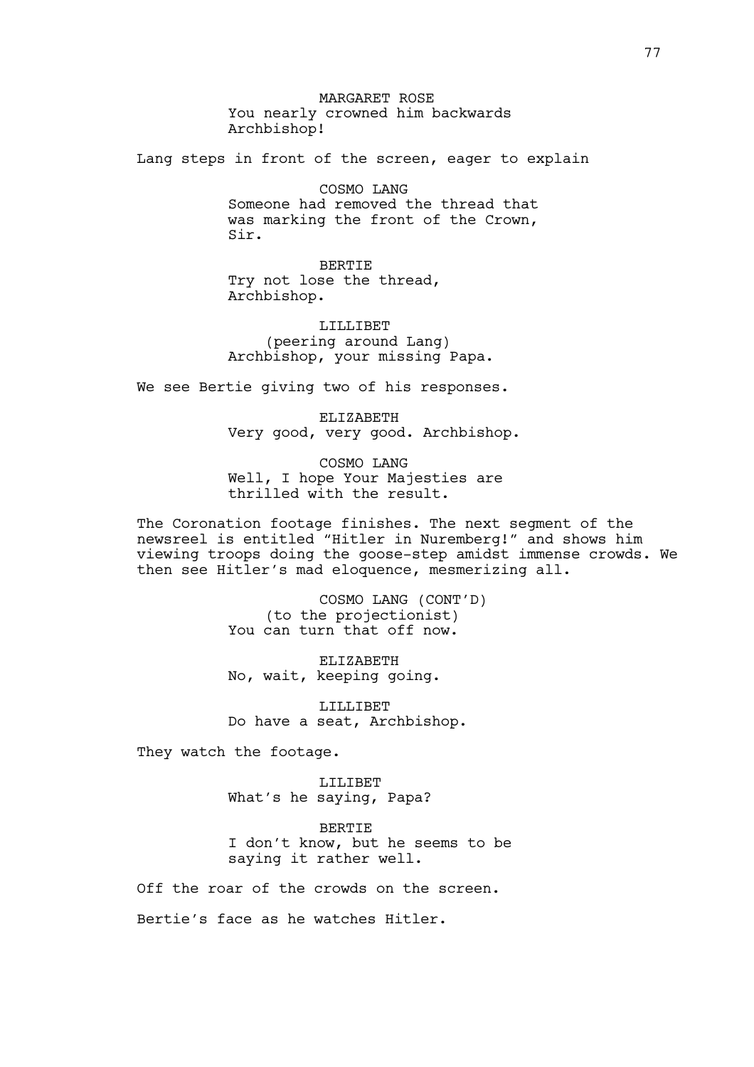MARGARET ROSE
You nearly crowned him backwards Archbishop!

Lang steps in front of the screen, eager to explain

COSMO LANG
Someone had removed the thread that was marking the front of the Crown, Sir.

BERTIE
Try not lose the thread, Archbishop.

LILLIBET
(peering around Lang)
Archbishop, your missing Papa.

We see Bertie giving two of his responses.

ELIZABETH
Very good, very good. Archbishop.

COSMO LANG
Well, I hope Your Majesties are thrilled with the result.

The Coronation footage finishes. The next segment of the newsreel is entitled "Hitler in Nuremberg!" and shows him viewing troops doing the goose-step amidst immense crowds. We then see Hitler's mad eloquence, mesmerizing all.

COSMO LANG (CONT'D)
(to the projectionist)
You can turn that off now.

ELIZABETH
No, wait, keeping going.

LILLIBET
Do have a seat, Archbishop.

They watch the footage.

LILIBET
What's he saying, Papa?

BERTIE
I don't know, but he seems to be saying it rather well.

Off the roar of the crowds on the screen.

Bertie's face as he watches Hitler.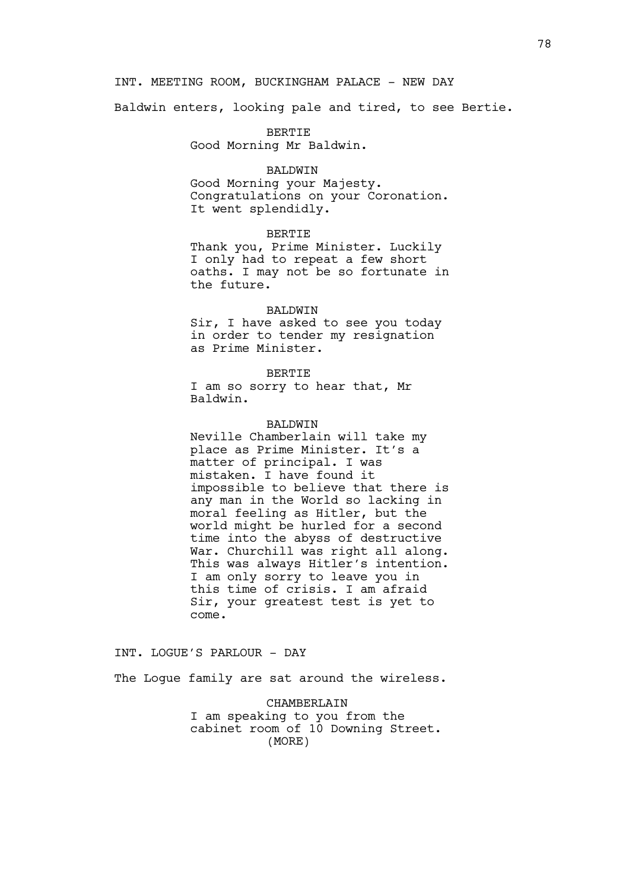INT. MEETING ROOM, BUCKINGHAM PALACE - NEW DAY

Baldwin enters, looking pale and tired, to see Bertie.

BERTIE
Good Morning Mr Baldwin.

BALDWIN
Good Morning your Majesty. Congratulations on your Coronation. It went splendidly.

BERTIE
Thank you, Prime Minister. Luckily I only had to repeat a few short oaths. I may not be so fortunate in the future.

BALDWIN
Sir, I have asked to see you today in order to tender my resignation as Prime Minister.

BERTIE
I am so sorry to hear that, Mr Baldwin.

BALDWIN
Neville Chamberlain will take my place as Prime Minister. It's a matter of principal. I was mistaken. I have found it impossible to believe that there is any man in the World so lacking in moral feeling as Hitler, but the world might be hurled for a second time into the abyss of destructive War. Churchill was right all along. This was always Hitler's intention. I am only sorry to leave you in this time of crisis. I am afraid Sir, your greatest test is yet to come.

INT. LOGUE'S PARLOUR - DAY

The Logue family are sat around the wireless.

CHAMBERLAIN
I am speaking to you from the cabinet room of 10 Downing Street.
(MORE)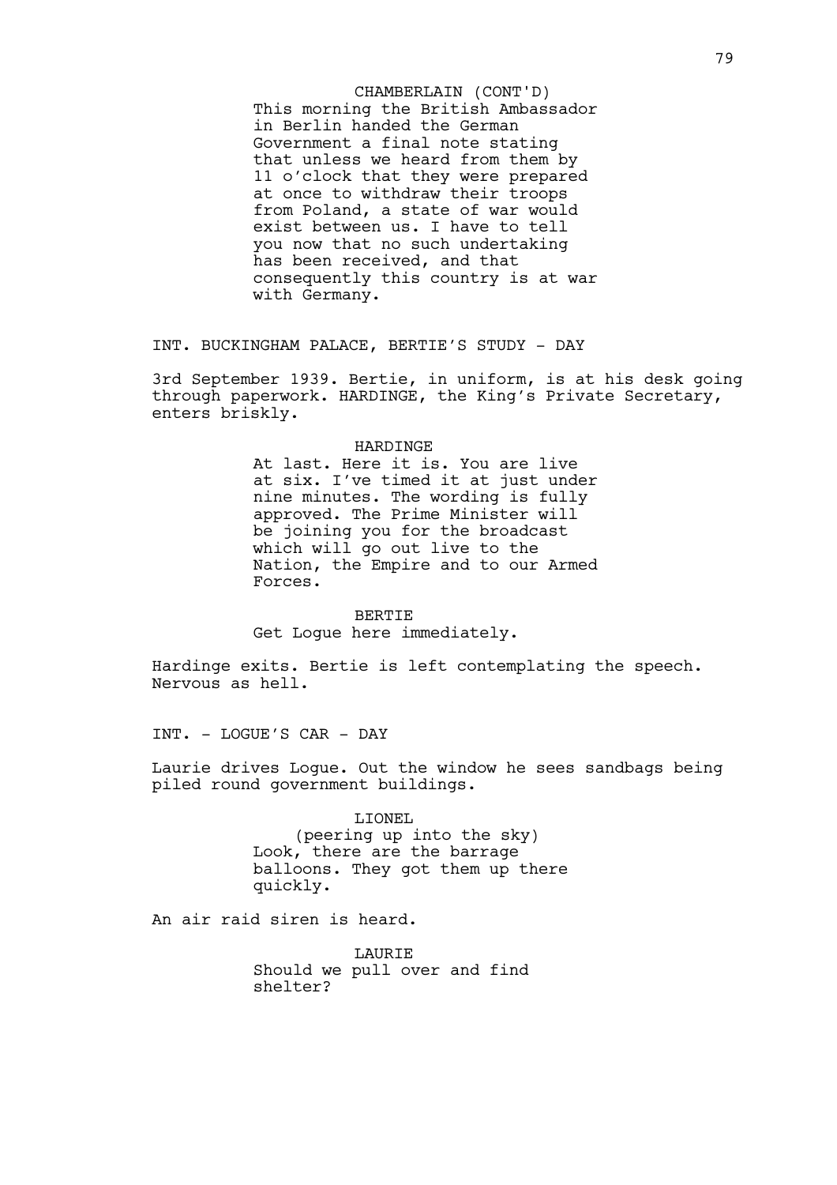CHAMBERLAIN (CONT'D)
This morning the British Ambassador in Berlin handed the German Government a final note stating that unless we heard from them by 11 o'clock that they were prepared at once to withdraw their troops from Poland, a state of war would exist between us. I have to tell you now that no such undertaking has been received, and that consequently this country is at war with Germany.

INT. BUCKINGHAM PALACE, BERTIE'S STUDY - DAY

3rd September 1939. Bertie, in uniform, is at his desk going through paperwork. HARDINGE, the King's Private Secretary, enters briskly.

HARDINGE
At last. Here it is. You are live at six. I've timed it at just under nine minutes. The wording is fully approved. The Prime Minister will be joining you for the broadcast which will go out live to the Nation, the Empire and to our Armed Forces.

BERTIE
Get Logue here immediately.

Hardinge exits. Bertie is left contemplating the speech. Nervous as hell.

INT. - LOGUE'S CAR - DAY

Laurie drives Logue. Out the window he sees sandbags being piled round government buildings.

LIONEL
(peering up into the sky)
Look, there are the barrage balloons. They got them up there quickly.

An air raid siren is heard.

LAURIE
Should we pull over and find shelter?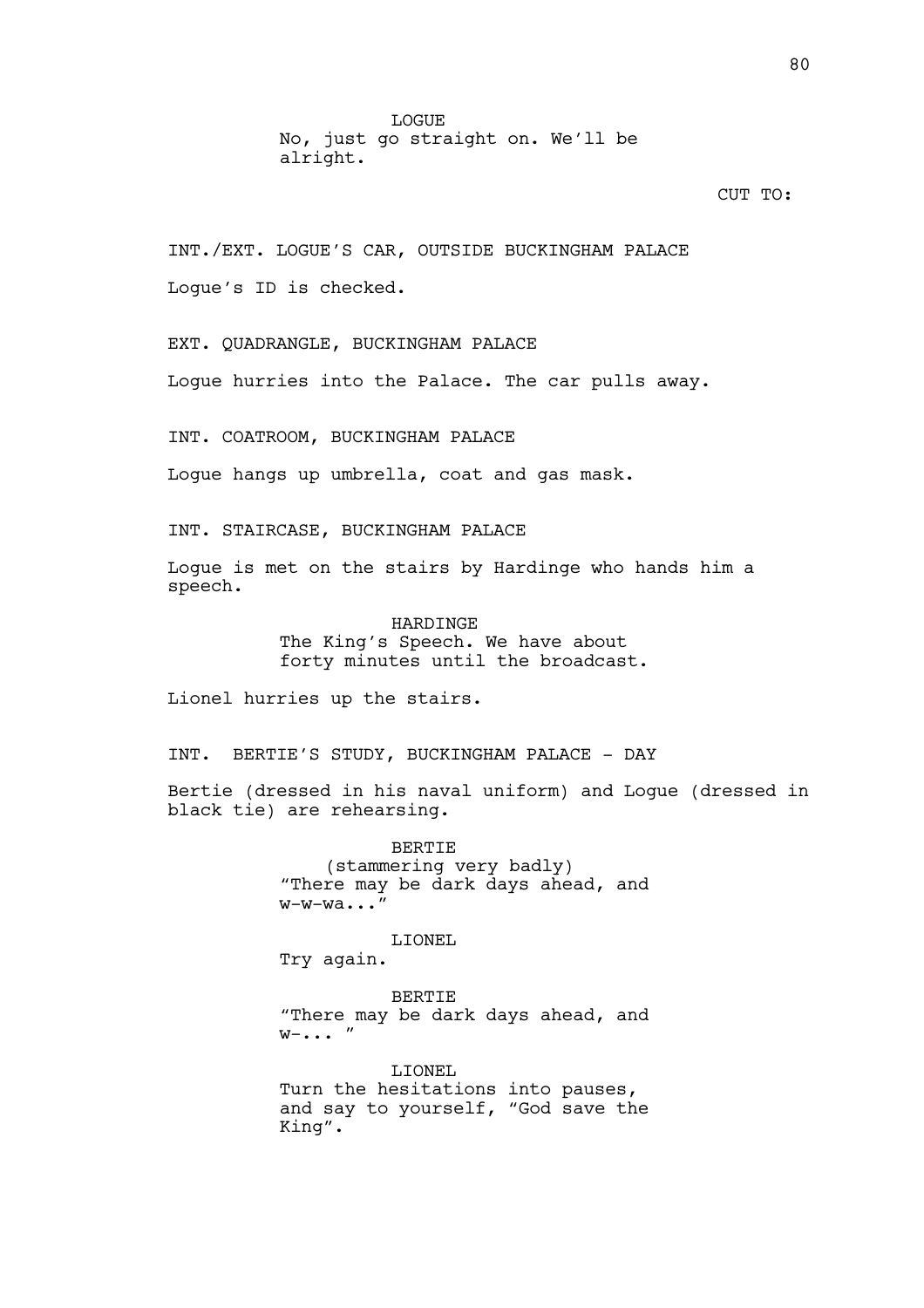LOGUE
No, just go straight on. We'll be alright.

CUT TO:

INT./EXT. LOGUE'S CAR, OUTSIDE BUCKINGHAM PALACE

Logue's ID is checked.

EXT. QUADRANGLE, BUCKINGHAM PALACE

Logue hurries into the Palace. The car pulls away.

INT. COATROOM, BUCKINGHAM PALACE

Logue hangs up umbrella, coat and gas mask.

INT. STAIRCASE, BUCKINGHAM PALACE

Logue is met on the stairs by Hardinge who hands him a speech.

HARDINGE
The King's Speech. We have about forty minutes until the broadcast.

Lionel hurries up the stairs.

INT. BERTIE'S STUDY, BUCKINGHAM PALACE - DAY

Bertie (dressed in his naval uniform) and Logue (dressed in black tie) are rehearsing.

BERTIE
(stammering very badly)
"There may be dark days ahead, and w-w-wa..."

LIONEL
Try again.

BERTIE
"There may be dark days ahead, and w-... "

LIONEL
Turn the hesitations into pauses, and say to yourself, "God save the King".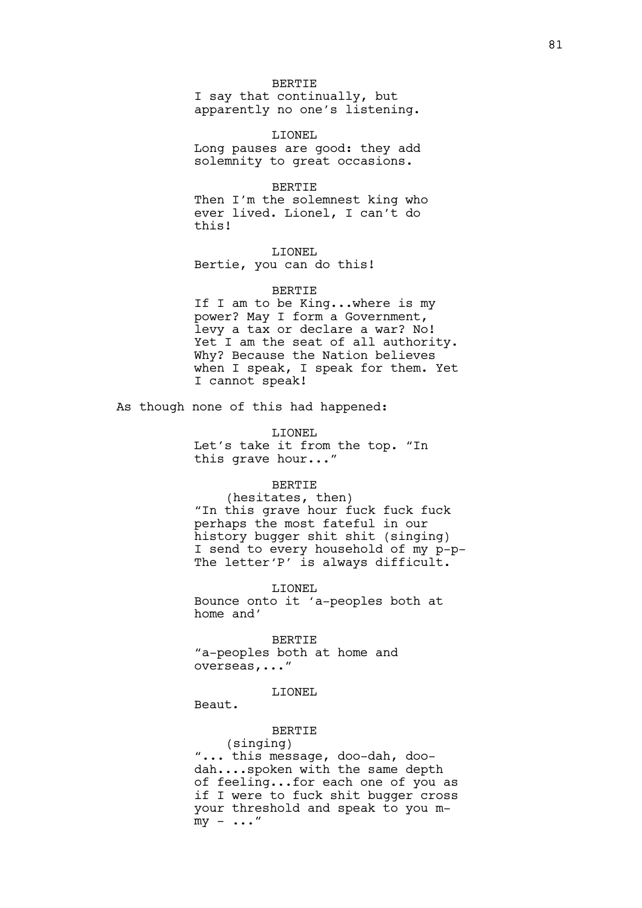BERTIE
I say that continually, but apparently no one's listening.

LIONEL
Long pauses are good: they add solemnity to great occasions.

BERTIE
Then I'm the solemnest king who ever lived. Lionel, I can't do this!

LIONEL
Bertie, you can do this!

BERTIE
If I am to be King...where is my power? May I form a Government, levy a tax or declare a war? No! Yet I am the seat of all authority. Why? Because the Nation believes when I speak, I speak for them. Yet I cannot speak!

As though none of this had happened:

LIONEL
Let's take it from the top. "In this grave hour..."

BERTIE
(hesitates, then)
"In this grave hour fuck fuck fuck perhaps the most fateful in our history bugger shit shit (singing) I send to every household of my p-p-
The letter'P' is always difficult.

LIONEL
Bounce onto it 'a-peoples both at home and'

BERTIE
"a-peoples both at home and overseas,..."

LIONEL
Beaut.

BERTIE
(singing)
"... this message, doo-dah, doo-dah....spoken with the same depth of feeling...for each one of you as if I were to fuck shit bugger cross your threshold and speak to you m-my - ..."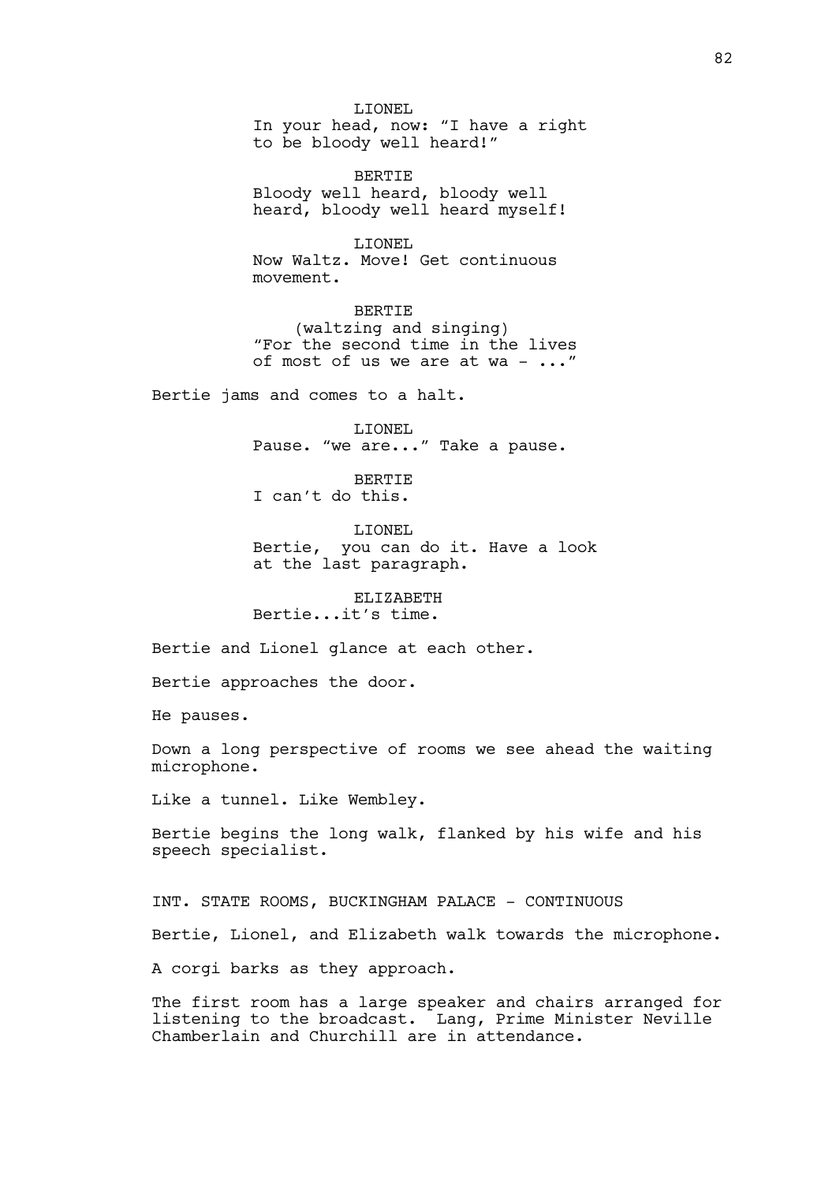LIONEL
In your head, now: "I have a right to be bloody well heard!"

BERTIE
Bloody well heard, bloody well heard, bloody well heard myself!

LIONEL
Now Waltz. Move! Get continuous movement.

BERTIE
(waltzing and singing)
"For the second time in the lives of most of us we are at wa - ..."

Bertie jams and comes to a halt.

LIONEL
Pause. "we are..." Take a pause.

BERTIE
I can't do this.

LIONEL
Bertie, you can do it. Have a look at the last paragraph.

ELIZABETH
Bertie...it's time.

Bertie and Lionel glance at each other.

Bertie approaches the door.

He pauses.

Down a long perspective of rooms we see ahead the waiting microphone.

Like a tunnel. Like Wembley.

Bertie begins the long walk, flanked by his wife and his speech specialist.

INT. STATE ROOMS, BUCKINGHAM PALACE - CONTINUOUS

Bertie, Lionel, and Elizabeth walk towards the microphone.

A corgi barks as they approach.

The first room has a large speaker and chairs arranged for listening to the broadcast. Lang, Prime Minister Neville Chamberlain and Churchill are in attendance.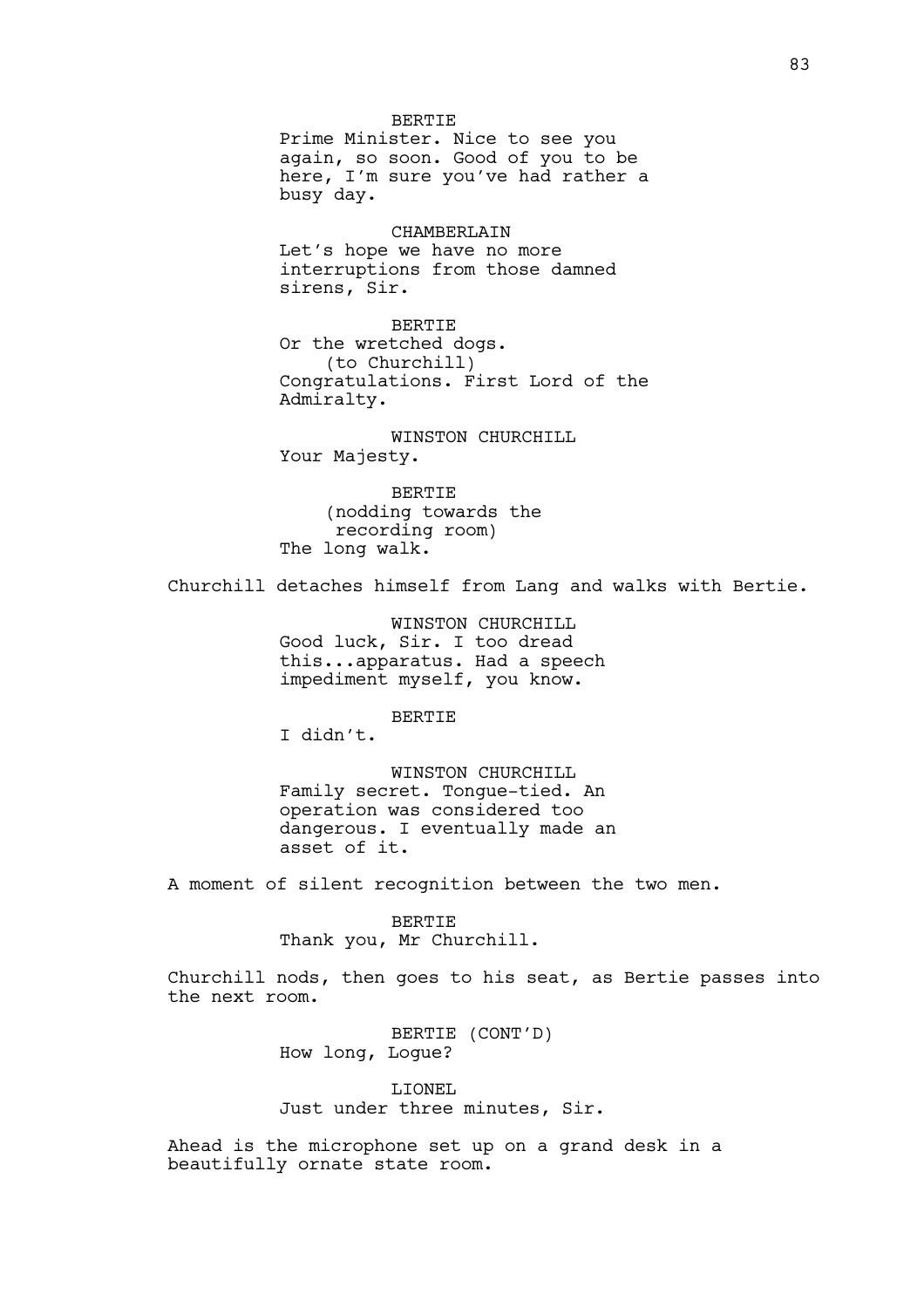BERTIE
Prime Minister. Nice to see you again, so soon. Good of you to be here, I'm sure you've had rather a busy day.

CHAMBERLAIN
Let's hope we have no more interruptions from those damned sirens, Sir.

BERTIE
Or the wretched dogs.
(to Churchill)
Congratulations. First Lord of the Admiralty.

WINSTON CHURCHILL
Your Majesty.

BERTIE
(nodding towards the recording room)
The long walk.

Churchill detaches himself from Lang and walks with Bertie.

WINSTON CHURCHILL
Good luck, Sir. I too dread this...apparatus. Had a speech impediment myself, you know.

BERTIE
I didn't.

WINSTON CHURCHILL
Family secret. Tongue-tied. An operation was considered too dangerous. I eventually made an asset of it.

A moment of silent recognition between the two men.

BERTIE
Thank you, Mr Churchill.

Churchill nods, then goes to his seat, as Bertie passes into the next room.

BERTIE (CONT'D)
How long, Logue?

LIONEL
Just under three minutes, Sir.

Ahead is the microphone set up on a grand desk in a beautifully ornate state room.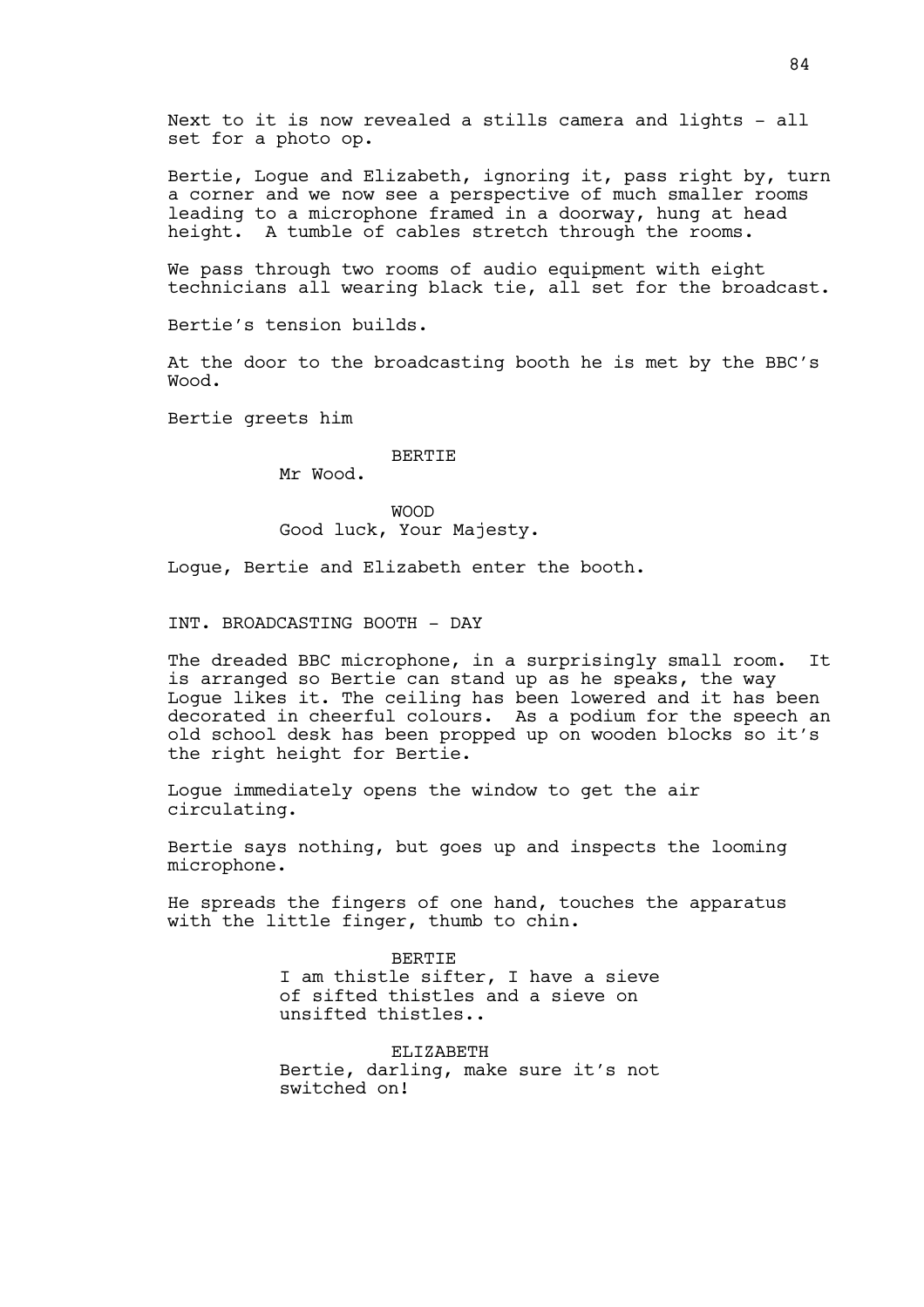Next to it is now revealed a stills camera and lights - all set for a photo op.

Bertie, Logue and Elizabeth, ignoring it, pass right by, turn a corner and we now see a perspective of much smaller rooms leading to a microphone framed in a doorway, hung at head height. A tumble of cables stretch through the rooms.

We pass through two rooms of audio equipment with eight technicians all wearing black tie, all set for the broadcast.

Bertie's tension builds.

At the door to the broadcasting booth he is met by the BBC's Wood.

Bertie greets him

BERTIE
Mr Wood.

WOOD
Good luck, Your Majesty.

Logue, Bertie and Elizabeth enter the booth.

INT. BROADCASTING BOOTH - DAY

The dreaded BBC microphone, in a surprisingly small room. It is arranged so Bertie can stand up as he speaks, the way Logue likes it. The ceiling has been lowered and it has been decorated in cheerful colours. As a podium for the speech an old school desk has been propped up on wooden blocks so it's the right height for Bertie.

Logue immediately opens the window to get the air circulating.

Bertie says nothing, but goes up and inspects the looming microphone.

He spreads the fingers of one hand, touches the apparatus with the little finger, thumb to chin.

BERTIE
I am thistle sifter, I have a sieve of sifted thistles and a sieve on unsifted thistles..

ELIZABETH
Bertie, darling, make sure it's not switched on!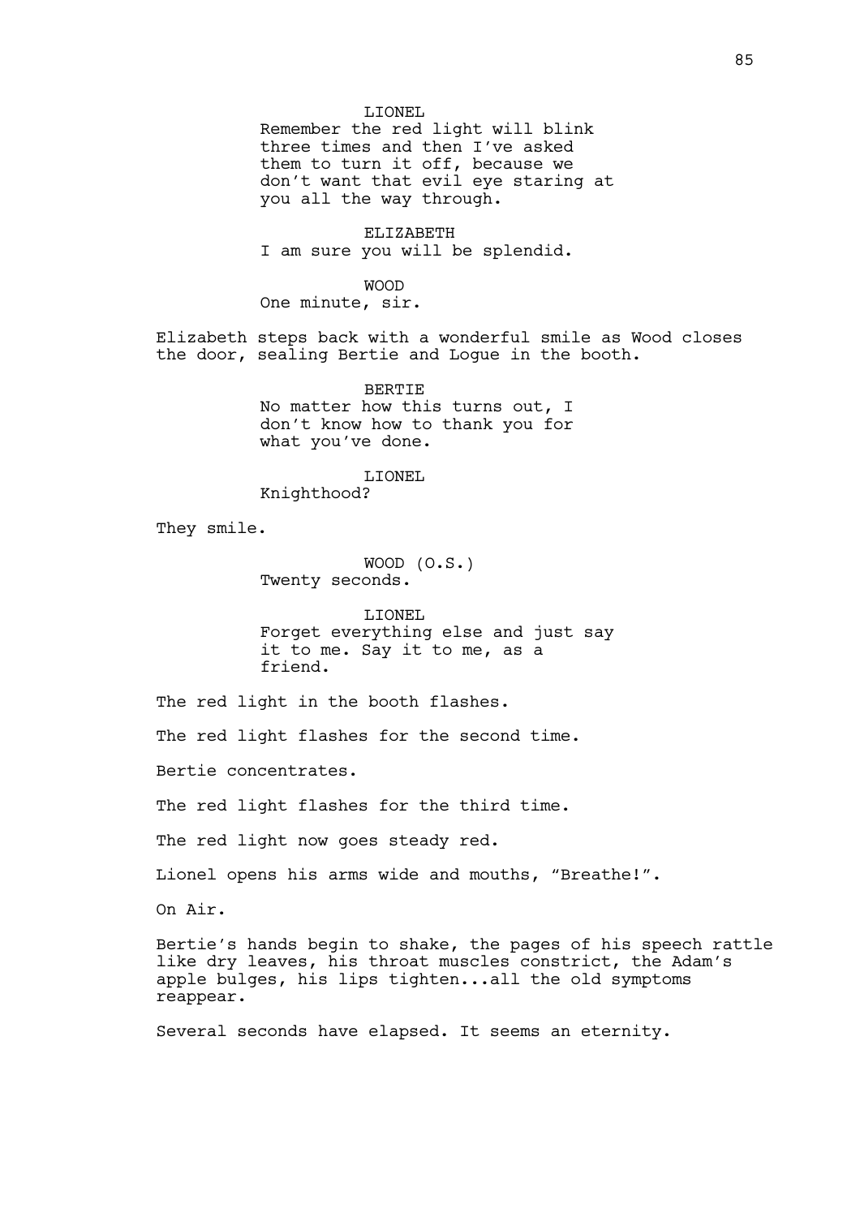LIONEL
Remember the red light will blink three times and then I've asked them to turn it off, because we don't want that evil eye staring at you all the way through.

ELIZABETH
I am sure you will be splendid.

WOOD
One minute, sir.

Elizabeth steps back with a wonderful smile as Wood closes the door, sealing Bertie and Logue in the booth.

BERTIE
No matter how this turns out, I don't know how to thank you for what you've done.

LIONEL
Knighthood?

They smile.

WOOD (O.S.)
Twenty seconds.

LIONEL
Forget everything else and just say it to me. Say it to me, as a friend.

The red light in the booth flashes.

The red light flashes for the second time.

Bertie concentrates.

The red light flashes for the third time.

The red light now goes steady red.

Lionel opens his arms wide and mouths, "Breathe!".

On Air.

Bertie's hands begin to shake, the pages of his speech rattle like dry leaves, his throat muscles constrict, the Adam's apple bulges, his lips tighten...all the old symptoms reappear.

Several seconds have elapsed. It seems an eternity.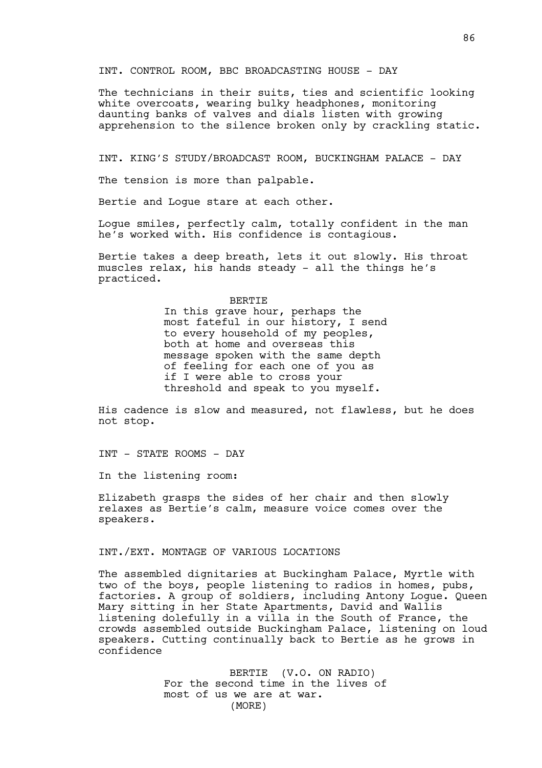INT. CONTROL ROOM, BBC BROADCASTING HOUSE - DAY

The technicians in their suits, ties and scientific looking white overcoats, wearing bulky headphones, monitoring daunting banks of valves and dials listen with growing apprehension to the silence broken only by crackling static.

INT. KING'S STUDY/BROADCAST ROOM, BUCKINGHAM PALACE - DAY

The tension is more than palpable.

Bertie and Logue stare at each other.

Logue smiles, perfectly calm, totally confident in the man he's worked with. His confidence is contagious.

Bertie takes a deep breath, lets it out slowly. His throat muscles relax, his hands steady - all the things he's practiced.

BERTIE
In this grave hour, perhaps the most fateful in our history, I send to every household of my peoples, both at home and overseas this message spoken with the same depth of feeling for each one of you as if I were able to cross your threshold and speak to you myself.

His cadence is slow and measured, not flawless, but he does not stop.

INT - STATE ROOMS - DAY

In the listening room:

Elizabeth grasps the sides of her chair and then slowly relaxes as Bertie's calm, measure voice comes over the speakers.

INT./EXT. MONTAGE OF VARIOUS LOCATIONS

The assembled dignitaries at Buckingham Palace, Myrtle with two of the boys, people listening to radios in homes, pubs, factories. A group of soldiers, including Antony Logue. Queen Mary sitting in her State Apartments, David and Wallis listening dolefully in a villa in the South of France, the crowds assembled outside Buckingham Palace, listening on loud speakers. Cutting continually back to Bertie as he grows in confidence

BERTIE (V.O. ON RADIO)
For the second time in the lives of most of us we are at war.
(MORE)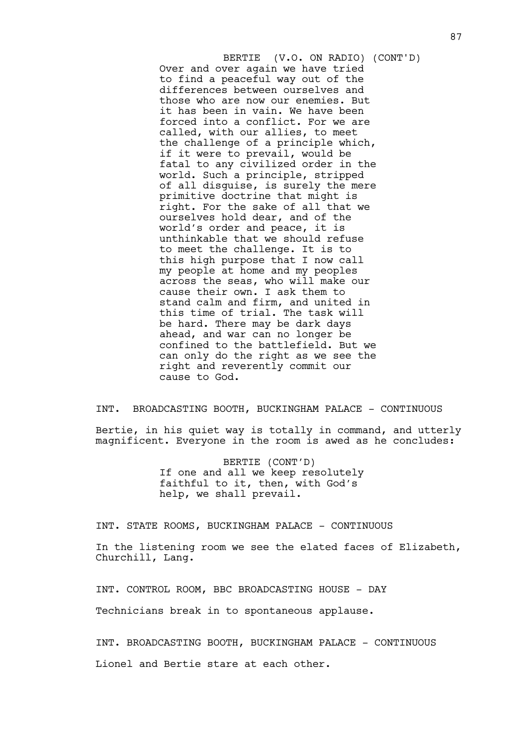BERTIE (V.O. ON RADIO) (CONT'D)

Over and over again we have tried to find a peaceful way out of the differences between ourselves and those who are now our enemies. But it has been in vain. We have been forced into a conflict. For we are called, with our allies, to meet the challenge of a principle which, if it were to prevail, would be fatal to any civilized order in the world. Such a principle, stripped of all disguise, is surely the mere primitive doctrine that might is right. For the sake of all that we ourselves hold dear, and of the world's order and peace, it is unthinkable that we should refuse to meet the challenge. It is to this high purpose that I now call my people at home and my peoples across the seas, who will make our cause their own. I ask them to stand calm and firm, and united in this time of trial. The task will be hard. There may be dark days ahead, and war can no longer be confined to the battlefield. But we can only do the right as we see the right and reverently commit our cause to God.

INT. BROADCASTING BOOTH, BUCKINGHAM PALACE - CONTINUOUS

Bertie, in his quiet way is totally in command, and utterly magnificent. Everyone in the room is awed as he concludes:

BERTIE (CONT'D)

If one and all we keep resolutely faithful to it, then, with God's help, we shall prevail.

INT. STATE ROOMS, BUCKINGHAM PALACE - CONTINUOUS

In the listening room we see the elated faces of Elizabeth, Churchill, Lang.

INT. CONTROL ROOM, BBC BROADCASTING HOUSE - DAY

Technicians break in to spontaneous applause.

INT. BROADCASTING BOOTH, BUCKINGHAM PALACE - CONTINUOUS

Lionel and Bertie stare at each other.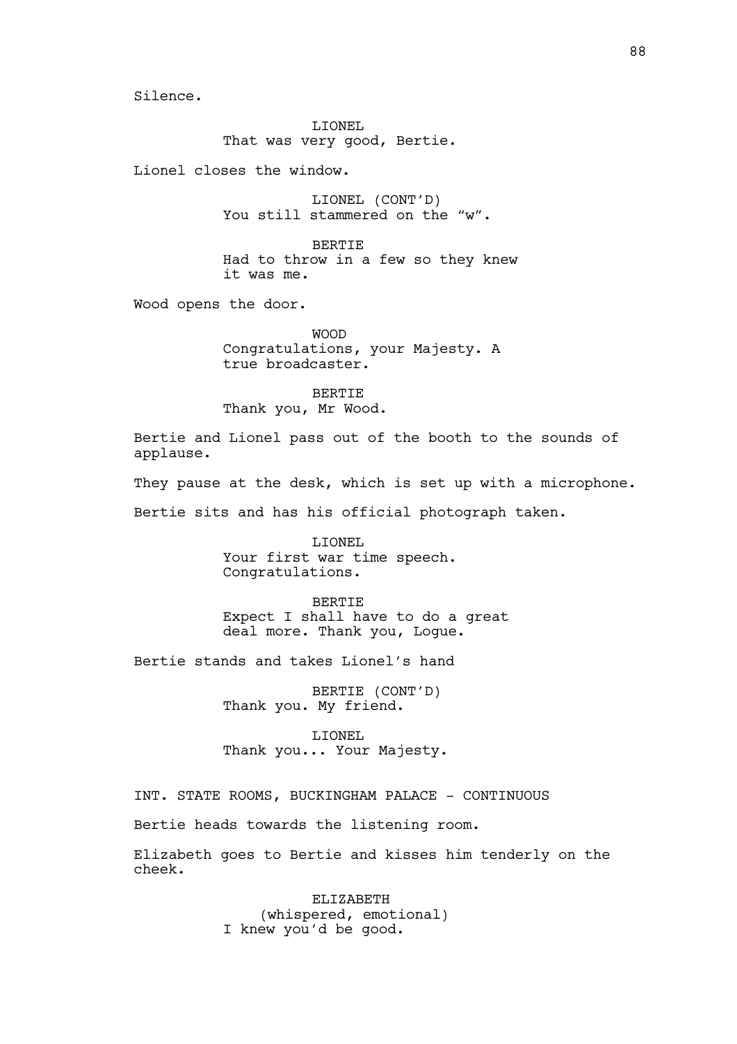Silence.

LIONEL
That was very good, Bertie.

Lionel closes the window.

LIONEL (CONT'D)
You still stammered on the "w".

BERTIE
Had to throw in a few so they knew it was me.

Wood opens the door.

WOOD
Congratulations, your Majesty. A true broadcaster.

BERTIE
Thank you, Mr Wood.

Bertie and Lionel pass out of the booth to the sounds of applause.

They pause at the desk, which is set up with a microphone.

Bertie sits and has his official photograph taken.

LIONEL
Your first war time speech. Congratulations.

BERTIE
Expect I shall have to do a great deal more. Thank you, Logue.

Bertie stands and takes Lionel's hand

BERTIE (CONT'D)
Thank you. My friend.

LIONEL
Thank you... Your Majesty.

INT. STATE ROOMS, BUCKINGHAM PALACE - CONTINUOUS

Bertie heads towards the listening room.

Elizabeth goes to Bertie and kisses him tenderly on the cheek.

ELIZABETH
(whispered, emotional)
I knew you'd be good.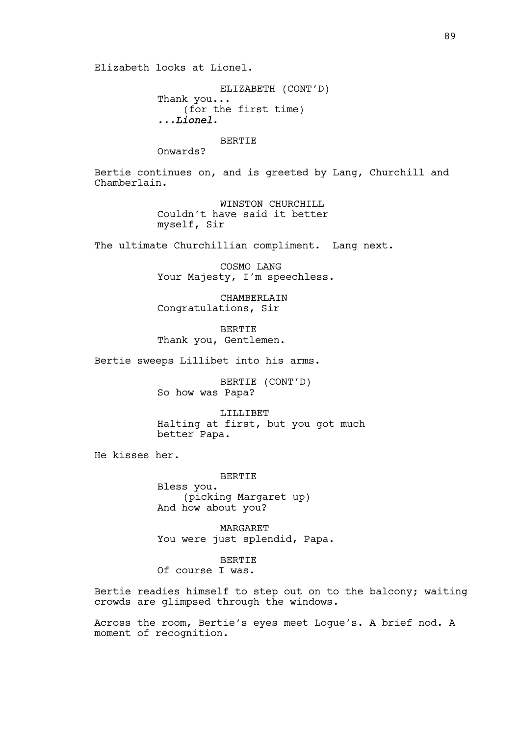Elizabeth looks at Lionel.

ELIZABETH (CONT'D)
Thank you...
(for the first time)
*...Lionel.*

BERTIE
Onwards?

Bertie continues on, and is greeted by Lang, Churchill and Chamberlain.

WINSTON CHURCHILL
Couldn't have said it better myself, Sir

The ultimate Churchillian compliment. Lang next.

COSMO LANG
Your Majesty, I'm speechless.

CHAMBERLAIN
Congratulations, Sir

BERTIE
Thank you, Gentlemen.

Bertie sweeps Lillibet into his arms.

BERTIE (CONT'D)
So how was Papa?

LILLIBET
Halting at first, but you got much better Papa.

He kisses her.

BERTIE
Bless you.
(picking Margaret up)
And how about you?

MARGARET
You were just splendid, Papa.

BERTIE
Of course I was.

Bertie readies himself to step out on to the balcony; waiting crowds are glimpsed through the windows.

Across the room, Bertie's eyes meet Logue's. A brief nod. A moment of recognition.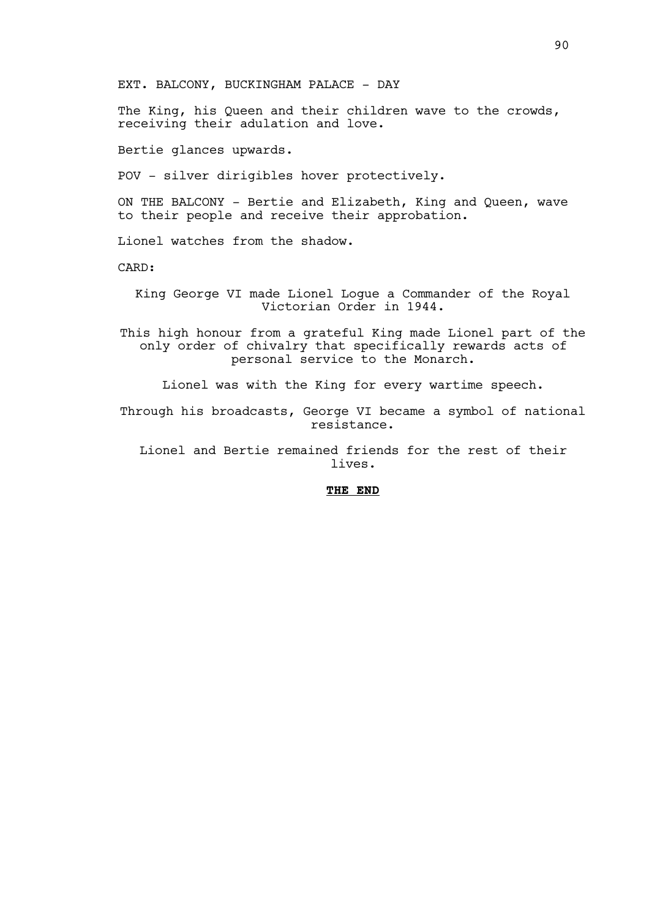EXT. BALCONY, BUCKINGHAM PALACE - DAY

The King, his Queen and their children wave to the crowds, receiving their adulation and love.

Bertie glances upwards.

POV - silver dirigibles hover protectively.

ON THE BALCONY - Bertie and Elizabeth, King and Queen, wave to their people and receive their approbation.

Lionel watches from the shadow.

CARD:

King George VI made Lionel Logue a Commander of the Royal Victorian Order in 1944.

This high honour from a grateful King made Lionel part of the only order of chivalry that specifically rewards acts of personal service to the Monarch.

Lionel was with the King for every wartime speech.

Through his broadcasts, George VI became a symbol of national resistance.

Lionel and Bertie remained friends for the rest of their lives.

**THE END**